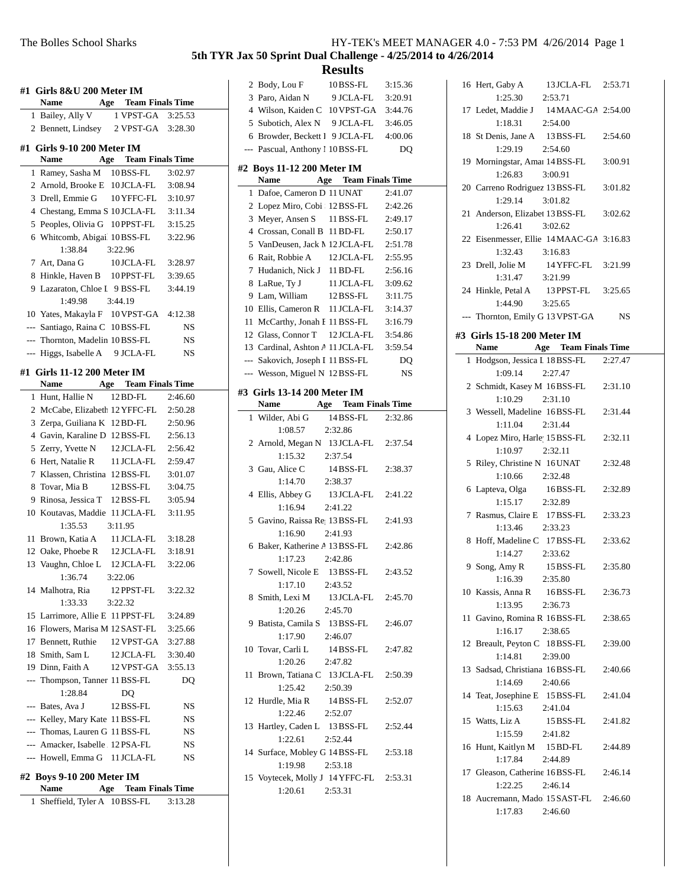The Bolles School Sharks

HY-TEK's MEET MANAGER 4.0 - 7:53 PM 4/26/2014

# 5th TYR Jax 50 Sprint Dual Challenge - 4/25/2014 to 4/26/2014

## Results

### #1 Girls 8&U 200 Meter IM

| | Name | Age | Team | Finals Time |
|---|---|---|---|---|
| 1 | Bailey, Ally V | 1 | VPST-GA | 3:25.53 |
| 2 | Bennett, Lindsey | 2 | VPST-GA | 3:28.30 |

### #1 Girls 9-10 200 Meter IM

| | Name | Age | Team | Finals Time |
|---|---|---|---|---|
| 1 | Ramey, Sasha M | 10 | BSS-FL | 3:02.97 |
| 2 | Arnold, Brooke E | 10 | JCLA-FL | 3:08.94 |
| 3 | Drell, Emmie G | 10 | YFFC-FL | 3:10.97 |
| 4 | Chestang, Emma S | 10 | JCLA-FL | 3:11.34 |
| 5 | Peoples, Olivia G | 10 | PPST-FL | 3:15.25 |
| 6 | Whitcomb, Abigai | 10 | BSS-FL | 3:22.96 |
| | 1:38.84 | 3:22.96 | | |
| 7 | Art, Dana G | 10 | JCLA-FL | 3:28.97 |
| 8 | Hinkle, Haven B | 10 | PPST-FL | 3:39.65 |
| 9 | Lazaraton, Chloe I | 9 | BSS-FL | 3:44.19 |
| | 1:49.98 | 3:44.19 | | |
| 10 | Yates, Makayla F | 10 | VPST-GA | 4:12.38 |
| --- | Santiago, Raina C | 10 | BSS-FL | NS |
| --- | Thornton, Madelin | 10 | BSS-FL | NS |
| --- | Higgs, Isabelle A | 9 | JCLA-FL | NS |

### #1 Girls 11-12 200 Meter IM

| | Name | Age | Team | Finals Time |
|---|---|---|---|---|
| 1 | Hunt, Hallie N | 12 | BD-FL | 2:46.60 |
| 2 | McCabe, Elizabeth | 12 | YFFC-FL | 2:50.28 |
| 3 | Zerpa, Guiliana K | 12 | BD-FL | 2:50.96 |
| 4 | Gavin, Karaline D | 12 | BSS-FL | 2:56.13 |
| 5 | Zerry, Yvette N | 12 | JCLA-FL | 2:56.42 |
| 6 | Hert, Natalie R | 11 | JCLA-FL | 2:59.47 |
| 7 | Klassen, Christina | 12 | BSS-FL | 3:01.07 |
| 8 | Tovar, Mia B | 12 | BSS-FL | 3:04.75 |
| 9 | Rinosa, Jessica T | 12 | BSS-FL | 3:05.94 |
| 10 | Koutavas, Maddie | 11 | JCLA-FL | 3:11.95 |
| | 1:35.53 | 3:11.95 | | |
| 11 | Brown, Katia A | 11 | JCLA-FL | 3:18.28 |
| 12 | Oake, Phoebe R | 12 | JCLA-FL | 3:18.91 |
| 13 | Vaughn, Chloe L | 12 | JCLA-FL | 3:22.06 |
| | 1:36.74 | 3:22.06 | | |
| 14 | Malhotra, Ria | 12 | PPST-FL | 3:22.32 |
| | 1:33.33 | 3:22.32 | | |
| 15 | Larrimore, Allie E | 11 | PPST-FL | 3:24.89 |
| 16 | Flowers, Marisa M | 12 | SAST-FL | 3:25.66 |
| 17 | Bennett, Ruthie | 12 | VPST-GA | 3:27.88 |
| 18 | Smith, Sam L | 12 | JCLA-FL | 3:30.40 |
| 19 | Dinn, Faith A | 12 | VPST-GA | 3:55.13 |
| --- | Thompson, Tanner | 11 | BSS-FL | DQ |
| | 1:28.84 | DQ | | |
| --- | Bates, Ava J | 12 | BSS-FL | NS |
| --- | Kelley, Mary Kate | 11 | BSS-FL | NS |
| --- | Thomas, Lauren G | 11 | BSS-FL | NS |
| --- | Amacker, Isabelle | 12 | PSA-FL | NS |
| --- | Howell, Emma G | 11 | JCLA-FL | NS |

### #2 Boys 9-10 200 Meter IM

| | Name | Age | Team | Finals Time |
|---|---|---|---|---|
| 1 | Sheffield, Tyler A | 10 | BSS-FL | 3:13.28 |
| 2 | Body, Lou F | 10 | BSS-FL | 3:15.36 |
| 3 | Paro, Aidan N | 9 | JCLA-FL | 3:20.91 |
| 4 | Wilson, Kaiden C | 10 | VPST-GA | 3:44.76 |
| 5 | Subotich, Alex N | 9 | JCLA-FL | 3:46.05 |
| 6 | Browder, Beckett I | 9 | JCLA-FL | 4:00.06 |
| --- | Pascual, Anthony I | 10 | BSS-FL | DQ |

### #2 Boys 11-12 200 Meter IM

| | Name | Age | Team | Finals Time |
|---|---|---|---|---|
| 1 | Dafoe, Cameron D | 11 | UNAT | 2:41.07 |
| 2 | Lopez Miro, Cobi | 12 | BSS-FL | 2:42.26 |
| 3 | Meyer, Ansen S | 11 | BSS-FL | 2:49.17 |
| 4 | Crossan, Conall B | 11 | BD-FL | 2:50.17 |
| 5 | VanDeusen, Jack M | 12 | JCLA-FL | 2:51.78 |
| 6 | Rait, Robbie A | 12 | JCLA-FL | 2:55.95 |
| 7 | Hudanich, Nick J | 11 | BD-FL | 2:56.16 |
| 8 | LaRue, Ty J | 11 | JCLA-FL | 3:09.62 |
| 9 | Lam, William | 12 | BSS-FL | 3:11.75 |
| 10 | Ellis, Cameron R | 11 | JCLA-FL | 3:14.37 |
| 11 | McCarthy, Jonah E | 11 | BSS-FL | 3:16.79 |
| 12 | Glass, Connor T | 12 | JCLA-FL | 3:54.86 |
| 13 | Cardinal, Ashton A | 11 | JCLA-FL | 3:59.54 |
| --- | Sakovich, Joseph I | 11 | BSS-FL | DQ |
| --- | Wesson, Miguel N | 12 | BSS-FL | NS |

### #3 Girls 13-14 200 Meter IM

| | Name | Age | Team | Finals Time |
|---|---|---|---|---|
| 1 | Wilder, Abi G | 14 | BSS-FL | 2:32.86 |
| | 1:08.57 | 2:32.86 | | |
| 2 | Arnold, Megan N | 13 | JCLA-FL | 2:37.54 |
| | 1:15.32 | 2:37.54 | | |
| 3 | Gau, Alice C | 14 | BSS-FL | 2:38.37 |
| | 1:14.70 | 2:38.37 | | |
| 4 | Ellis, Abbey G | 13 | JCLA-FL | 2:41.22 |
| | 1:16.94 | 2:41.22 | | |
| 5 | Gavino, Raissa Re | 13 | BSS-FL | 2:41.93 |
| | 1:16.90 | 2:41.93 | | |
| 6 | Baker, Katherine A | 13 | BSS-FL | 2:42.86 |
| | 1:17.23 | 2:42.86 | | |
| 7 | Sowell, Nicole E | 13 | BSS-FL | 2:43.52 |
| | 1:17.10 | 2:43.52 | | |
| 8 | Smith, Lexi M | 13 | JCLA-FL | 2:45.70 |
| | 1:20.26 | 2:45.70 | | |
| 9 | Batista, Camila S | 13 | BSS-FL | 2:46.07 |
| | 1:17.90 | 2:46.07 | | |
| 10 | Tovar, Carli L | 14 | BSS-FL | 2:47.82 |
| | 1:20.26 | 2:47.82 | | |
| 11 | Brown, Tatiana C | 13 | JCLA-FL | 2:50.39 |
| | 1:25.42 | 2:50.39 | | |
| 12 | Hurdle, Mia R | 14 | BSS-FL | 2:52.07 |
| | 1:22.46 | 2:52.07 | | |
| 13 | Hartley, Caden L | 13 | BSS-FL | 2:52.44 |
| | 1:22.61 | 2:52.44 | | |
| 14 | Surface, Mobley G | 14 | BSS-FL | 2:53.18 |
| | 1:19.98 | 2:53.18 | | |
| 15 | Voytecek, Molly J | 14 | YFFC-FL | 2:53.31 |
| | 1:20.61 | 2:53.31 | | |
| 16 | Hert, Gaby A | 13 | JCLA-FL | 2:53.71 |
| | 1:25.30 | 2:53.71 | | |
| 17 | Ledet, Maddie J | 14 | MAAC-GA | 2:54.00 |
| | 1:18.31 | 2:54.00 | | |
| 18 | St Denis, Jane A | 13 | BSS-FL | 2:54.60 |
| | 1:29.19 | 2:54.60 | | |
| 19 | Morningstar, Amar | 14 | BSS-FL | 3:00.91 |
| | 1:26.83 | 3:00.91 | | |
| 20 | Carreno Rodriguez | 13 | BSS-FL | 3:01.82 |
| | 1:29.14 | 3:01.82 | | |
| 21 | Anderson, Elizabet | 13 | BSS-FL | 3:02.62 |
| | 1:26.41 | 3:02.62 | | |
| 22 | Eisenmesser, Ellie | 14 | MAAC-GA | 3:16.83 |
| | 1:32.43 | 3:16.83 | | |
| 23 | Drell, Jolie M | 14 | YFFC-FL | 3:21.99 |
| | 1:31.47 | 3:21.99 | | |
| 24 | Hinkle, Petal A | 13 | PPST-FL | 3:25.65 |
| | 1:44.90 | 3:25.65 | | |
| --- | Thornton, Emily G | 13 | VPST-GA | NS |

### #3 Girls 15-18 200 Meter IM

| | Name | Age | Team | Finals Time |
|---|---|---|---|---|
| 1 | Hodgson, Jessica L | 18 | BSS-FL | 2:27.47 |
| | 1:09.14 | 2:27.47 | | |
| 2 | Schmidt, Kasey M | 16 | BSS-FL | 2:31.10 |
| | 1:10.29 | 2:31.10 | | |
| 3 | Wessell, Madeline | 16 | BSS-FL | 2:31.44 |
| | 1:11.04 | 2:31.44 | | |
| 4 | Lopez Miro, Harle | 15 | BSS-FL | 2:32.11 |
| | 1:10.97 | 2:32.11 | | |
| 5 | Riley, Christine N | 16 | UNAT | 2:32.48 |
| | 1:10.66 | 2:32.48 | | |
| 6 | Lapteva, Olga | 16 | BSS-FL | 2:32.89 |
| | 1:15.17 | 2:32.89 | | |
| 7 | Rasmus, Claire E | 17 | BSS-FL | 2:33.23 |
| | 1:13.46 | 2:33.23 | | |
| 8 | Hoff, Madeline C | 17 | BSS-FL | 2:33.62 |
| | 1:14.27 | 2:33.62 | | |
| 9 | Song, Amy R | 15 | BSS-FL | 2:35.80 |
| | 1:16.39 | 2:35.80 | | |
| 10 | Kassis, Anna R | 16 | BSS-FL | 2:36.73 |
| | 1:13.95 | 2:36.73 | | |
| 11 | Gavino, Romina R | 16 | BSS-FL | 2:38.65 |
| | 1:16.17 | 2:38.65 | | |
| 12 | Breault, Peyton C | 18 | BSS-FL | 2:39.00 |
| | 1:14.81 | 2:39.00 | | |
| 13 | Sadsad, Christiana | 16 | BSS-FL | 2:40.66 |
| | 1:14.69 | 2:40.66 | | |
| 14 | Teat, Josephine E | 15 | BSS-FL | 2:41.04 |
| | 1:15.63 | 2:41.04 | | |
| 15 | Watts, Liz A | 15 | BSS-FL | 2:41.82 |
| | 1:15.59 | 2:41.82 | | |
| 16 | Hunt, Kaitlyn M | 15 | BD-FL | 2:44.89 |
| | 1:17.84 | 2:44.89 | | |
| 17 | Gleason, Catherine | 16 | BSS-FL | 2:46.14 |
| | 1:22.25 | 2:46.14 | | |
| 18 | Aucremann, Mado | 15 | SAST-FL | 2:46.60 |
| | 1:17.83 | 2:46.60 | | |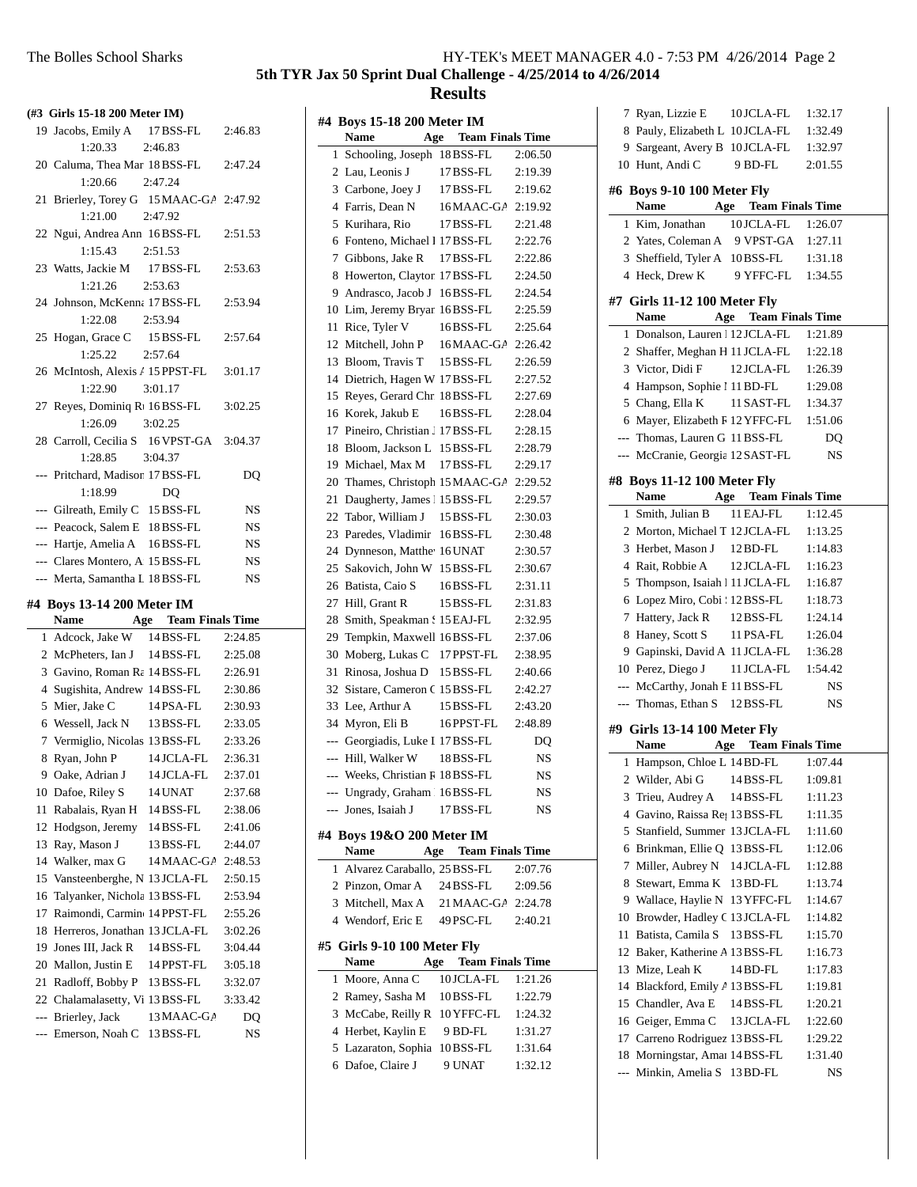## 5th TYR Jax 50 Sprint Dual Challenge - 4/25/2014 to 4/26/2014

## Results

### (#3 Girls 15-18 200 Meter IM)

| | Name | Age | Team | Finals Time |
|---|---|---|---|---|
| 19 | Jacobs, Emily A | 17 | BSS-FL | 2:46.83 |
| | 1:20.33 | 2:46.83 | | |
| 20 | Caluma, Thea Mar | 18 | BSS-FL | 2:47.24 |
| | 1:20.66 | 2:47.24 | | |
| 21 | Brierley, Torey G | 15 | MAAC-GA | 2:47.92 |
| | 1:21.00 | 2:47.92 | | |
| 22 | Ngui, Andrea Ann | 16 | BSS-FL | 2:51.53 |
| | 1:15.43 | 2:51.53 | | |
| 23 | Watts, Jackie M | 17 | BSS-FL | 2:53.63 |
| | 1:21.26 | 2:53.63 | | |
| 24 | Johnson, McKenna | 17 | BSS-FL | 2:53.94 |
| | 1:22.08 | 2:53.94 | | |
| 25 | Hogan, Grace C | 15 | BSS-FL | 2:57.64 |
| | 1:25.22 | 2:57.64 | | |
| 26 | McIntosh, Alexis A | 15 | PPST-FL | 3:01.17 |
| | 1:22.90 | 3:01.17 | | |
| 27 | Reyes, Dominiq Ro | 16 | BSS-FL | 3:02.25 |
| | 1:26.09 | 3:02.25 | | |
| 28 | Carroll, Cecilia S | 16 | VPST-GA | 3:04.37 |
| | 1:28.85 | 3:04.37 | | |
| --- | Pritchard, Madison | 17 | BSS-FL | DQ |
| | 1:18.99 | DQ | | |
| --- | Gilreath, Emily C | 15 | BSS-FL | NS |
| --- | Peacock, Salem E | 18 | BSS-FL | NS |
| --- | Hartje, Amelia A | 16 | BSS-FL | NS |
| --- | Clares Montero, A | 15 | BSS-FL | NS |
| --- | Merta, Samantha L | 18 | BSS-FL | NS |

### #4 Boys 13-14 200 Meter IM

| | Name | Age | Team | Finals Time |
|---|---|---|---|---|
| 1 | Adcock, Jake W | 14 | BSS-FL | 2:24.85 |
| 2 | McPheters, Ian J | 14 | BSS-FL | 2:25.08 |
| 3 | Gavino, Roman Ra | 14 | BSS-FL | 2:26.91 |
| 4 | Sugishita, Andrew | 14 | BSS-FL | 2:30.86 |
| 5 | Mier, Jake C | 14 | PSA-FL | 2:30.93 |
| 6 | Wessell, Jack N | 13 | BSS-FL | 2:33.05 |
| 7 | Vermiglio, Nicolas | 13 | BSS-FL | 2:33.26 |
| 8 | Ryan, John P | 14 | JCLA-FL | 2:36.31 |
| 9 | Oake, Adrian J | 14 | JCLA-FL | 2:37.01 |
| 10 | Dafoe, Riley S | 14 | UNAT | 2:37.68 |
| 11 | Rabalais, Ryan H | 14 | BSS-FL | 2:38.06 |
| 12 | Hodgson, Jeremy | 14 | BSS-FL | 2:41.06 |
| 13 | Ray, Mason J | 13 | BSS-FL | 2:44.07 |
| 14 | Walker, max G | 14 | MAAC-GA | 2:48.53 |
| 15 | Vansteenberghe, N | 13 | JCLA-FL | 2:50.15 |
| 16 | Talyanker, Nichola | 13 | BSS-FL | 2:53.94 |
| 17 | Raimondi, Carmin | 14 | PPST-FL | 2:55.26 |
| 18 | Herreros, Jonathan | 13 | JCLA-FL | 3:02.26 |
| 19 | Jones III, Jack R | 14 | BSS-FL | 3:04.44 |
| 20 | Mallon, Justin E | 14 | PPST-FL | 3:05.18 |
| 21 | Radloff, Bobby P | 13 | BSS-FL | 3:32.07 |
| 22 | Chalamalasetty, Vi | 13 | BSS-FL | 3:33.42 |
| --- | Brierley, Jack | 13 | MAAC-GA | DQ |
| --- | Emerson, Noah C | 13 | BSS-FL | NS |

### #4 Boys 15-18 200 Meter IM

| | Name | Age | Team | Finals Time |
|---|---|---|---|---|
| 1 | Schooling, Joseph | 18 | BSS-FL | 2:06.50 |
| 2 | Lau, Leonis J | 17 | BSS-FL | 2:19.39 |
| 3 | Carbone, Joey J | 17 | BSS-FL | 2:19.62 |
| 4 | Farris, Dean N | 16 | MAAC-GA | 2:19.92 |
| 5 | Kurihara, Rio | 17 | BSS-FL | 2:21.48 |
| 6 | Fonteno, Michael I | 17 | BSS-FL | 2:22.76 |
| 7 | Gibbons, Jake R | 17 | BSS-FL | 2:22.86 |
| 8 | Howerton, Claytor | 17 | BSS-FL | 2:24.50 |
| 9 | Andrasco, Jacob J | 16 | BSS-FL | 2:24.54 |
| 10 | Lim, Jeremy Bryan | 16 | BSS-FL | 2:25.59 |
| 11 | Rice, Tyler V | 16 | BSS-FL | 2:25.64 |
| 12 | Mitchell, John P | 16 | MAAC-GA | 2:26.42 |
| 13 | Bloom, Travis T | 15 | BSS-FL | 2:26.59 |
| 14 | Dietrich, Hagen W | 17 | BSS-FL | 2:27.52 |
| 15 | Reyes, Gerard Chr | 18 | BSS-FL | 2:27.69 |
| 16 | Korek, Jakub E | 16 | BSS-FL | 2:28.04 |
| 17 | Pineiro, Christian J | 17 | BSS-FL | 2:28.15 |
| 18 | Bloom, Jackson L | 15 | BSS-FL | 2:28.79 |
| 19 | Michael, Max M | 17 | BSS-FL | 2:29.17 |
| 20 | Thames, Christoph | 15 | MAAC-GA | 2:29.52 |
| 21 | Daugherty, James I | 15 | BSS-FL | 2:29.57 |
| 22 | Tabor, William J | 15 | BSS-FL | 2:30.03 |
| 23 | Paredes, Vladimir | 16 | BSS-FL | 2:30.48 |
| 24 | Dynneson, Matthew | 16 | UNAT | 2:30.57 |
| 25 | Sakovich, John W | 15 | BSS-FL | 2:30.67 |
| 26 | Batista, Caio S | 16 | BSS-FL | 2:31.11 |
| 27 | Hill, Grant R | 15 | BSS-FL | 2:31.83 |
| 28 | Smith, Speakman S | 15 | EAJ-FL | 2:32.95 |
| 29 | Tempkin, Maxwell | 16 | BSS-FL | 2:37.06 |
| 30 | Moberg, Lukas C | 17 | PPST-FL | 2:38.95 |
| 31 | Rinosa, Joshua D | 15 | BSS-FL | 2:40.66 |
| 32 | Sistare, Cameron C | 15 | BSS-FL | 2:42.27 |
| 33 | Lee, Arthur A | 15 | BSS-FL | 2:43.20 |
| 34 | Myron, Eli B | 16 | PPST-FL | 2:48.89 |
| --- | Georgiadis, Luke I | 17 | BSS-FL | DQ |
| --- | Hill, Walker W | 18 | BSS-FL | NS |
| --- | Weeks, Christian R | 18 | BSS-FL | NS |
| --- | Ungrady, Graham | 16 | BSS-FL | NS |
| --- | Jones, Isaiah J | 17 | BSS-FL | NS |

### #4 Boys 19&O 200 Meter IM

| | Name | Age | Team | Finals Time |
|---|---|---|---|---|
| 1 | Alvarez Caraballo, | 25 | BSS-FL | 2:07.76 |
| 2 | Pinzon, Omar A | 24 | BSS-FL | 2:09.56 |
| 3 | Mitchell, Max A | 21 | MAAC-GA | 2:24.78 |
| 4 | Wendorf, Eric E | 49 | PSC-FL | 2:40.21 |

### #5 Girls 9-10 100 Meter Fly

| | Name | Age | Team | Finals Time |
|---|---|---|---|---|
| 1 | Moore, Anna C | 10 | JCLA-FL | 1:21.26 |
| 2 | Ramey, Sasha M | 10 | BSS-FL | 1:22.79 |
| 3 | McCabe, Reilly R | 10 | YFFC-FL | 1:24.32 |
| 4 | Herbet, Kaylin E | 9 | BD-FL | 1:31.27 |
| 5 | Lazaraton, Sophia | 10 | BSS-FL | 1:31.64 |
| 6 | Dafoe, Claire J | 9 | UNAT | 1:32.12 |
| 7 | Ryan, Lizzie E | 10 | JCLA-FL | 1:32.17 |
| 8 | Pauly, Elizabeth L | 10 | JCLA-FL | 1:32.49 |
| 9 | Sargeant, Avery B | 10 | JCLA-FL | 1:32.97 |
| 10 | Hunt, Andi C | 9 | BD-FL | 2:01.55 |

### #6 Boys 9-10 100 Meter Fly

| | Name | Age | Team | Finals Time |
|---|---|---|---|---|
| 1 | Kim, Jonathan | 10 | JCLA-FL | 1:26.07 |
| 2 | Yates, Coleman A | 9 | VPST-GA | 1:27.11 |
| 3 | Sheffield, Tyler A | 10 | BSS-FL | 1:31.18 |
| 4 | Heck, Drew K | 9 | YFFC-FL | 1:34.55 |

### #7 Girls 11-12 100 Meter Fly

| | Name | Age | Team | Finals Time |
|---|---|---|---|---|
| 1 | Donalson, Lauren I | 12 | JCLA-FL | 1:21.89 |
| 2 | Shaffer, Meghan H | 11 | JCLA-FL | 1:22.18 |
| 3 | Victor, Didi F | 12 | JCLA-FL | 1:26.39 |
| 4 | Hampson, Sophie I | 11 | BD-FL | 1:29.08 |
| 5 | Chang, Ella K | 11 | SAST-FL | 1:34.37 |
| 6 | Mayer, Elizabeth F | 12 | YFFC-FL | 1:51.06 |
| --- | Thomas, Lauren G | 11 | BSS-FL | DQ |
| --- | McCranie, Georgia | 12 | SAST-FL | NS |

### #8 Boys 11-12 100 Meter Fly

| | Name | Age | Team | Finals Time |
|---|---|---|---|---|
| 1 | Smith, Julian B | 11 | EAJ-FL | 1:12.45 |
| 2 | Morton, Michael T | 12 | JCLA-FL | 1:13.25 |
| 3 | Herbet, Mason J | 12 | BD-FL | 1:14.83 |
| 4 | Rait, Robbie A | 12 | JCLA-FL | 1:16.23 |
| 5 | Thompson, Isaiah I | 11 | JCLA-FL | 1:16.87 |
| 6 | Lopez Miro, Cobi | 12 | BSS-FL | 1:18.73 |
| 7 | Hattery, Jack R | 12 | BSS-FL | 1:24.14 |
| 8 | Haney, Scott S | 11 | PSA-FL | 1:26.04 |
| 9 | Gapinski, David A | 11 | JCLA-FL | 1:36.28 |
| 10 | Perez, Diego J | 11 | JCLA-FL | 1:54.42 |
| --- | McCarthy, Jonah F | 11 | BSS-FL | NS |
| --- | Thomas, Ethan S | 12 | BSS-FL | NS |

### #9 Girls 13-14 100 Meter Fly

| | Name | Age | Team | Finals Time |
|---|---|---|---|---|
| 1 | Hampson, Chloe L | 14 | BD-FL | 1:07.44 |
| 2 | Wilder, Abi G | 14 | BSS-FL | 1:09.81 |
| 3 | Trieu, Audrey A | 14 | BSS-FL | 1:11.23 |
| 4 | Gavino, Raissa Re | 13 | BSS-FL | 1:11.35 |
| 5 | Stanfield, Summer | 13 | JCLA-FL | 1:11.60 |
| 6 | Brinkman, Ellie Q | 13 | BSS-FL | 1:12.06 |
| 7 | Miller, Aubrey N | 14 | JCLA-FL | 1:12.88 |
| 8 | Stewart, Emma K | 13 | BD-FL | 1:13.74 |
| 9 | Wallace, Haylie N | 13 | YFFC-FL | 1:14.67 |
| 10 | Browder, Hadley C | 13 | JCLA-FL | 1:14.82 |
| 11 | Batista, Camila S | 13 | BSS-FL | 1:15.70 |
| 12 | Baker, Katherine A | 13 | BSS-FL | 1:16.73 |
| 13 | Mize, Leah K | 14 | BD-FL | 1:17.83 |
| 14 | Blackford, Emily A | 13 | BSS-FL | 1:19.81 |
| 15 | Chandler, Ava E | 14 | BSS-FL | 1:20.21 |
| 16 | Geiger, Emma C | 13 | JCLA-FL | 1:22.60 |
| 17 | Carreno Rodriguez | 13 | BSS-FL | 1:29.22 |
| 18 | Morningstar, Amar | 14 | BSS-FL | 1:31.40 |
| --- | Minkin, Amelia S | 13 | BD-FL | NS |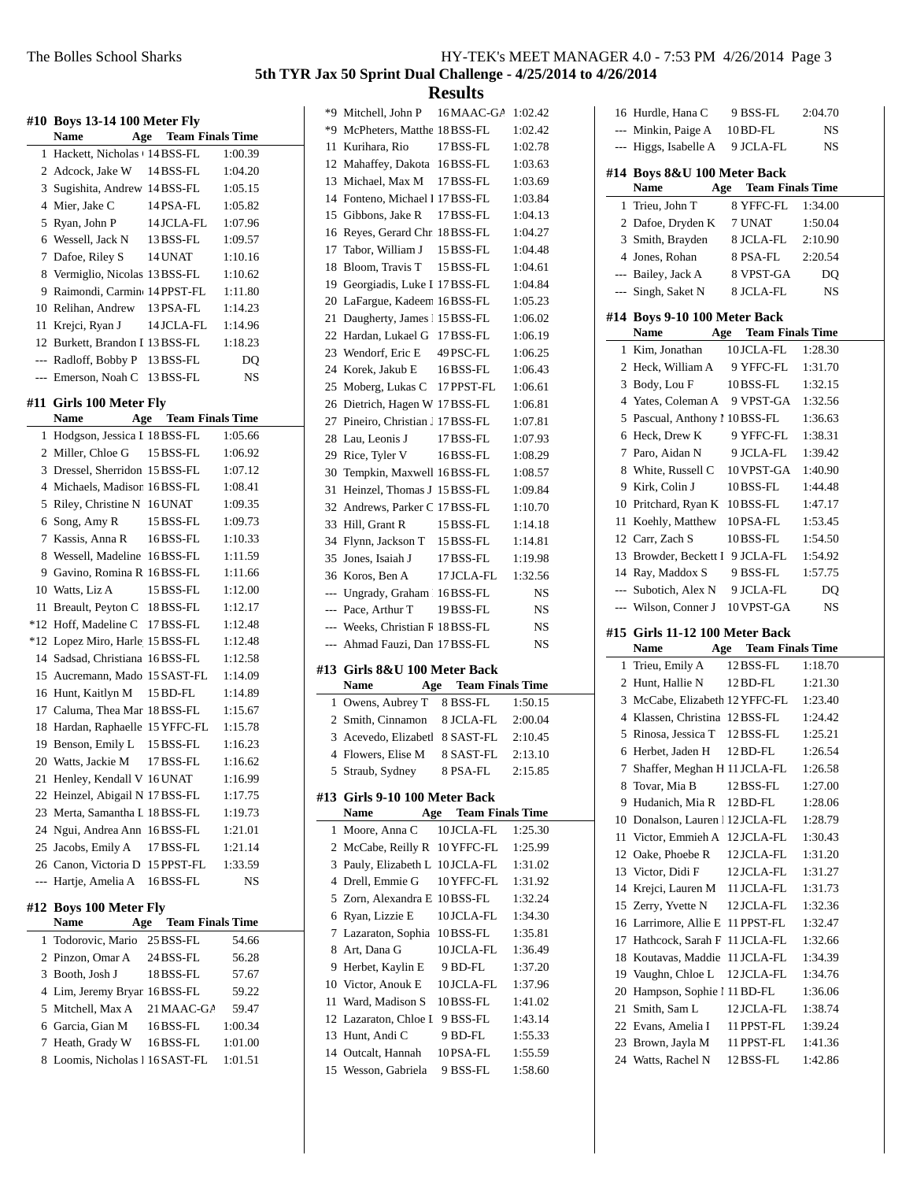# 5th TYR Jax 50 Sprint Dual Challenge - 4/25/2014 to 4/26/2014

## Results

### #10 Boys 13-14 100 Meter Fly

| | Name | Age | Team | Finals Time |
|---|---|---|---|---|
| 1 | Hackett, Nicholas | 14 | BSS-FL | 1:00.39 |
| 2 | Adcock, Jake W | 14 | BSS-FL | 1:04.20 |
| 3 | Sugishita, Andrew | 14 | BSS-FL | 1:05.15 |
| 4 | Mier, Jake C | 14 | PSA-FL | 1:05.82 |
| 5 | Ryan, John P | 14 | JCLA-FL | 1:07.96 |
| 6 | Wessell, Jack N | 13 | BSS-FL | 1:09.57 |
| 7 | Dafoe, Riley S | 14 | UNAT | 1:10.16 |
| 8 | Vermiglio, Nicolas | 13 | BSS-FL | 1:10.62 |
| 9 | Raimondi, Carmin | 14 | PPST-FL | 1:11.80 |
| 10 | Relihan, Andrew | 13 | PSA-FL | 1:14.23 |
| 11 | Krejci, Ryan J | 14 | JCLA-FL | 1:14.96 |
| 12 | Burkett, Brandon I | 13 | BSS-FL | 1:18.23 |
| --- | Radloff, Bobby P | 13 | BSS-FL | DQ |
| --- | Emerson, Noah C | 13 | BSS-FL | NS |

### #11 Girls 100 Meter Fly

| | Name | Age | Team | Finals Time |
|---|---|---|---|---|
| 1 | Hodgson, Jessica I | 18 | BSS-FL | 1:05.66 |
| 2 | Miller, Chloe G | 15 | BSS-FL | 1:06.92 |
| 3 | Dressel, Sherridon | 15 | BSS-FL | 1:07.12 |
| 4 | Michaels, Madison | 16 | BSS-FL | 1:08.41 |
| 5 | Riley, Christine N | 16 | UNAT | 1:09.35 |
| 6 | Song, Amy R | 15 | BSS-FL | 1:09.73 |
| 7 | Kassis, Anna R | 16 | BSS-FL | 1:10.33 |
| 8 | Wessell, Madeline | 16 | BSS-FL | 1:11.59 |
| 9 | Gavino, Romina R | 16 | BSS-FL | 1:11.66 |
| 10 | Watts, Liz A | 15 | BSS-FL | 1:12.00 |
| 11 | Breault, Peyton C | 18 | BSS-FL | 1:12.17 |
| *12 | Hoff, Madeline C | 17 | BSS-FL | 1:12.48 |
| *12 | Lopez Miro, Harle | 15 | BSS-FL | 1:12.48 |
| 14 | Sadsad, Christiana | 16 | BSS-FL | 1:12.58 |
| 15 | Aucremann, Mado | 15 | SAST-FL | 1:14.09 |
| 16 | Hunt, Kaitlyn M | 15 | BD-FL | 1:14.89 |
| 17 | Caluma, Thea Mar | 18 | BSS-FL | 1:15.67 |
| 18 | Hardan, Raphaelle | 15 | YFFC-FL | 1:15.78 |
| 19 | Benson, Emily L | 15 | BSS-FL | 1:16.23 |
| 20 | Watts, Jackie M | 17 | BSS-FL | 1:16.62 |
| 21 | Henley, Kendall V | 16 | UNAT | 1:16.99 |
| 22 | Heinzel, Abigail N | 17 | BSS-FL | 1:17.75 |
| 23 | Merta, Samantha L | 18 | BSS-FL | 1:19.73 |
| 24 | Ngui, Andrea Ann | 16 | BSS-FL | 1:21.01 |
| 25 | Jacobs, Emily A | 17 | BSS-FL | 1:21.14 |
| 26 | Canon, Victoria D | 15 | PPST-FL | 1:33.59 |
| --- | Hartje, Amelia A | 16 | BSS-FL | NS |

### #12 Boys 100 Meter Fly

| | Name | Age | Team | Finals Time |
|---|---|---|---|---|
| 1 | Todorovic, Mario | 25 | BSS-FL | 54.66 |
| 2 | Pinzon, Omar A | 24 | BSS-FL | 56.28 |
| 3 | Booth, Josh J | 18 | BSS-FL | 57.67 |
| 4 | Lim, Jeremy Bryar | 16 | BSS-FL | 59.22 |
| 5 | Mitchell, Max A | 21 | MAAC-GA | 59.47 |
| 6 | Garcia, Gian M | 16 | BSS-FL | 1:00.34 |
| 7 | Heath, Grady W | 16 | BSS-FL | 1:01.00 |
| 8 | Loomis, Nicholas | 16 | SAST-FL | 1:01.51 |
| *9 | Mitchell, John P | 16 | MAAC-GA | 1:02.42 |
| *9 | McPheters, Matthe | 18 | BSS-FL | 1:02.42 |
| 11 | Kurihara, Rio | 17 | BSS-FL | 1:02.78 |
| 12 | Mahaffey, Dakota | 16 | BSS-FL | 1:03.63 |
| 13 | Michael, Max M | 17 | BSS-FL | 1:03.69 |
| 14 | Fonteno, Michael I | 17 | BSS-FL | 1:03.84 |
| 15 | Gibbons, Jake R | 17 | BSS-FL | 1:04.13 |
| 16 | Reyes, Gerard Chr | 18 | BSS-FL | 1:04.27 |
| 17 | Tabor, William J | 15 | BSS-FL | 1:04.48 |
| 18 | Bloom, Travis T | 15 | BSS-FL | 1:04.61 |
| 19 | Georgiadis, Luke I | 17 | BSS-FL | 1:04.84 |
| 20 | LaFargue, Kadeem | 16 | BSS-FL | 1:05.23 |
| 21 | Daugherty, James | 15 | BSS-FL | 1:06.02 |
| 22 | Hardan, Lukael G | 17 | BSS-FL | 1:06.19 |
| 23 | Wendorf, Eric E | 49 | PSC-FL | 1:06.25 |
| 24 | Korek, Jakub E | 16 | BSS-FL | 1:06.43 |
| 25 | Moberg, Lukas C | 17 | PPST-FL | 1:06.61 |
| 26 | Dietrich, Hagen W | 17 | BSS-FL | 1:06.81 |
| 27 | Pineiro, Christian | 17 | BSS-FL | 1:07.81 |
| 28 | Lau, Leonis J | 17 | BSS-FL | 1:07.93 |
| 29 | Rice, Tyler V | 16 | BSS-FL | 1:08.29 |
| 30 | Tempkin, Maxwell | 16 | BSS-FL | 1:08.57 |
| 31 | Heinzel, Thomas J | 15 | BSS-FL | 1:09.84 |
| 32 | Andrews, Parker C | 17 | BSS-FL | 1:10.70 |
| 33 | Hill, Grant R | 15 | BSS-FL | 1:14.18 |
| 34 | Flynn, Jackson T | 15 | BSS-FL | 1:14.81 |
| 35 | Jones, Isaiah J | 17 | BSS-FL | 1:19.98 |
| 36 | Koros, Ben A | 17 | JCLA-FL | 1:32.56 |
| --- | Ungrady, Graham | 16 | BSS-FL | NS |
| --- | Pace, Arthur T | 19 | BSS-FL | NS |
| --- | Weeks, Christian F | 18 | BSS-FL | NS |
| --- | Ahmad Fauzi, Dan | 17 | BSS-FL | NS |

### #13 Girls 8&U 100 Meter Back

| | Name | Age | Team | Finals Time |
|---|---|---|---|---|
| 1 | Owens, Aubrey T | 8 | BSS-FL | 1:50.15 |
| 2 | Smith, Cinnamon | 8 | JCLA-FL | 2:00.04 |
| 3 | Acevedo, Elizabetl | 8 | SAST-FL | 2:10.45 |
| 4 | Flowers, Elise M | 8 | SAST-FL | 2:13.10 |
| 5 | Straub, Sydney | 8 | PSA-FL | 2:15.85 |

### #13 Girls 9-10 100 Meter Back

| | Name | Age | Team | Finals Time |
|---|---|---|---|---|
| 1 | Moore, Anna C | 10 | JCLA-FL | 1:25.30 |
| 2 | McCabe, Reilly R | 10 | YFFC-FL | 1:25.99 |
| 3 | Pauly, Elizabeth L | 10 | JCLA-FL | 1:31.02 |
| 4 | Drell, Emmie G | 10 | YFFC-FL | 1:31.92 |
| 5 | Zorn, Alexandra E | 10 | BSS-FL | 1:32.24 |
| 6 | Ryan, Lizzie E | 10 | JCLA-FL | 1:34.30 |
| 7 | Lazaraton, Sophia | 10 | BSS-FL | 1:35.81 |
| 8 | Art, Dana G | 10 | JCLA-FL | 1:36.49 |
| 9 | Herbet, Kaylin E | 9 | BD-FL | 1:37.20 |
| 10 | Victor, Anouk E | 10 | JCLA-FL | 1:37.96 |
| 11 | Ward, Madison S | 10 | BSS-FL | 1:41.02 |
| 12 | Lazaraton, Chloe I | 9 | BSS-FL | 1:43.14 |
| 13 | Hunt, Andi C | 9 | BD-FL | 1:55.33 |
| 14 | Outcalt, Hannah | 10 | PSA-FL | 1:55.59 |
| 15 | Wesson, Gabriela | 9 | BSS-FL | 1:58.60 |
| 16 | Hurdle, Hana C | 9 | BSS-FL | 2:04.70 |
| --- | Minkin, Paige A | 10 | BD-FL | NS |
| --- | Higgs, Isabelle A | 9 | JCLA-FL | NS |

### #14 Boys 8&U 100 Meter Back

| | Name | Age | Team | Finals Time |
|---|---|---|---|---|
| 1 | Trieu, John T | 8 | YFFC-FL | 1:34.00 |
| 2 | Dafoe, Dryden K | 7 | UNAT | 1:50.04 |
| 3 | Smith, Brayden | 8 | JCLA-FL | 2:10.90 |
| 4 | Jones, Rohan | 8 | PSA-FL | 2:20.54 |
| --- | Bailey, Jack A | 8 | VPST-GA | DQ |
| --- | Singh, Saket N | 8 | JCLA-FL | NS |

### #14 Boys 9-10 100 Meter Back

| | Name | Age | Team | Finals Time |
|---|---|---|---|---|
| 1 | Kim, Jonathan | 10 | JCLA-FL | 1:28.30 |
| 2 | Heck, William A | 9 | YFFC-FL | 1:31.70 |
| 3 | Body, Lou F | 10 | BSS-FL | 1:32.15 |
| 4 | Yates, Coleman A | 9 | VPST-GA | 1:32.56 |
| 5 | Pascual, Anthony I | 10 | BSS-FL | 1:36.63 |
| 6 | Heck, Drew K | 9 | YFFC-FL | 1:38.31 |
| 7 | Paro, Aidan N | 9 | JCLA-FL | 1:39.42 |
| 8 | White, Russell C | 10 | VPST-GA | 1:40.90 |
| 9 | Kirk, Colin J | 10 | BSS-FL | 1:44.48 |
| 10 | Pritchard, Ryan K | 10 | BSS-FL | 1:47.17 |
| 11 | Koehly, Matthew | 10 | PSA-FL | 1:53.45 |
| 12 | Carr, Zach S | 10 | BSS-FL | 1:54.50 |
| 13 | Browder, Beckett I | 9 | JCLA-FL | 1:54.92 |
| 14 | Ray, Maddox S | 9 | BSS-FL | 1:57.75 |
| --- | Subotich, Alex N | 9 | JCLA-FL | DQ |
| --- | Wilson, Conner J | 10 | VPST-GA | NS |

### #15 Girls 11-12 100 Meter Back

| | Name | Age | Team | Finals Time |
|---|---|---|---|---|
| 1 | Trieu, Emily A | 12 | BSS-FL | 1:18.70 |
| 2 | Hunt, Hallie N | 12 | BD-FL | 1:21.30 |
| 3 | McCabe, Elizabeth | 12 | YFFC-FL | 1:23.40 |
| 4 | Klassen, Christina | 12 | BSS-FL | 1:24.42 |
| 5 | Rinosa, Jessica T | 12 | BSS-FL | 1:25.21 |
| 6 | Herbet, Jaden H | 12 | BD-FL | 1:26.54 |
| 7 | Shaffer, Meghan H | 11 | JCLA-FL | 1:26.58 |
| 8 | Tovar, Mia B | 12 | BSS-FL | 1:27.00 |
| 9 | Hudanich, Mia R | 12 | BD-FL | 1:28.06 |
| 10 | Donalson, Lauren I | 12 | JCLA-FL | 1:28.79 |
| 11 | Victor, Emmieh A | 12 | JCLA-FL | 1:30.43 |
| 12 | Oake, Phoebe R | 12 | JCLA-FL | 1:31.20 |
| 13 | Victor, Didi F | 12 | JCLA-FL | 1:31.27 |
| 14 | Krejci, Lauren M | 11 | JCLA-FL | 1:31.73 |
| 15 | Zerry, Yvette N | 12 | JCLA-FL | 1:32.36 |
| 16 | Larrimore, Allie E | 11 | PPST-FL | 1:32.47 |
| 17 | Hathcock, Sarah F | 11 | JCLA-FL | 1:32.66 |
| 18 | Koutavas, Maddie | 11 | JCLA-FL | 1:34.39 |
| 19 | Vaughn, Chloe L | 12 | JCLA-FL | 1:34.76 |
| 20 | Hampson, Sophie I | 11 | BD-FL | 1:36.06 |
| 21 | Smith, Sam L | 12 | JCLA-FL | 1:38.74 |
| 22 | Evans, Amelia I | 11 | PPST-FL | 1:39.24 |
| 23 | Brown, Jayla M | 11 | PPST-FL | 1:41.36 |
| 24 | Watts, Rachel N | 12 | BSS-FL | 1:42.86 |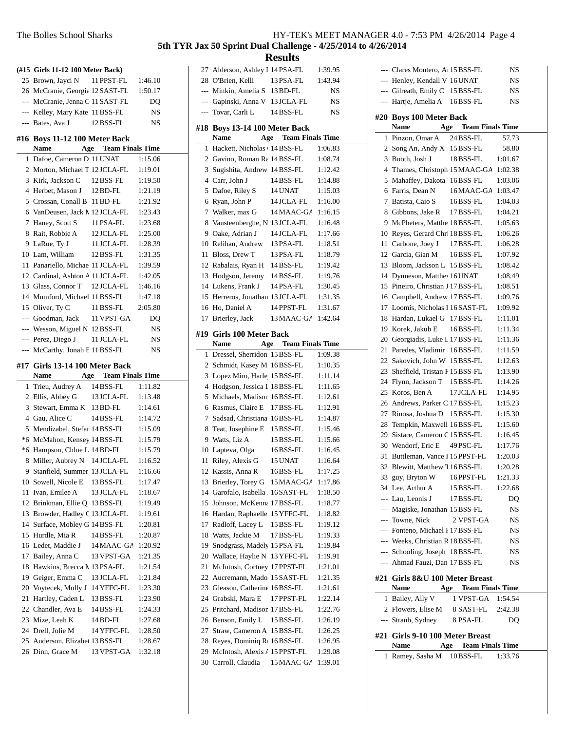# 5th TYR Jax 50 Sprint Dual Challenge - 4/25/2014 to 4/26/2014

## Results

### (#15 Girls 11-12 100 Meter Back)

| Place | Name | Age | Team | Finals Time |
|---|---|---|---|---|
| 25 | Brown, Jayci N | 11 | PPST-FL | 1:46.10 |
| 26 | McCranie, Georgia | 12 | SAST-FL | 1:50.17 |
| --- | McCranie, Jenna C | 11 | SAST-FL | DQ |
| --- | Kelley, Mary Kate | 11 | BSS-FL | NS |
| --- | Bates, Ava J | 12 | BSS-FL | NS |

### #16 Boys 11-12 100 Meter Back

| Place | Name | Age | Team | Finals Time |
|---|---|---|---|---|
| 1 | Dafoe, Cameron D | 11 | UNAT | 1:15.06 |
| 2 | Morton, Michael T | 12 | JCLA-FL | 1:19.01 |
| 3 | Kirk, Jackson C | 12 | BSS-FL | 1:19.50 |
| 4 | Herbet, Mason J | 12 | BD-FL | 1:21.19 |
| 5 | Crossan, Conall B | 11 | BD-FL | 1:21.92 |
| 6 | VanDeusen, Jack M | 12 | JCLA-FL | 1:23.43 |
| 7 | Haney, Scott S | 11 | PSA-FL | 1:23.68 |
| 8 | Rait, Robbie A | 12 | JCLA-FL | 1:25.00 |
| 9 | LaRue, Ty J | 11 | JCLA-FL | 1:28.39 |
| 10 | Lam, William | 12 | BSS-FL | 1:31.35 |
| 11 | Panariello, Michae | 11 | JCLA-FL | 1:39.59 |
| 12 | Cardinal, Ashton A | 11 | JCLA-FL | 1:42.05 |
| 13 | Glass, Connor T | 12 | JCLA-FL | 1:46.16 |
| 14 | Mumford, Michael | 11 | BSS-FL | 1:47.18 |
| 15 | Oliver, Ty C | 11 | BSS-FL | 2:05.80 |
| --- | Goodman, Jack | 11 | VPST-GA | DQ |
| --- | Wesson, Miguel N | 12 | BSS-FL | NS |
| --- | Perez, Diego J | 11 | JCLA-FL | NS |
| --- | McCarthy, Jonah F | 11 | BSS-FL | NS |

### #17 Girls 13-14 100 Meter Back

| Place | Name | Age | Team | Finals Time |
|---|---|---|---|---|
| 1 | Trieu, Audrey A | 14 | BSS-FL | 1:11.82 |
| 2 | Ellis, Abbey G | 13 | JCLA-FL | 1:13.48 |
| 3 | Stewart, Emma K | 13 | BD-FL | 1:14.61 |
| 4 | Gau, Alice C | 14 | BSS-FL | 1:14.72 |
| 5 | Mendizabal, Stefar | 14 | BSS-FL | 1:15.09 |
| *6 | McMahon, Kensey | 14 | BSS-FL | 1:15.79 |
| *6 | Hampson, Chloe L | 14 | BD-FL | 1:15.79 |
| 8 | Miller, Aubrey N | 14 | JCLA-FL | 1:16.52 |
| 9 | Stanfield, Summer | 13 | JCLA-FL | 1:16.66 |
| 10 | Sowell, Nicole E | 13 | BSS-FL | 1:17.47 |
| 11 | Ivan, Emilee A | 13 | JCLA-FL | 1:18.67 |
| 12 | Brinkman, Ellie Q | 13 | BSS-FL | 1:19.49 |
| 13 | Browder, Hadley C | 13 | JCLA-FL | 1:19.61 |
| 14 | Surface, Mobley G | 14 | BSS-FL | 1:20.81 |
| 15 | Hurdle, Mia R | 14 | BSS-FL | 1:20.87 |
| 16 | Ledet, Maddie J | 14 | MAAC-GA | 1:20.92 |
| 17 | Bailey, Anna C | 13 | VPST-GA | 1:21.35 |
| 18 | Hawkins, Brecca M | 13 | PSA-FL | 1:21.54 |
| 19 | Geiger, Emma C | 13 | JCLA-FL | 1:21.84 |
| 20 | Voytecek, Molly J | 14 | YFFC-FL | 1:23.30 |
| 21 | Hartley, Caden L | 13 | BSS-FL | 1:23.90 |
| 22 | Chandler, Ava E | 14 | BSS-FL | 1:24.33 |
| 23 | Mize, Leah K | 14 | BD-FL | 1:27.68 |
| 24 | Drell, Jolie M | 14 | YFFC-FL | 1:28.50 |
| 25 | Anderson, Elizabet | 13 | BSS-FL | 1:28.67 |
| 26 | Dinn, Grace M | 13 | VPST-GA | 1:32.18 |
| 27 | Alderson, Ashley E | 14 | PSA-FL | 1:39.95 |
| 28 | O'Brien, Kelli | 13 | PSA-FL | 1:43.94 |
| --- | Minkin, Amelia S | 13 | BD-FL | NS |
| --- | Gapinski, Anna V | 13 | JCLA-FL | NS |
| --- | Tovar, Carli L | 14 | BSS-FL | NS |

### #18 Boys 13-14 100 Meter Back

| Place | Name | Age | Team | Finals Time |
|---|---|---|---|---|
| 1 | Hackett, Nicholas | 14 | BSS-FL | 1:06.83 |
| 2 | Gavino, Roman Ra | 14 | BSS-FL | 1:08.74 |
| 3 | Sugishita, Andrew | 14 | BSS-FL | 1:12.42 |
| 4 | Carr, John J | 14 | BSS-FL | 1:14.88 |
| 5 | Dafoe, Riley S | 14 | UNAT | 1:15.03 |
| 6 | Ryan, John P | 14 | JCLA-FL | 1:16.00 |
| 7 | Walker, max G | 14 | MAAC-GA | 1:16.15 |
| 8 | Vansteenberghe, N | 13 | JCLA-FL | 1:16.48 |
| 9 | Oake, Adrian J | 14 | JCLA-FL | 1:17.66 |
| 10 | Relihan, Andrew | 13 | PSA-FL | 1:18.51 |
| 11 | Bloss, Drew T | 13 | PSA-FL | 1:18.79 |
| 12 | Rabalais, Ryan H | 14 | BSS-FL | 1:19.42 |
| 13 | Hodgson, Jeremy | 14 | BSS-FL | 1:19.76 |
| 14 | Lukens, Frank J | 14 | PSA-FL | 1:30.45 |
| 15 | Herreros, Jonathan | 13 | JCLA-FL | 1:31.35 |
| 16 | Ho, Daniel A | 14 | PPST-FL | 1:31.67 |
| 17 | Brierley, Jack | 13 | MAAC-GA | 1:42.64 |

### #19 Girls 100 Meter Back

| Place | Name | Age | Team | Finals Time |
|---|---|---|---|---|
| 1 | Dressel, Sherridon | 15 | BSS-FL | 1:09.38 |
| 2 | Schmidt, Kasey M | 16 | BSS-FL | 1:10.35 |
| 3 | Lopez Miro, Harle | 15 | BSS-FL | 1:11.14 |
| 4 | Hodgson, Jessica I | 18 | BSS-FL | 1:11.65 |
| 5 | Michaels, Madison | 16 | BSS-FL | 1:12.61 |
| 6 | Rasmus, Claire E | 17 | BSS-FL | 1:12.91 |
| 7 | Sadsad, Christiana | 16 | BSS-FL | 1:14.87 |
| 8 | Teat, Josephine E | 15 | BSS-FL | 1:15.46 |
| 9 | Watts, Liz A | 15 | BSS-FL | 1:15.66 |
| 10 | Lapteva, Olga | 16 | BSS-FL | 1:16.45 |
| 11 | Riley, Alexis G | 15 | UNAT | 1:16.64 |
| 12 | Kassis, Anna R | 16 | BSS-FL | 1:17.25 |
| 13 | Brierley, Torey G | 15 | MAAC-GA | 1:17.86 |
| 14 | Garofalo, Isabella | 16 | SAST-FL | 1:18.50 |
| 15 | Johnson, McKenna | 17 | BSS-FL | 1:18.77 |
| 16 | Hardan, Raphaelle | 15 | YFFC-FL | 1:18.82 |
| 17 | Radloff, Lacey L | 15 | BSS-FL | 1:19.12 |
| 18 | Watts, Jackie M | 17 | BSS-FL | 1:19.33 |
| 19 | Snodgrass, Madely | 15 | PSA-FL | 1:19.84 |
| 20 | Wallace, Haylie N | 13 | YFFC-FL | 1:19.91 |
| 21 | McIntosh, Cortney | 17 | PPST-FL | 1:21.01 |
| 22 | Aucremann, Mado | 15 | SAST-FL | 1:21.35 |
| 23 | Gleason, Catherine | 16 | BSS-FL | 1:21.61 |
| 24 | Grabski, Mara E | 17 | PPST-FL | 1:22.14 |
| 25 | Pritchard, Madison | 17 | BSS-FL | 1:22.76 |
| 26 | Benson, Emily L | 15 | BSS-FL | 1:26.19 |
| 27 | Straw, Cameron A | 15 | BSS-FL | 1:26.25 |
| 28 | Reyes, Dominiq R | 16 | BSS-FL | 1:26.95 |
| 29 | McIntosh, Alexis A | 15 | PPST-FL | 1:29.08 |
| 30 | Carroll, Claudia | 15 | MAAC-GA | 1:39.01 |
| --- | Clares Montero, A | 15 | BSS-FL | NS |
| --- | Henley, Kendall V | 16 | UNAT | NS |
| --- | Gilreath, Emily C | 15 | BSS-FL | NS |
| --- | Hartje, Amelia A | 16 | BSS-FL | NS |

### #20 Boys 100 Meter Back

| Place | Name | Age | Team | Finals Time |
|---|---|---|---|---|
| 1 | Pinzon, Omar A | 24 | BSS-FL | 57.73 |
| 2 | Song An, Andy X | 15 | BSS-FL | 58.80 |
| 3 | Booth, Josh J | 18 | BSS-FL | 1:01.67 |
| 4 | Thames, Christoph | 15 | MAAC-GA | 1:02.38 |
| 5 | Mahaffey, Dakota | 16 | BSS-FL | 1:03.06 |
| 6 | Farris, Dean N | 16 | MAAC-GA | 1:03.47 |
| 7 | Batista, Caio S | 16 | BSS-FL | 1:04.03 |
| 8 | Gibbons, Jake R | 17 | BSS-FL | 1:04.21 |
| 9 | McPheters, Matthe | 18 | BSS-FL | 1:05.63 |
| 10 | Reyes, Gerard Chr | 18 | BSS-FL | 1:06.26 |
| 11 | Carbone, Joey J | 17 | BSS-FL | 1:06.28 |
| 12 | Garcia, Gian M | 16 | BSS-FL | 1:07.92 |
| 13 | Bloom, Jackson L | 15 | BSS-FL | 1:08.42 |
| 14 | Dynneson, Matthew | 16 | UNAT | 1:08.49 |
| 15 | Pineiro, Christian J | 17 | BSS-FL | 1:08.51 |
| 16 | Campbell, Andrew | 17 | BSS-FL | 1:09.76 |
| 17 | Loomis, Nicholas I | 16 | SAST-FL | 1:09.92 |
| 18 | Hardan, Lukael G | 17 | BSS-FL | 1:11.01 |
| 19 | Korek, Jakub E | 16 | BSS-FL | 1:11.34 |
| 20 | Georgiadis, Luke L | 17 | BSS-FL | 1:11.36 |
| 21 | Paredes, Vladimir | 16 | BSS-FL | 1:11.59 |
| 22 | Sakovich, John W | 15 | BSS-FL | 1:12.63 |
| 23 | Sheffield, Tristan F | 15 | BSS-FL | 1:13.90 |
| 24 | Flynn, Jackson T | 15 | BSS-FL | 1:14.26 |
| 25 | Koros, Ben A | 17 | JCLA-FL | 1:14.95 |
| 26 | Andrews, Parker C | 17 | BSS-FL | 1:15.23 |
| 27 | Rinosa, Joshua D | 15 | BSS-FL | 1:15.30 |
| 28 | Tempkin, Maxwell | 16 | BSS-FL | 1:15.60 |
| 29 | Sistare, Cameron C | 15 | BSS-FL | 1:16.45 |
| 30 | Wendorf, Eric E | 49 | PSC-FL | 1:17.76 |
| 31 | Buttleman, Vance I | 15 | PPST-FL | 1:20.03 |
| 32 | Blewitt, Matthew T | 16 | BSS-FL | 1:20.28 |
| 33 | guy, Bryton W | 16 | PPST-FL | 1:21.33 |
| 34 | Lee, Arthur A | 15 | BSS-FL | 1:22.68 |
| --- | Lau, Leonis J | 17 | BSS-FL | DQ |
| --- | Magiske, Jonathan | 15 | BSS-FL | NS |
| --- | Towne, Nick | 2 | VPST-GA | NS |
| --- | Fonteno, Michael I | 17 | BSS-FL | NS |
| --- | Weeks, Christian R | 18 | BSS-FL | NS |
| --- | Schooling, Joseph | 18 | BSS-FL | NS |
| --- | Ahmad Fauzi, Dan | 17 | BSS-FL | NS |

### #21 Girls 8&U 100 Meter Breast

| Place | Name | Age | Team | Finals Time |
|---|---|---|---|---|
| 1 | Bailey, Ally V | 1 | VPST-GA | 1:54.54 |
| 2 | Flowers, Elise M | 8 | SAST-FL | 2:42.38 |
| --- | Straub, Sydney | 8 | PSA-FL | DQ |

### #21 Girls 9-10 100 Meter Breast

| Place | Name | Age | Team | Finals Time |
|---|---|---|---|---|
| 1 | Ramey, Sasha M | 10 | BSS-FL | 1:33.76 |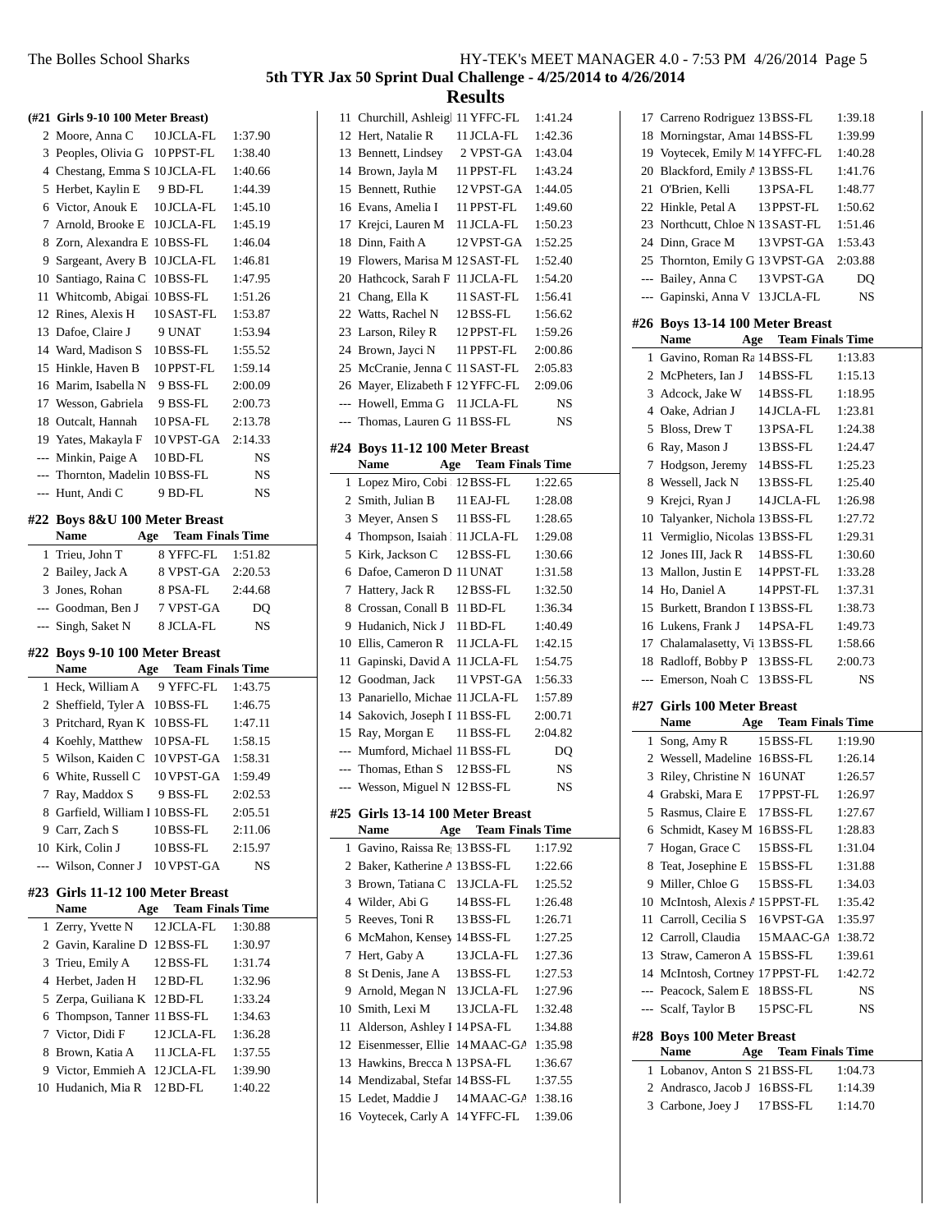## 5th TYR Jax 50 Sprint Dual Challenge - 4/25/2014 to 4/26/2014

## Results

### (#21 Girls 9-10 100 Meter Breast)

| | Name | Age | Team | Finals Time |
|---|---|---|---|---|
| 2 | Moore, Anna C | 10 | JCLA-FL | 1:37.90 |
| 3 | Peoples, Olivia G | 10 | PPST-FL | 1:38.40 |
| 4 | Chestang, Emma S | 10 | JCLA-FL | 1:40.66 |
| 5 | Herbet, Kaylin E | 9 | BD-FL | 1:44.39 |
| 6 | Victor, Anouk E | 10 | JCLA-FL | 1:45.10 |
| 7 | Arnold, Brooke E | 10 | JCLA-FL | 1:45.19 |
| 8 | Zorn, Alexandra E | 10 | BSS-FL | 1:46.04 |
| 9 | Sargeant, Avery B | 10 | JCLA-FL | 1:46.81 |
| 10 | Santiago, Raina C | 10 | BSS-FL | 1:47.95 |
| 11 | Whitcomb, Abigai | 10 | BSS-FL | 1:51.26 |
| 12 | Rines, Alexis H | 10 | SAST-FL | 1:53.87 |
| 13 | Dafoe, Claire J | 9 | UNAT | 1:53.94 |
| 14 | Ward, Madison S | 10 | BSS-FL | 1:55.52 |
| 15 | Hinkle, Haven B | 10 | PPST-FL | 1:59.14 |
| 16 | Marim, Isabella N | 9 | BSS-FL | 2:00.09 |
| 17 | Wesson, Gabriela | 9 | BSS-FL | 2:00.73 |
| 18 | Outcalt, Hannah | 10 | PSA-FL | 2:13.78 |
| 19 | Yates, Makayla F | 10 | VPST-GA | 2:14.33 |
| --- | Minkin, Paige A | 10 | BD-FL | NS |
| --- | Thornton, Madelin | 10 | BSS-FL | NS |
| --- | Hunt, Andi C | 9 | BD-FL | NS |

### #22 Boys 8&U 100 Meter Breast

| | Name | Age | Team | Finals Time |
|---|---|---|---|---|
| 1 | Trieu, John T | 8 | YFFC-FL | 1:51.82 |
| 2 | Bailey, Jack A | 8 | VPST-GA | 2:20.53 |
| 3 | Jones, Rohan | 8 | PSA-FL | 2:44.68 |
| --- | Goodman, Ben J | 7 | VPST-GA | DQ |
| --- | Singh, Saket N | 8 | JCLA-FL | NS |

### #22 Boys 9-10 100 Meter Breast

| | Name | Age | Team | Finals Time |
|---|---|---|---|---|
| 1 | Heck, William A | 9 | YFFC-FL | 1:43.75 |
| 2 | Sheffield, Tyler A | 10 | BSS-FL | 1:46.75 |
| 3 | Pritchard, Ryan K | 10 | BSS-FL | 1:47.11 |
| 4 | Koehly, Matthew | 10 | PSA-FL | 1:58.15 |
| 5 | Wilson, Kaiden C | 10 | VPST-GA | 1:58.31 |
| 6 | White, Russell C | 10 | VPST-GA | 1:59.49 |
| 7 | Ray, Maddox S | 9 | BSS-FL | 2:02.53 |
| 8 | Garfield, William I | 10 | BSS-FL | 2:05.51 |
| 9 | Carr, Zach S | 10 | BSS-FL | 2:11.06 |
| 10 | Kirk, Colin J | 10 | BSS-FL | 2:15.97 |
| --- | Wilson, Conner J | 10 | VPST-GA | NS |

### #23 Girls 11-12 100 Meter Breast

| | Name | Age | Team | Finals Time |
|---|---|---|---|---|
| 1 | Zerry, Yvette N | 12 | JCLA-FL | 1:30.88 |
| 2 | Gavin, Karaline D | 12 | BSS-FL | 1:30.97 |
| 3 | Trieu, Emily A | 12 | BSS-FL | 1:31.74 |
| 4 | Herbet, Jaden H | 12 | BD-FL | 1:32.96 |
| 5 | Zerpa, Guiliana K | 12 | BD-FL | 1:33.24 |
| 6 | Thompson, Tanner | 11 | BSS-FL | 1:34.63 |
| 7 | Victor, Didi F | 12 | JCLA-FL | 1:36.28 |
| 8 | Brown, Katia A | 11 | JCLA-FL | 1:37.55 |
| 9 | Victor, Emmieh A | 12 | JCLA-FL | 1:39.90 |
| 10 | Hudanich, Mia R | 12 | BD-FL | 1:40.22 |
| 11 | Churchill, Ashleigh | 11 | YFFC-FL | 1:41.24 |
| 12 | Hert, Natalie R | 11 | JCLA-FL | 1:42.36 |
| 13 | Bennett, Lindsey | 2 | VPST-GA | 1:43.04 |
| 14 | Brown, Jayla M | 11 | PPST-FL | 1:43.24 |
| 15 | Bennett, Ruthie | 12 | VPST-GA | 1:44.05 |
| 16 | Evans, Amelia I | 11 | PPST-FL | 1:49.60 |
| 17 | Krejci, Lauren M | 11 | JCLA-FL | 1:50.23 |
| 18 | Dinn, Faith A | 12 | VPST-GA | 1:52.25 |
| 19 | Flowers, Marisa M | 12 | SAST-FL | 1:52.40 |
| 20 | Hathcock, Sarah F | 11 | JCLA-FL | 1:54.20 |
| 21 | Chang, Ella K | 11 | SAST-FL | 1:56.41 |
| 22 | Watts, Rachel N | 12 | BSS-FL | 1:56.62 |
| 23 | Larson, Riley R | 12 | PPST-FL | 1:59.26 |
| 24 | Brown, Jayci N | 11 | PPST-FL | 2:00.86 |
| 25 | McCranie, Jenna C | 11 | SAST-FL | 2:05.83 |
| 26 | Mayer, Elizabeth F | 12 | YFFC-FL | 2:09.06 |
| --- | Howell, Emma G | 11 | JCLA-FL | NS |
| --- | Thomas, Lauren G | 11 | BSS-FL | NS |

### #24 Boys 11-12 100 Meter Breast

| | Name | Age | Team | Finals Time |
|---|---|---|---|---|
| 1 | Lopez Miro, Cobi | 12 | BSS-FL | 1:22.65 |
| 2 | Smith, Julian B | 11 | EAJ-FL | 1:28.08 |
| 3 | Meyer, Ansen S | 11 | BSS-FL | 1:28.65 |
| 4 | Thompson, Isaiah | 11 | JCLA-FL | 1:29.08 |
| 5 | Kirk, Jackson C | 12 | BSS-FL | 1:30.66 |
| 6 | Dafoe, Cameron D | 11 | UNAT | 1:31.58 |
| 7 | Hattery, Jack R | 12 | BSS-FL | 1:32.50 |
| 8 | Crossan, Conall B | 11 | BD-FL | 1:36.34 |
| 9 | Hudanich, Nick J | 11 | BD-FL | 1:40.49 |
| 10 | Ellis, Cameron R | 11 | JCLA-FL | 1:42.15 |
| 11 | Gapinski, David A | 11 | JCLA-FL | 1:54.75 |
| 12 | Goodman, Jack | 11 | VPST-GA | 1:56.33 |
| 13 | Panariello, Michae | 11 | JCLA-FL | 1:57.89 |
| 14 | Sakovich, Joseph I | 11 | BSS-FL | 2:00.71 |
| 15 | Ray, Morgan E | 11 | BSS-FL | 2:04.82 |
| --- | Mumford, Michael | 11 | BSS-FL | DQ |
| --- | Thomas, Ethan S | 12 | BSS-FL | NS |
| --- | Wesson, Miguel N | 12 | BSS-FL | NS |

### #25 Girls 13-14 100 Meter Breast

| | Name | Age | Team | Finals Time |
|---|---|---|---|---|
| 1 | Gavino, Raissa Re | 13 | BSS-FL | 1:17.92 |
| 2 | Baker, Katherine A | 13 | BSS-FL | 1:22.66 |
| 3 | Brown, Tatiana C | 13 | JCLA-FL | 1:25.52 |
| 4 | Wilder, Abi G | 14 | BSS-FL | 1:26.48 |
| 5 | Reeves, Toni R | 13 | BSS-FL | 1:26.71 |
| 6 | McMahon, Kensey | 14 | BSS-FL | 1:27.25 |
| 7 | Hert, Gaby A | 13 | JCLA-FL | 1:27.36 |
| 8 | St Denis, Jane A | 13 | BSS-FL | 1:27.53 |
| 9 | Arnold, Megan N | 13 | JCLA-FL | 1:27.96 |
| 10 | Smith, Lexi M | 13 | JCLA-FL | 1:32.48 |
| 11 | Alderson, Ashley I | 14 | PSA-FL | 1:34.88 |
| 12 | Eisenmesser, Ellie | 14 | MAAC-GA | 1:35.98 |
| 13 | Hawkins, Brecca M | 13 | PSA-FL | 1:36.67 |
| 14 | Mendizabal, Stefar | 14 | BSS-FL | 1:37.55 |
| 15 | Ledet, Maddie J | 14 | MAAC-GA | 1:38.16 |
| 16 | Voytecek, Carly A | 14 | YFFC-FL | 1:39.06 |
| 17 | Carreno Rodriguez | 13 | BSS-FL | 1:39.18 |
| 18 | Morningstar, Amai | 14 | BSS-FL | 1:39.99 |
| 19 | Voytecek, Emily M | 14 | YFFC-FL | 1:40.28 |
| 20 | Blackford, Emily A | 13 | BSS-FL | 1:41.76 |
| 21 | O'Brien, Kelli | 13 | PSA-FL | 1:48.77 |
| 22 | Hinkle, Petal A | 13 | PPST-FL | 1:50.62 |
| 23 | Northcutt, Chloe N | 13 | SAST-FL | 1:51.46 |
| 24 | Dinn, Grace M | 13 | VPST-GA | 1:53.43 |
| 25 | Thornton, Emily G | 13 | VPST-GA | 2:03.88 |
| --- | Bailey, Anna C | 13 | VPST-GA | DQ |
| --- | Gapinski, Anna V | 13 | JCLA-FL | NS |

### #26 Boys 13-14 100 Meter Breast

| | Name | Age | Team | Finals Time |
|---|---|---|---|---|
| 1 | Gavino, Roman Ra | 14 | BSS-FL | 1:13.83 |
| 2 | McPheters, Ian J | 14 | BSS-FL | 1:15.13 |
| 3 | Adcock, Jake W | 14 | BSS-FL | 1:18.95 |
| 4 | Oake, Adrian J | 14 | JCLA-FL | 1:23.81 |
| 5 | Bloss, Drew T | 13 | PSA-FL | 1:24.38 |
| 6 | Ray, Mason J | 13 | BSS-FL | 1:24.47 |
| 7 | Hodgson, Jeremy | 14 | BSS-FL | 1:25.23 |
| 8 | Wessell, Jack N | 13 | BSS-FL | 1:25.40 |
| 9 | Krejci, Ryan J | 14 | JCLA-FL | 1:26.98 |
| 10 | Talyanker, Nichola | 13 | BSS-FL | 1:27.72 |
| 11 | Vermiglio, Nicolas | 13 | BSS-FL | 1:29.31 |
| 12 | Jones III, Jack R | 14 | BSS-FL | 1:30.60 |
| 13 | Mallon, Justin E | 14 | PPST-FL | 1:33.28 |
| 14 | Ho, Daniel A | 14 | PPST-FL | 1:37.31 |
| 15 | Burkett, Brandon I | 13 | BSS-FL | 1:38.73 |
| 16 | Lukens, Frank J | 14 | PSA-FL | 1:49.73 |
| 17 | Chalamalasetty, Vi | 13 | BSS-FL | 1:58.66 |
| 18 | Radloff, Bobby P | 13 | BSS-FL | 2:00.73 |
| --- | Emerson, Noah C | 13 | BSS-FL | NS |

### #27 Girls 100 Meter Breast

| | Name | Age | Team | Finals Time |
|---|---|---|---|---|
| 1 | Song, Amy R | 15 | BSS-FL | 1:19.90 |
| 2 | Wessell, Madeline | 16 | BSS-FL | 1:26.14 |
| 3 | Riley, Christine N | 16 | UNAT | 1:26.57 |
| 4 | Grabski, Mara E | 17 | PPST-FL | 1:26.97 |
| 5 | Rasmus, Claire E | 17 | BSS-FL | 1:27.67 |
| 6 | Schmidt, Kasey M | 16 | BSS-FL | 1:28.83 |
| 7 | Hogan, Grace C | 15 | BSS-FL | 1:31.04 |
| 8 | Teat, Josephine E | 15 | BSS-FL | 1:31.88 |
| 9 | Miller, Chloe G | 15 | BSS-FL | 1:34.03 |
| 10 | McIntosh, Alexis A | 15 | PPST-FL | 1:35.42 |
| 11 | Carroll, Cecilia S | 16 | VPST-GA | 1:35.97 |
| 12 | Carroll, Claudia | 15 | MAAC-GA | 1:38.72 |
| 13 | Straw, Cameron A | 15 | BSS-FL | 1:39.61 |
| 14 | McIntosh, Cortney | 17 | PPST-FL | 1:42.72 |
| --- | Peacock, Salem E | 18 | BSS-FL | NS |
| --- | Scalf, Taylor B | 15 | PSC-FL | NS |

### #28 Boys 100 Meter Breast

| | Name | Age | Team | Finals Time |
|---|---|---|---|---|
| 1 | Lobanov, Anton S | 21 | BSS-FL | 1:04.73 |
| 2 | Andrasco, Jacob J | 16 | BSS-FL | 1:14.39 |
| 3 | Carbone, Joey J | 17 | BSS-FL | 1:14.70 |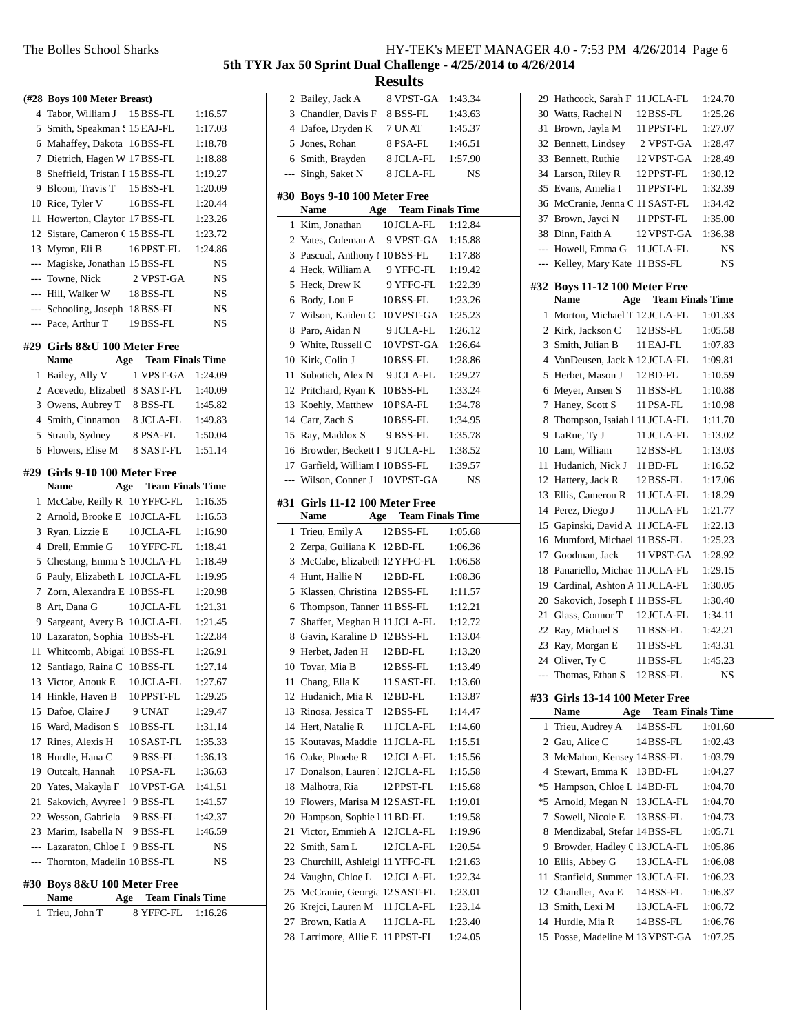## Results

### (#28 Boys 100 Meter Breast)

| | Name | Age | Team | Finals Time |
|---|---|---|---|---|
| 4 | Tabor, William J | 15 | BSS-FL | 1:16.57 |
| 5 | Smith, Speakman S | 15 | EAJ-FL | 1:17.03 |
| 6 | Mahaffey, Dakota | 16 | BSS-FL | 1:18.78 |
| 7 | Dietrich, Hagen W | 17 | BSS-FL | 1:18.88 |
| 8 | Sheffield, Tristan F | 15 | BSS-FL | 1:19.27 |
| 9 | Bloom, Travis T | 15 | BSS-FL | 1:20.09 |
| 10 | Rice, Tyler V | 16 | BSS-FL | 1:20.44 |
| 11 | Howerton, Clayton | 17 | BSS-FL | 1:23.26 |
| 12 | Sistare, Cameron C | 15 | BSS-FL | 1:23.72 |
| 13 | Myron, Eli B | 16 | PPST-FL | 1:24.86 |
| --- | Magiske, Jonathan | 15 | BSS-FL | NS |
| --- | Towne, Nick | 2 | VPST-GA | NS |
| --- | Hill, Walker W | 18 | BSS-FL | NS |
| --- | Schooling, Joseph | 18 | BSS-FL | NS |
| --- | Pace, Arthur T | 19 | BSS-FL | NS |

### #29 Girls 8&U 100 Meter Free

| | Name | Age | Team | Finals Time |
|---|---|---|---|---|
| 1 | Bailey, Ally V | 1 | VPST-GA | 1:24.09 |
| 2 | Acevedo, Elizabetl | 8 | SAST-FL | 1:40.09 |
| 3 | Owens, Aubrey T | 8 | BSS-FL | 1:45.82 |
| 4 | Smith, Cinnamon | 8 | JCLA-FL | 1:49.83 |
| 5 | Straub, Sydney | 8 | PSA-FL | 1:50.04 |
| 6 | Flowers, Elise M | 8 | SAST-FL | 1:51.14 |

### #29 Girls 9-10 100 Meter Free

| | Name | Age | Team | Finals Time |
|---|---|---|---|---|
| 1 | McCabe, Reilly R | 10 | YFFC-FL | 1:16.35 |
| 2 | Arnold, Brooke E | 10 | JCLA-FL | 1:16.53 |
| 3 | Ryan, Lizzie E | 10 | JCLA-FL | 1:16.90 |
| 4 | Drell, Emmie G | 10 | YFFC-FL | 1:18.41 |
| 5 | Chestang, Emma S | 10 | JCLA-FL | 1:18.49 |
| 6 | Pauly, Elizabeth L | 10 | JCLA-FL | 1:19.95 |
| 7 | Zorn, Alexandra E | 10 | BSS-FL | 1:20.98 |
| 8 | Art, Dana G | 10 | JCLA-FL | 1:21.31 |
| 9 | Sargeant, Avery B | 10 | JCLA-FL | 1:21.45 |
| 10 | Lazaraton, Sophia | 10 | BSS-FL | 1:22.84 |
| 11 | Whitcomb, Abigai | 10 | BSS-FL | 1:26.91 |
| 12 | Santiago, Raina C | 10 | BSS-FL | 1:27.14 |
| 13 | Victor, Anouk E | 10 | JCLA-FL | 1:27.67 |
| 14 | Hinkle, Haven B | 10 | PPST-FL | 1:29.25 |
| 15 | Dafoe, Claire J | 9 | UNAT | 1:29.47 |
| 16 | Ward, Madison S | 10 | BSS-FL | 1:31.14 |
| 17 | Rines, Alexis H | 10 | SAST-FL | 1:35.33 |
| 18 | Hurdle, Hana C | 9 | BSS-FL | 1:36.13 |
| 19 | Outcalt, Hannah | 10 | PSA-FL | 1:36.63 |
| 20 | Yates, Makayla F | 10 | VPST-GA | 1:41.51 |
| 21 | Sakovich, Avyree I | 9 | BSS-FL | 1:41.57 |
| 22 | Wesson, Gabriela | 9 | BSS-FL | 1:42.37 |
| 23 | Marim, Isabella N | 9 | BSS-FL | 1:46.59 |
| --- | Lazaraton, Chloe I | 9 | BSS-FL | NS |
| --- | Thornton, Madelin | 10 | BSS-FL | NS |

### #30 Boys 8&U 100 Meter Free

| | Name | Age | Team | Finals Time |
|---|---|---|---|---|
| 1 | Trieu, John T | 8 | YFFC-FL | 1:16.26 |
| 2 | Bailey, Jack A | 8 | VPST-GA | 1:43.34 |
| 3 | Chandler, Davis F | 8 | BSS-FL | 1:43.63 |
| 4 | Dafoe, Dryden K | 7 | UNAT | 1:45.37 |
| 5 | Jones, Rohan | 8 | PSA-FL | 1:46.51 |
| 6 | Smith, Brayden | 8 | JCLA-FL | 1:57.90 |
| --- | Singh, Saket N | 8 | JCLA-FL | NS |

### #30 Boys 9-10 100 Meter Free

| | Name | Age | Team | Finals Time |
|---|---|---|---|---|
| 1 | Kim, Jonathan | 10 | JCLA-FL | 1:12.84 |
| 2 | Yates, Coleman A | 9 | VPST-GA | 1:15.88 |
| 3 | Pascual, Anthony I | 10 | BSS-FL | 1:17.88 |
| 4 | Heck, William A | 9 | YFFC-FL | 1:19.42 |
| 5 | Heck, Drew K | 9 | YFFC-FL | 1:22.39 |
| 6 | Body, Lou F | 10 | BSS-FL | 1:23.26 |
| 7 | Wilson, Kaiden C | 10 | VPST-GA | 1:25.23 |
| 8 | Paro, Aidan N | 9 | JCLA-FL | 1:26.12 |
| 9 | White, Russell C | 10 | VPST-GA | 1:26.64 |
| 10 | Kirk, Colin J | 10 | BSS-FL | 1:28.86 |
| 11 | Subotich, Alex N | 9 | JCLA-FL | 1:29.27 |
| 12 | Pritchard, Ryan K | 10 | BSS-FL | 1:33.24 |
| 13 | Koehly, Matthew | 10 | PSA-FL | 1:34.78 |
| 14 | Carr, Zach S | 10 | BSS-FL | 1:34.95 |
| 15 | Ray, Maddox S | 9 | BSS-FL | 1:35.78 |
| 16 | Browder, Beckett I | 9 | JCLA-FL | 1:38.52 |
| 17 | Garfield, William I | 10 | BSS-FL | 1:39.57 |
| --- | Wilson, Conner J | 10 | VPST-GA | NS |

### #31 Girls 11-12 100 Meter Free

| | Name | Age | Team | Finals Time |
|---|---|---|---|---|
| 1 | Trieu, Emily A | 12 | BSS-FL | 1:05.68 |
| 2 | Zerpa, Guiliana K | 12 | BD-FL | 1:06.36 |
| 3 | McCabe, Elizabeth | 12 | YFFC-FL | 1:06.58 |
| 4 | Hunt, Hallie N | 12 | BD-FL | 1:08.36 |
| 5 | Klassen, Christina | 12 | BSS-FL | 1:11.57 |
| 6 | Thompson, Tanner | 11 | BSS-FL | 1:12.21 |
| 7 | Shaffer, Meghan H | 11 | JCLA-FL | 1:12.72 |
| 8 | Gavin, Karaline D | 12 | BSS-FL | 1:13.04 |
| 9 | Herbet, Jaden H | 12 | BD-FL | 1:13.20 |
| 10 | Tovar, Mia B | 12 | BSS-FL | 1:13.49 |
| 11 | Chang, Ella K | 11 | SAST-FL | 1:13.60 |
| 12 | Hudanich, Mia R | 12 | BD-FL | 1:13.87 |
| 13 | Rinosa, Jessica T | 12 | BSS-FL | 1:14.47 |
| 14 | Hert, Natalie R | 11 | JCLA-FL | 1:14.60 |
| 15 | Koutavas, Maddie | 11 | JCLA-FL | 1:15.51 |
| 16 | Oake, Phoebe R | 12 | JCLA-FL | 1:15.56 |
| 17 | Donalson, Lauren | 12 | JCLA-FL | 1:15.58 |
| 18 | Malhotra, Ria | 12 | PPST-FL | 1:15.68 |
| 19 | Flowers, Marisa M | 12 | SAST-FL | 1:19.01 |
| 20 | Hampson, Sophie I | 11 | BD-FL | 1:19.58 |
| 21 | Victor, Emmieh A | 12 | JCLA-FL | 1:19.96 |
| 22 | Smith, Sam L | 12 | JCLA-FL | 1:20.54 |
| 23 | Churchill, Ashleigl | 11 | YFFC-FL | 1:21.63 |
| 24 | Vaughn, Chloe L | 12 | JCLA-FL | 1:22.34 |
| 25 | McCranie, Georgia | 12 | SAST-FL | 1:23.01 |
| 26 | Krejci, Lauren M | 11 | JCLA-FL | 1:23.14 |
| 27 | Brown, Katia A | 11 | JCLA-FL | 1:23.40 |
| 28 | Larrimore, Allie E | 11 | PPST-FL | 1:24.05 |
| 29 | Hathcock, Sarah F | 11 | JCLA-FL | 1:24.70 |
| 30 | Watts, Rachel N | 12 | BSS-FL | 1:25.26 |
| 31 | Brown, Jayla M | 11 | PPST-FL | 1:27.07 |
| 32 | Bennett, Lindsey | 2 | VPST-GA | 1:28.47 |
| 33 | Bennett, Ruthie | 12 | VPST-GA | 1:28.49 |
| 34 | Larson, Riley R | 12 | PPST-FL | 1:30.12 |
| 35 | Evans, Amelia I | 11 | PPST-FL | 1:32.39 |
| 36 | McCranie, Jenna C | 11 | SAST-FL | 1:34.42 |
| 37 | Brown, Jayci N | 11 | PPST-FL | 1:35.00 |
| 38 | Dinn, Faith A | 12 | VPST-GA | 1:36.38 |
| --- | Howell, Emma G | 11 | JCLA-FL | NS |
| --- | Kelley, Mary Kate | 11 | BSS-FL | NS |

### #32 Boys 11-12 100 Meter Free

| | Name | Age | Team | Finals Time |
|---|---|---|---|---|
| 1 | Morton, Michael T | 12 | JCLA-FL | 1:01.33 |
| 2 | Kirk, Jackson C | 12 | BSS-FL | 1:05.58 |
| 3 | Smith, Julian B | 11 | EAJ-FL | 1:07.83 |
| 4 | VanDeusen, Jack M | 12 | JCLA-FL | 1:09.81 |
| 5 | Herbet, Mason J | 12 | BD-FL | 1:10.59 |
| 6 | Meyer, Ansen S | 11 | BSS-FL | 1:10.88 |
| 7 | Haney, Scott S | 11 | PSA-FL | 1:10.98 |
| 8 | Thompson, Isaiah I | 11 | JCLA-FL | 1:11.70 |
| 9 | LaRue, Ty J | 11 | JCLA-FL | 1:13.02 |
| 10 | Lam, William | 12 | BSS-FL | 1:13.03 |
| 11 | Hudanich, Nick J | 11 | BD-FL | 1:16.52 |
| 12 | Hattery, Jack R | 12 | BSS-FL | 1:17.06 |
| 13 | Ellis, Cameron R | 11 | JCLA-FL | 1:18.29 |
| 14 | Perez, Diego J | 11 | JCLA-FL | 1:21.77 |
| 15 | Gapinski, David A | 11 | JCLA-FL | 1:22.13 |
| 16 | Mumford, Michael | 11 | BSS-FL | 1:25.23 |
| 17 | Goodman, Jack | 11 | VPST-GA | 1:28.92 |
| 18 | Panariello, Michae | 11 | JCLA-FL | 1:29.15 |
| 19 | Cardinal, Ashton A | 11 | JCLA-FL | 1:30.05 |
| 20 | Sakovich, Joseph I | 11 | BSS-FL | 1:30.40 |
| 21 | Glass, Connor T | 12 | JCLA-FL | 1:34.11 |
| 22 | Ray, Michael S | 11 | BSS-FL | 1:42.21 |
| 23 | Ray, Morgan E | 11 | BSS-FL | 1:43.31 |
| 24 | Oliver, Ty C | 11 | BSS-FL | 1:45.23 |
| --- | Thomas, Ethan S | 12 | BSS-FL | NS |

### #33 Girls 13-14 100 Meter Free

| | Name | Age | Team | Finals Time |
|---|---|---|---|---|
| 1 | Trieu, Audrey A | 14 | BSS-FL | 1:01.60 |
| 2 | Gau, Alice C | 14 | BSS-FL | 1:02.43 |
| 3 | McMahon, Kensey | 14 | BSS-FL | 1:03.79 |
| 4 | Stewart, Emma K | 13 | BD-FL | 1:04.27 |
| *5 | Hampson, Chloe L | 14 | BD-FL | 1:04.70 |
| *5 | Arnold, Megan N | 13 | JCLA-FL | 1:04.70 |
| 7 | Sowell, Nicole E | 13 | BSS-FL | 1:04.73 |
| 8 | Mendizabal, Stefar | 14 | BSS-FL | 1:05.71 |
| 9 | Browder, Hadley C | 13 | JCLA-FL | 1:05.86 |
| 10 | Ellis, Abbey G | 13 | JCLA-FL | 1:06.08 |
| 11 | Stanfield, Summer | 13 | JCLA-FL | 1:06.23 |
| 12 | Chandler, Ava E | 14 | BSS-FL | 1:06.37 |
| 13 | Smith, Lexi M | 13 | JCLA-FL | 1:06.72 |
| 14 | Hurdle, Mia R | 14 | BSS-FL | 1:06.76 |
| 15 | Posse, Madeline M | 13 | VPST-GA | 1:07.25 |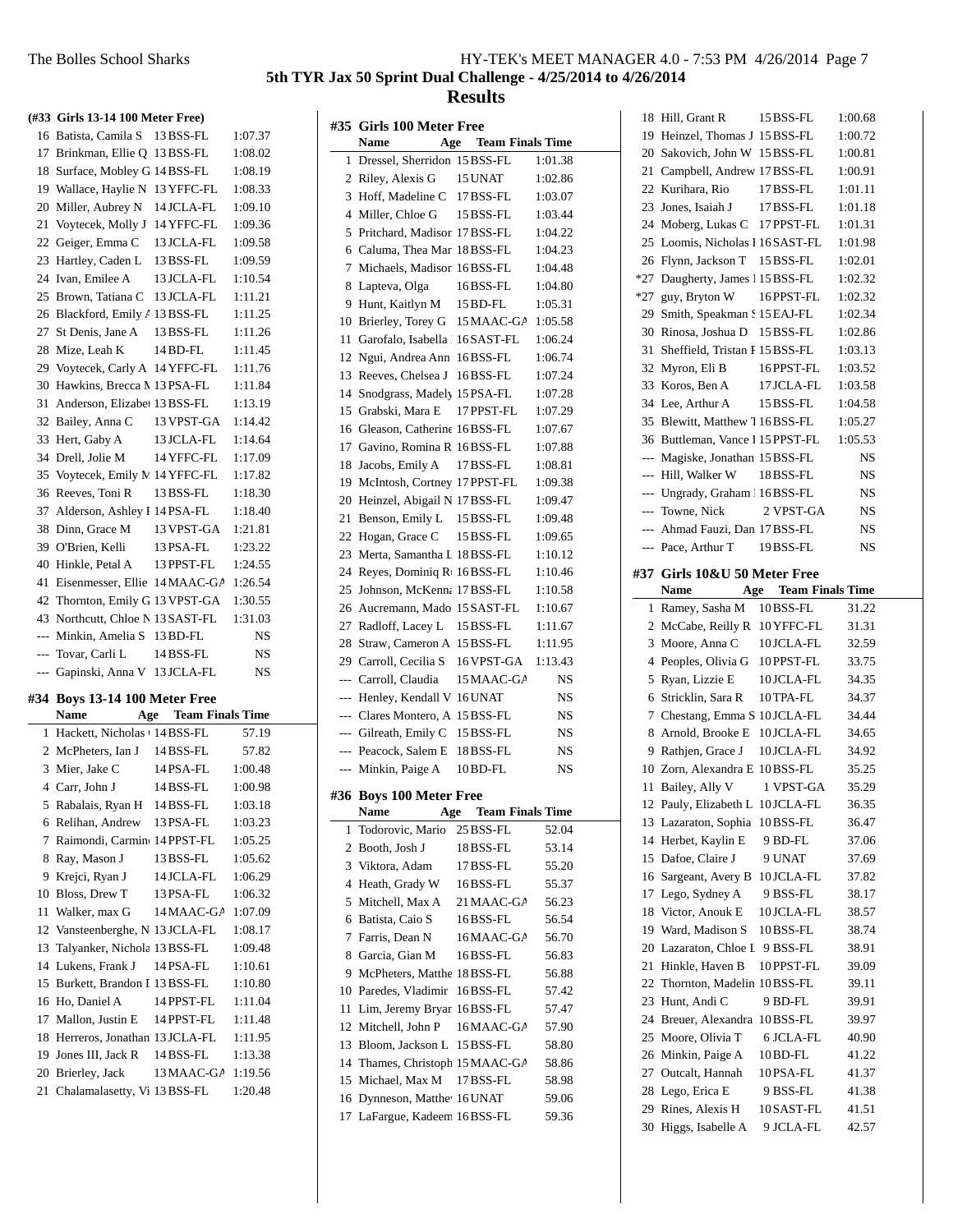## 5th TYR Jax 50 Sprint Dual Challenge - 4/25/2014 to 4/26/2014

## Results

### (#33 Girls 13-14 100 Meter Free)

| | Name | Age | Team | Finals Time |
|---|---|---|---|---|
| 16 | Batista, Camila S | 13 | BSS-FL | 1:07.37 |
| 17 | Brinkman, Ellie Q | 13 | BSS-FL | 1:08.02 |
| 18 | Surface, Mobley G | 14 | BSS-FL | 1:08.19 |
| 19 | Wallace, Haylie N | 13 | YFFC-FL | 1:08.33 |
| 20 | Miller, Aubrey N | 14 | JCLA-FL | 1:09.10 |
| 21 | Voytecek, Molly J | 14 | YFFC-FL | 1:09.36 |
| 22 | Geiger, Emma C | 13 | JCLA-FL | 1:09.58 |
| 23 | Hartley, Caden L | 13 | BSS-FL | 1:09.59 |
| 24 | Ivan, Emilee A | 13 | JCLA-FL | 1:10.54 |
| 25 | Brown, Tatiana C | 13 | JCLA-FL | 1:11.21 |
| 26 | Blackford, Emily A | 13 | BSS-FL | 1:11.25 |
| 27 | St Denis, Jane A | 13 | BSS-FL | 1:11.26 |
| 28 | Mize, Leah K | 14 | BD-FL | 1:11.45 |
| 29 | Voytecek, Carly A | 14 | YFFC-FL | 1:11.76 |
| 30 | Hawkins, Brecca M | 13 | PSA-FL | 1:11.84 |
| 31 | Anderson, Elizabet | 13 | BSS-FL | 1:13.19 |
| 32 | Bailey, Anna C | 13 | VPST-GA | 1:14.42 |
| 33 | Hert, Gaby A | 13 | JCLA-FL | 1:14.64 |
| 34 | Drell, Jolie M | 14 | YFFC-FL | 1:17.09 |
| 35 | Voytecek, Emily M | 14 | YFFC-FL | 1:17.82 |
| 36 | Reeves, Toni R | 13 | BSS-FL | 1:18.30 |
| 37 | Alderson, Ashley E | 14 | PSA-FL | 1:18.40 |
| 38 | Dinn, Grace M | 13 | VPST-GA | 1:21.81 |
| 39 | O'Brien, Kelli | 13 | PSA-FL | 1:23.22 |
| 40 | Hinkle, Petal A | 13 | PPST-FL | 1:24.55 |
| 41 | Eisenmesser, Ellie | 14 | MAAC-GA | 1:26.54 |
| 42 | Thornton, Emily G | 13 | VPST-GA | 1:30.55 |
| 43 | Northcutt, Chloe N | 13 | SAST-FL | 1:31.03 |
| --- | Minkin, Amelia S | 13 | BD-FL | NS |
| --- | Tovar, Carli L | 14 | BSS-FL | NS |
| --- | Gapinski, Anna V | 13 | JCLA-FL | NS |

### #34 Boys 13-14 100 Meter Free

| | Name | Age | Team | Finals Time |
|---|---|---|---|---|
| 1 | Hackett, Nicholas | 14 | BSS-FL | 57.19 |
| 2 | McPheters, Ian J | 14 | BSS-FL | 57.82 |
| 3 | Mier, Jake C | 14 | PSA-FL | 1:00.48 |
| 4 | Carr, John J | 14 | BSS-FL | 1:00.98 |
| 5 | Rabalais, Ryan H | 14 | BSS-FL | 1:03.18 |
| 6 | Relihan, Andrew | 13 | PSA-FL | 1:03.23 |
| 7 | Raimondi, Carmin | 14 | PPST-FL | 1:05.25 |
| 8 | Ray, Mason J | 13 | BSS-FL | 1:05.62 |
| 9 | Krejci, Ryan J | 14 | JCLA-FL | 1:06.29 |
| 10 | Bloss, Drew T | 13 | PSA-FL | 1:06.32 |
| 11 | Walker, max G | 14 | MAAC-GA | 1:07.09 |
| 12 | Vansteenberghe, N | 13 | JCLA-FL | 1:08.17 |
| 13 | Talyanker, Nichola | 13 | BSS-FL | 1:09.48 |
| 14 | Lukens, Frank J | 14 | PSA-FL | 1:10.61 |
| 15 | Burkett, Brandon I | 13 | BSS-FL | 1:10.80 |
| 16 | Ho, Daniel A | 14 | PPST-FL | 1:11.04 |
| 17 | Mallon, Justin E | 14 | PPST-FL | 1:11.48 |
| 18 | Herreros, Jonathan | 13 | JCLA-FL | 1:11.95 |
| 19 | Jones III, Jack R | 14 | BSS-FL | 1:13.38 |
| 20 | Brierley, Jack | 13 | MAAC-GA | 1:19.56 |
| 21 | Chalamalasetty, Vi | 13 | BSS-FL | 1:20.48 |

### #35 Girls 100 Meter Free

| | Name | Age | Team | Finals Time |
|---|---|---|---|---|
| 1 | Dressel, Sherridon | 15 | BSS-FL | 1:01.38 |
| 2 | Riley, Alexis G | 15 | UNAT | 1:02.86 |
| 3 | Hoff, Madeline C | 17 | BSS-FL | 1:03.07 |
| 4 | Miller, Chloe G | 15 | BSS-FL | 1:03.44 |
| 5 | Pritchard, Madison | 17 | BSS-FL | 1:04.22 |
| 6 | Caluma, Thea Mar | 18 | BSS-FL | 1:04.23 |
| 7 | Michaels, Madison | 16 | BSS-FL | 1:04.48 |
| 8 | Lapteva, Olga | 16 | BSS-FL | 1:04.80 |
| 9 | Hunt, Kaitlyn M | 15 | BD-FL | 1:05.31 |
| 10 | Brierley, Torey G | 15 | MAAC-GA | 1:05.58 |
| 11 | Garofalo, Isabella | 16 | SAST-FL | 1:06.24 |
| 12 | Ngui, Andrea Ann | 16 | BSS-FL | 1:06.74 |
| 13 | Reeves, Chelsea J | 16 | BSS-FL | 1:07.24 |
| 14 | Snodgrass, Madely | 15 | PSA-FL | 1:07.28 |
| 15 | Grabski, Mara E | 17 | PPST-FL | 1:07.29 |
| 16 | Gleason, Catherine | 16 | BSS-FL | 1:07.67 |
| 17 | Gavino, Romina R | 16 | BSS-FL | 1:07.88 |
| 18 | Jacobs, Emily A | 17 | BSS-FL | 1:08.81 |
| 19 | McIntosh, Cortney | 17 | PPST-FL | 1:09.38 |
| 20 | Heinzel, Abigail N | 17 | BSS-FL | 1:09.47 |
| 21 | Benson, Emily L | 15 | BSS-FL | 1:09.48 |
| 22 | Hogan, Grace C | 15 | BSS-FL | 1:09.65 |
| 23 | Merta, Samantha L | 18 | BSS-FL | 1:10.12 |
| 24 | Reyes, Dominiq Ri | 16 | BSS-FL | 1:10.46 |
| 25 | Johnson, McKenna | 17 | BSS-FL | 1:10.58 |
| 26 | Aucremann, Mado | 15 | SAST-FL | 1:10.67 |
| 27 | Radloff, Lacey L | 15 | BSS-FL | 1:11.67 |
| 28 | Straw, Cameron A | 15 | BSS-FL | 1:11.95 |
| 29 | Carroll, Cecilia S | 16 | VPST-GA | 1:13.43 |
| --- | Carroll, Claudia | 15 | MAAC-GA | NS |
| --- | Henley, Kendall V | 16 | UNAT | NS |
| --- | Clares Montero, A | 15 | BSS-FL | NS |
| --- | Gilreath, Emily C | 15 | BSS-FL | NS |
| --- | Peacock, Salem E | 18 | BSS-FL | NS |
| --- | Minkin, Paige A | 10 | BD-FL | NS |

### #36 Boys 100 Meter Free

| | Name | Age | Team | Finals Time |
|---|---|---|---|---|
| 1 | Todorovic, Mario | 25 | BSS-FL | 52.04 |
| 2 | Booth, Josh J | 18 | BSS-FL | 53.14 |
| 3 | Viktora, Adam | 17 | BSS-FL | 55.20 |
| 4 | Heath, Grady W | 16 | BSS-FL | 55.37 |
| 5 | Mitchell, Max A | 21 | MAAC-GA | 56.23 |
| 6 | Batista, Caio S | 16 | BSS-FL | 56.54 |
| 7 | Farris, Dean N | 16 | MAAC-GA | 56.70 |
| 8 | Garcia, Gian M | 16 | BSS-FL | 56.83 |
| 9 | McPheters, Matthe | 18 | BSS-FL | 56.88 |
| 10 | Paredes, Vladimir | 16 | BSS-FL | 57.42 |
| 11 | Lim, Jeremy Bryan | 16 | BSS-FL | 57.47 |
| 12 | Mitchell, John P | 16 | MAAC-GA | 57.90 |
| 13 | Bloom, Jackson L | 15 | BSS-FL | 58.80 |
| 14 | Thames, Christoph | 15 | MAAC-GA | 58.86 |
| 15 | Michael, Max M | 17 | BSS-FL | 58.98 |
| 16 | Dynneson, Matthew | 16 | UNAT | 59.06 |
| 17 | LaFargue, Kadeem | 16 | BSS-FL | 59.36 |
| 18 | Hill, Grant R | 15 | BSS-FL | 1:00.68 |
| 19 | Heinzel, Thomas J | 15 | BSS-FL | 1:00.72 |
| 20 | Sakovich, John W | 15 | BSS-FL | 1:00.81 |
| 21 | Campbell, Andrew | 17 | BSS-FL | 1:00.91 |
| 22 | Kurihara, Rio | 17 | BSS-FL | 1:01.11 |
| 23 | Jones, Isaiah J | 17 | BSS-FL | 1:01.18 |
| 24 | Moberg, Lukas C | 17 | PPST-FL | 1:01.31 |
| 25 | Loomis, Nicholas I | 16 | SAST-FL | 1:01.98 |
| 26 | Flynn, Jackson T | 15 | BSS-FL | 1:02.01 |
| *27 | Daugherty, James I | 15 | BSS-FL | 1:02.32 |
| *27 | guy, Bryton W | 16 | PPST-FL | 1:02.32 |
| 29 | Smith, Speakman S | 15 | EAJ-FL | 1:02.34 |
| 30 | Rinosa, Joshua D | 15 | BSS-FL | 1:02.86 |
| 31 | Sheffield, Tristan F | 15 | BSS-FL | 1:03.13 |
| 32 | Myron, Eli B | 16 | PPST-FL | 1:03.52 |
| 33 | Koros, Ben A | 17 | JCLA-FL | 1:03.58 |
| 34 | Lee, Arthur A | 15 | BSS-FL | 1:04.58 |
| 35 | Blewitt, Matthew T | 16 | BSS-FL | 1:05.27 |
| 36 | Buttleman, Vance I | 15 | PPST-FL | 1:05.53 |
| --- | Magiske, Jonathan | 15 | BSS-FL | NS |
| --- | Hill, Walker W | 18 | BSS-FL | NS |
| --- | Ungrady, Graham I | 16 | BSS-FL | NS |
| --- | Towne, Nick | 2 | VPST-GA | NS |
| --- | Ahmad Fauzi, Dan | 17 | BSS-FL | NS |
| --- | Pace, Arthur T | 19 | BSS-FL | NS |

### #37 Girls 10&U 50 Meter Free

| | Name | Age | Team | Finals Time |
|---|---|---|---|---|
| 1 | Ramey, Sasha M | 10 | BSS-FL | 31.22 |
| 2 | McCabe, Reilly R | 10 | YFFC-FL | 31.31 |
| 3 | Moore, Anna C | 10 | JCLA-FL | 32.59 |
| 4 | Peoples, Olivia G | 10 | PPST-FL | 33.75 |
| 5 | Ryan, Lizzie E | 10 | JCLA-FL | 34.35 |
| 6 | Stricklin, Sara R | 10 | TPA-FL | 34.37 |
| 7 | Chestang, Emma S | 10 | JCLA-FL | 34.44 |
| 8 | Arnold, Brooke E | 10 | JCLA-FL | 34.65 |
| 9 | Rathjen, Grace J | 10 | JCLA-FL | 34.92 |
| 10 | Zorn, Alexandra E | 10 | BSS-FL | 35.25 |
| 11 | Bailey, Ally V | 1 | VPST-GA | 35.29 |
| 12 | Pauly, Elizabeth L | 10 | JCLA-FL | 36.35 |
| 13 | Lazaraton, Sophia | 10 | BSS-FL | 36.47 |
| 14 | Herbet, Kaylin E | 9 | BD-FL | 37.06 |
| 15 | Dafoe, Claire J | 9 | UNAT | 37.69 |
| 16 | Sargeant, Avery B | 10 | JCLA-FL | 37.82 |
| 17 | Lego, Sydney A | 9 | BSS-FL | 38.17 |
| 18 | Victor, Anouk E | 10 | JCLA-FL | 38.57 |
| 19 | Ward, Madison S | 10 | BSS-FL | 38.74 |
| 20 | Lazaraton, Chloe L | 9 | BSS-FL | 38.91 |
| 21 | Hinkle, Haven B | 10 | PPST-FL | 39.09 |
| 22 | Thornton, Madelin | 10 | BSS-FL | 39.11 |
| 23 | Hunt, Andi C | 9 | BD-FL | 39.91 |
| 24 | Breuer, Alexandra | 10 | BSS-FL | 39.97 |
| 25 | Moore, Olivia T | 6 | JCLA-FL | 40.90 |
| 26 | Minkin, Paige A | 10 | BD-FL | 41.22 |
| 27 | Outcalt, Hannah | 10 | PSA-FL | 41.37 |
| 28 | Lego, Erica E | 9 | BSS-FL | 41.38 |
| 29 | Rines, Alexis H | 10 | SAST-FL | 41.51 |
| 30 | Higgs, Isabelle A | 9 | JCLA-FL | 42.57 |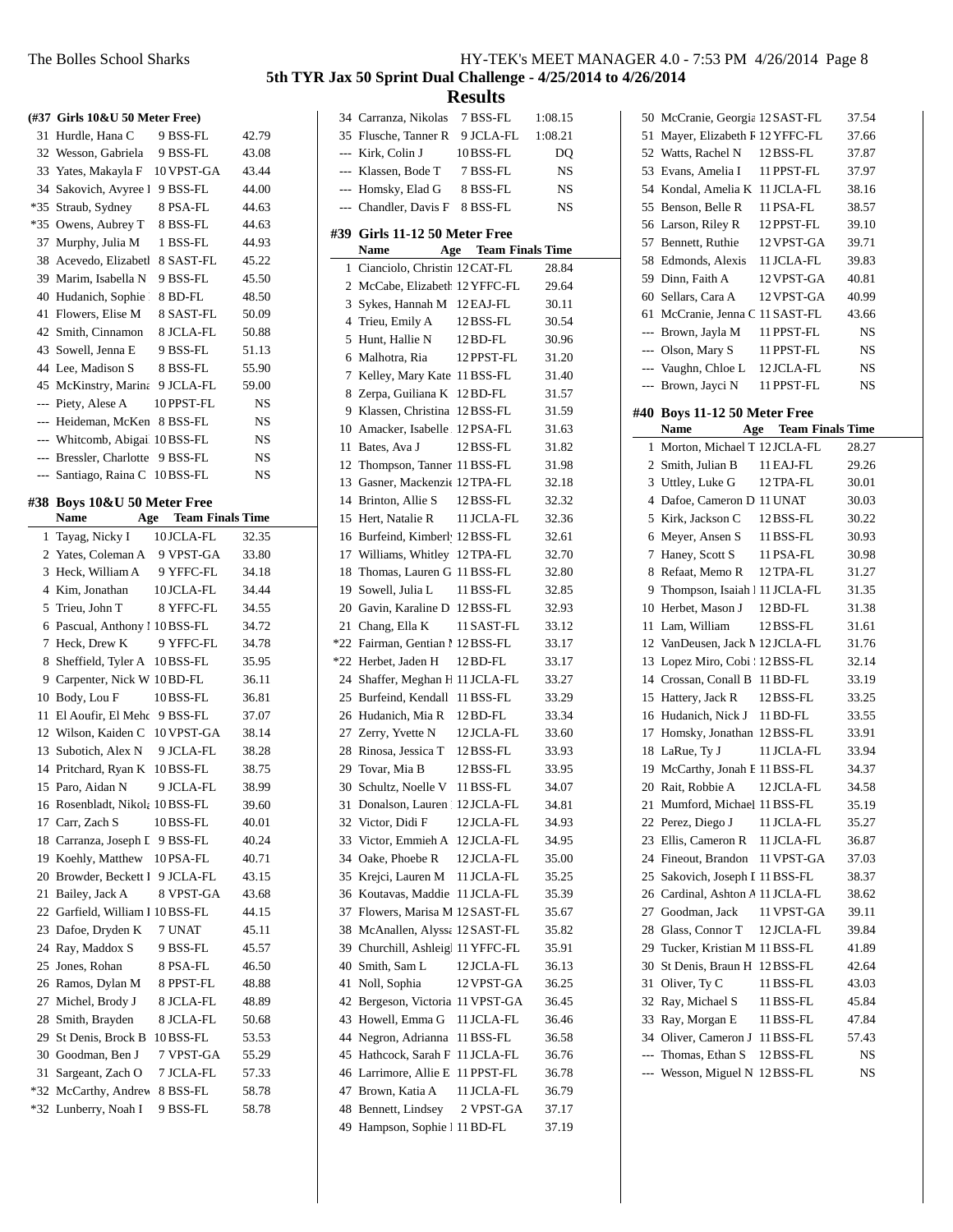## 5th TYR Jax 50 Sprint Dual Challenge - 4/25/2014 to 4/26/2014

## Results

**(#37 Girls 10&U 50 Meter Free)**

| | Name | Age | Team | Finals Time |
|---|---|---|---|---|
| 31 | Hurdle, Hana C | 9 | BSS-FL | 42.79 |
| 32 | Wesson, Gabriela | 9 | BSS-FL | 43.08 |
| 33 | Yates, Makayla F | 10 | VPST-GA | 43.44 |
| 34 | Sakovich, Avyree I | 9 | BSS-FL | 44.00 |
| *35 | Straub, Sydney | 8 | PSA-FL | 44.63 |
| *35 | Owens, Aubrey T | 8 | BSS-FL | 44.63 |
| 37 | Murphy, Julia M | 1 | BSS-FL | 44.93 |
| 38 | Acevedo, Elizabetl | 8 | SAST-FL | 45.22 |
| 39 | Marim, Isabella N | 9 | BSS-FL | 45.50 |
| 40 | Hudanich, Sophie | 8 | BD-FL | 48.50 |
| 41 | Flowers, Elise M | 8 | SAST-FL | 50.09 |
| 42 | Smith, Cinnamon | 8 | JCLA-FL | 50.88 |
| 43 | Sowell, Jenna E | 9 | BSS-FL | 51.13 |
| 44 | Lee, Madison S | 8 | BSS-FL | 55.90 |
| 45 | McKinstry, Marina | 9 | JCLA-FL | 59.00 |
| --- | Piety, Alese A | 10 | PPST-FL | NS |
| --- | Heideman, McKen | 8 | BSS-FL | NS |
| --- | Whitcomb, Abigai | 10 | BSS-FL | NS |
| --- | Bressler, Charlotte | 9 | BSS-FL | NS |
| --- | Santiago, Raina C | 10 | BSS-FL | NS |

### #38 Boys 10&U 50 Meter Free

| | Name | Age | Team | Finals Time |
|---|---|---|---|---|
| 1 | Tayag, Nicky I | 10 | JCLA-FL | 32.35 |
| 2 | Yates, Coleman A | 9 | VPST-GA | 33.80 |
| 3 | Heck, William A | 9 | YFFC-FL | 34.18 |
| 4 | Kim, Jonathan | 10 | JCLA-FL | 34.44 |
| 5 | Trieu, John T | 8 | YFFC-FL | 34.55 |
| 6 | Pascual, Anthony I | 10 | BSS-FL | 34.72 |
| 7 | Heck, Drew K | 9 | YFFC-FL | 34.78 |
| 8 | Sheffield, Tyler A | 10 | BSS-FL | 35.95 |
| 9 | Carpenter, Nick W | 10 | BD-FL | 36.11 |
| 10 | Body, Lou F | 10 | BSS-FL | 36.81 |
| 11 | El Aoufir, El Mehc | 9 | BSS-FL | 37.07 |
| 12 | Wilson, Kaiden C | 10 | VPST-GA | 38.14 |
| 13 | Subotich, Alex N | 9 | JCLA-FL | 38.28 |
| 14 | Pritchard, Ryan K | 10 | BSS-FL | 38.75 |
| 15 | Paro, Aidan N | 9 | JCLA-FL | 38.99 |
| 16 | Rosenbladt, Nikola | 10 | BSS-FL | 39.60 |
| 17 | Carr, Zach S | 10 | BSS-FL | 40.01 |
| 18 | Carranza, Joseph D | 9 | BSS-FL | 40.24 |
| 19 | Koehly, Matthew | 10 | PSA-FL | 40.71 |
| 20 | Browder, Beckett I | 9 | JCLA-FL | 43.15 |
| 21 | Bailey, Jack A | 8 | VPST-GA | 43.68 |
| 22 | Garfield, William I | 10 | BSS-FL | 44.15 |
| 23 | Dafoe, Dryden K | 7 | UNAT | 45.11 |
| 24 | Ray, Maddox S | 9 | BSS-FL | 45.57 |
| 25 | Jones, Rohan | 8 | PSA-FL | 46.50 |
| 26 | Ramos, Dylan M | 8 | PPST-FL | 48.88 |
| 27 | Michel, Brody J | 8 | JCLA-FL | 48.89 |
| 28 | Smith, Brayden | 8 | JCLA-FL | 50.68 |
| 29 | St Denis, Brock B | 10 | BSS-FL | 53.53 |
| 30 | Goodman, Ben J | 7 | VPST-GA | 55.29 |
| 31 | Sargeant, Zach O | 7 | JCLA-FL | 57.33 |
| *32 | McCarthy, Andrew | 8 | BSS-FL | 58.78 |
| *32 | Lunberry, Noah I | 9 | BSS-FL | 58.78 |
| 34 | Carranza, Nikolas | 7 | BSS-FL | 1:08.15 |
| 35 | Flusche, Tanner R | 9 | JCLA-FL | 1:08.21 |
| --- | Kirk, Colin J | 10 | BSS-FL | DQ |
| --- | Klassen, Bode T | 7 | BSS-FL | NS |
| --- | Homsky, Elad G | 8 | BSS-FL | NS |
| --- | Chandler, Davis F | 8 | BSS-FL | NS |

### #39 Girls 11-12 50 Meter Free

| | Name | Age | Team | Finals Time |
|---|---|---|---|---|
| 1 | Cianciolo, Christin | 12 | CAT-FL | 28.84 |
| 2 | McCabe, Elizabeth | 12 | YFFC-FL | 29.64 |
| 3 | Sykes, Hannah M | 12 | EAJ-FL | 30.11 |
| 4 | Trieu, Emily A | 12 | BSS-FL | 30.54 |
| 5 | Hunt, Hallie N | 12 | BD-FL | 30.96 |
| 6 | Malhotra, Ria | 12 | PPST-FL | 31.20 |
| 7 | Kelley, Mary Kate | 11 | BSS-FL | 31.40 |
| 8 | Zerpa, Guiliana K | 12 | BD-FL | 31.57 |
| 9 | Klassen, Christina | 12 | BSS-FL | 31.59 |
| 10 | Amacker, Isabelle | 12 | PSA-FL | 31.63 |
| 11 | Bates, Ava J | 12 | BSS-FL | 31.82 |
| 12 | Thompson, Tanner | 11 | BSS-FL | 31.98 |
| 13 | Gasner, Mackenzie | 12 | TPA-FL | 32.18 |
| 14 | Brinton, Allie S | 12 | BSS-FL | 32.32 |
| 15 | Hert, Natalie R | 11 | JCLA-FL | 32.36 |
| 16 | Burfeind, Kimberly | 12 | BSS-FL | 32.61 |
| 17 | Williams, Whitley | 12 | TPA-FL | 32.70 |
| 18 | Thomas, Lauren G | 11 | BSS-FL | 32.80 |
| 19 | Sowell, Julia L | 11 | BSS-FL | 32.85 |
| 20 | Gavin, Karaline D | 12 | BSS-FL | 32.93 |
| 21 | Chang, Ella K | 11 | SAST-FL | 33.12 |
| *22 | Fairman, Gentian I | 12 | BSS-FL | 33.17 |
| *22 | Herbet, Jaden H | 12 | BD-FL | 33.17 |
| 24 | Shaffer, Meghan H | 11 | JCLA-FL | 33.27 |
| 25 | Burfeind, Kendall | 11 | BSS-FL | 33.29 |
| 26 | Hudanich, Mia R | 12 | BD-FL | 33.34 |
| 27 | Zerry, Yvette N | 12 | JCLA-FL | 33.60 |
| 28 | Rinosa, Jessica T | 12 | BSS-FL | 33.93 |
| 29 | Tovar, Mia B | 12 | BSS-FL | 33.95 |
| 30 | Schultz, Noelle V | 11 | BSS-FL | 34.07 |
| 31 | Donalson, Lauren | 12 | JCLA-FL | 34.81 |
| 32 | Victor, Didi F | 12 | JCLA-FL | 34.93 |
| 33 | Victor, Emmieh A | 12 | JCLA-FL | 34.95 |
| 34 | Oake, Phoebe R | 12 | JCLA-FL | 35.00 |
| 35 | Krejci, Lauren M | 11 | JCLA-FL | 35.25 |
| 36 | Koutavas, Maddie | 11 | JCLA-FL | 35.39 |
| 37 | Flowers, Marisa M | 12 | SAST-FL | 35.67 |
| 38 | McAnallen, Alyssa | 12 | SAST-FL | 35.82 |
| 39 | Churchill, Ashleigh | 11 | YFFC-FL | 35.91 |
| 40 | Smith, Sam L | 12 | JCLA-FL | 36.13 |
| 41 | Noll, Sophia | 12 | VPST-GA | 36.25 |
| 42 | Bergeson, Victoria | 11 | VPST-GA | 36.45 |
| 43 | Howell, Emma G | 11 | JCLA-FL | 36.46 |
| 44 | Negron, Adrianna | 11 | BSS-FL | 36.58 |
| 45 | Hathcock, Sarah F | 11 | JCLA-FL | 36.76 |
| 46 | Larrimore, Allie E | 11 | PPST-FL | 36.78 |
| 47 | Brown, Katia A | 11 | JCLA-FL | 36.79 |
| 48 | Bennett, Lindsey | 2 | VPST-GA | 37.17 |
| 49 | Hampson, Sophie I | 11 | BD-FL | 37.19 |
| 50 | McCranie, Georgia | 12 | SAST-FL | 37.54 |
| 51 | Mayer, Elizabeth F | 12 | YFFC-FL | 37.66 |
| 52 | Watts, Rachel N | 12 | BSS-FL | 37.87 |
| 53 | Evans, Amelia I | 11 | PPST-FL | 37.97 |
| 54 | Kondal, Amelia K | 11 | JCLA-FL | 38.16 |
| 55 | Benson, Belle R | 11 | PSA-FL | 38.57 |
| 56 | Larson, Riley R | 12 | PPST-FL | 39.10 |
| 57 | Bennett, Ruthie | 12 | VPST-GA | 39.71 |
| 58 | Edmonds, Alexis | 11 | JCLA-FL | 39.83 |
| 59 | Dinn, Faith A | 12 | VPST-GA | 40.81 |
| 60 | Sellars, Cara A | 12 | VPST-GA | 40.99 |
| 61 | McCranie, Jenna C | 11 | SAST-FL | 43.66 |
| --- | Brown, Jayla M | 11 | PPST-FL | NS |
| --- | Olson, Mary S | 11 | PPST-FL | NS |
| --- | Vaughn, Chloe L | 12 | JCLA-FL | NS |
| --- | Brown, Jayci N | 11 | PPST-FL | NS |

### #40 Boys 11-12 50 Meter Free

| | Name | Age | Team | Finals Time |
|---|---|---|---|---|
| 1 | Morton, Michael T | 12 | JCLA-FL | 28.27 |
| 2 | Smith, Julian B | 11 | EAJ-FL | 29.26 |
| 3 | Uttley, Luke G | 12 | TPA-FL | 30.01 |
| 4 | Dafoe, Cameron D | 11 | UNAT | 30.03 |
| 5 | Kirk, Jackson C | 12 | BSS-FL | 30.22 |
| 6 | Meyer, Ansen S | 11 | BSS-FL | 30.93 |
| 7 | Haney, Scott S | 11 | PSA-FL | 30.98 |
| 8 | Refaat, Memo R | 12 | TPA-FL | 31.27 |
| 9 | Thompson, Isaiah I | 11 | JCLA-FL | 31.35 |
| 10 | Herbet, Mason J | 12 | BD-FL | 31.38 |
| 11 | Lam, William | 12 | BSS-FL | 31.61 |
| 12 | VanDeusen, Jack M | 12 | JCLA-FL | 31.76 |
| 13 | Lopez Miro, Cobi | 12 | BSS-FL | 32.14 |
| 14 | Crossan, Conall B | 11 | BD-FL | 33.19 |
| 15 | Hattery, Jack R | 12 | BSS-FL | 33.25 |
| 16 | Hudanich, Nick J | 11 | BD-FL | 33.55 |
| 17 | Homsky, Jonathan | 12 | BSS-FL | 33.91 |
| 18 | LaRue, Ty J | 11 | JCLA-FL | 33.94 |
| 19 | McCarthy, Jonah E | 11 | BSS-FL | 34.37 |
| 20 | Rait, Robbie A | 12 | JCLA-FL | 34.58 |
| 21 | Mumford, Michael | 11 | BSS-FL | 35.19 |
| 22 | Perez, Diego J | 11 | JCLA-FL | 35.27 |
| 23 | Ellis, Cameron R | 11 | JCLA-FL | 36.87 |
| 24 | Fineout, Brandon | 11 | VPST-GA | 37.03 |
| 25 | Sakovich, Joseph I | 11 | BSS-FL | 38.37 |
| 26 | Cardinal, Ashton A | 11 | JCLA-FL | 38.62 |
| 27 | Goodman, Jack | 11 | VPST-GA | 39.11 |
| 28 | Glass, Connor T | 12 | JCLA-FL | 39.84 |
| 29 | Tucker, Kristian M | 11 | BSS-FL | 41.89 |
| 30 | St Denis, Braun H | 12 | BSS-FL | 42.64 |
| 31 | Oliver, Ty C | 11 | BSS-FL | 43.03 |
| 32 | Ray, Michael S | 11 | BSS-FL | 45.84 |
| 33 | Ray, Morgan E | 11 | BSS-FL | 47.84 |
| 34 | Oliver, Cameron J | 11 | BSS-FL | 57.43 |
| --- | Thomas, Ethan S | 12 | BSS-FL | NS |
| --- | Wesson, Miguel N | 12 | BSS-FL | NS |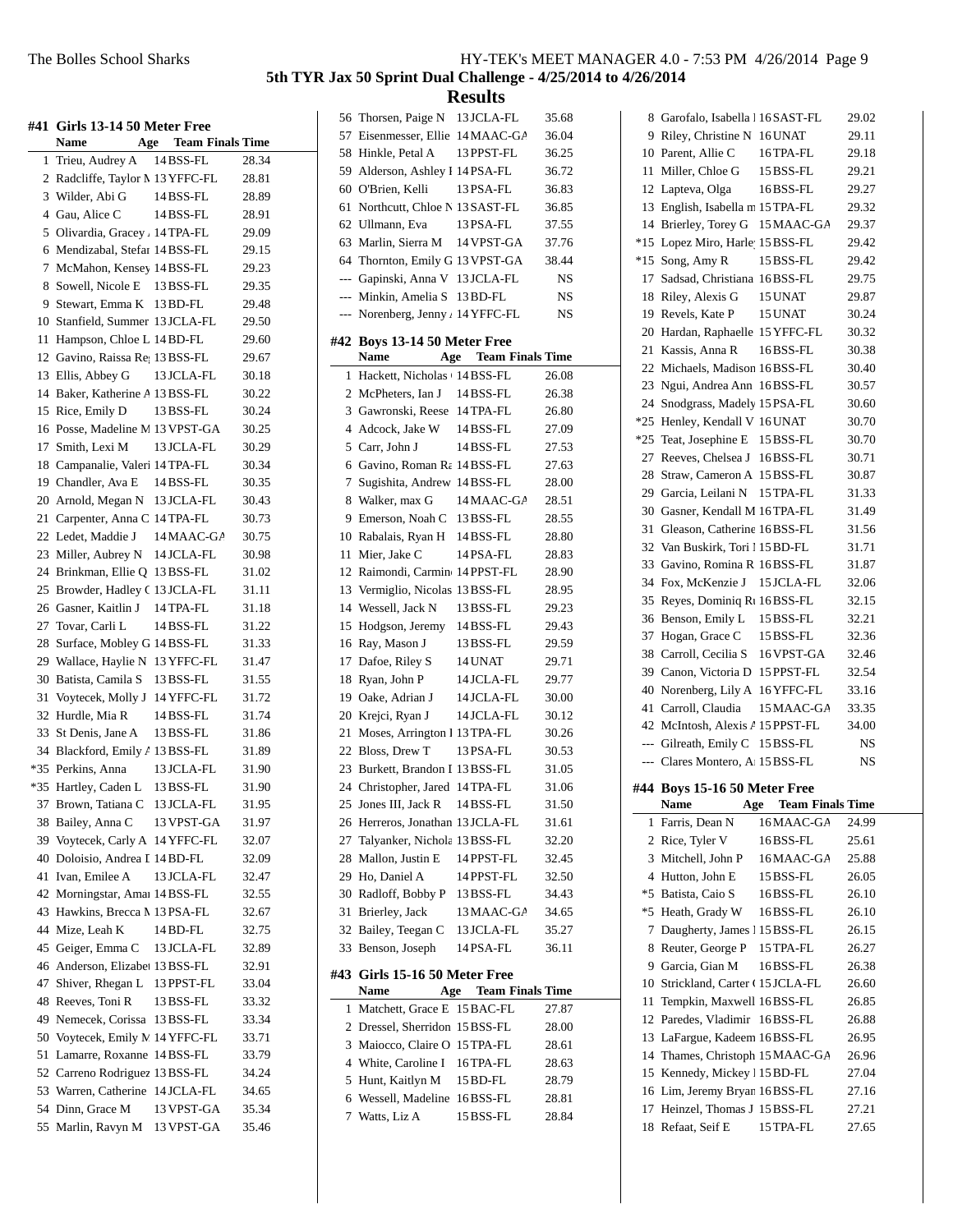# 5th TYR Jax 50 Sprint Dual Challenge - 4/25/2014 to 4/26/2014

## Results

### #41 Girls 13-14 50 Meter Free

| | Name | Age | Team | Finals Time |
|---|---|---|---|---|
| 1 | Trieu, Audrey A | 14 | BSS-FL | 28.34 |
| 2 | Radcliffe, Taylor M | 13 | YFFC-FL | 28.81 |
| 3 | Wilder, Abi G | 14 | BSS-FL | 28.89 |
| 4 | Gau, Alice C | 14 | BSS-FL | 28.91 |
| 5 | Olivardia, Gracey A | 14 | TPA-FL | 29.09 |
| 6 | Mendizabal, Stefan | 14 | BSS-FL | 29.15 |
| 7 | McMahon, Kensey | 14 | BSS-FL | 29.23 |
| 8 | Sowell, Nicole E | 13 | BSS-FL | 29.35 |
| 9 | Stewart, Emma K | 13 | BD-FL | 29.48 |
| 10 | Stanfield, Summer | 13 | JCLA-FL | 29.50 |
| 11 | Hampson, Chloe L | 14 | BD-FL | 29.60 |
| 12 | Gavino, Raissa Re | 13 | BSS-FL | 29.67 |
| 13 | Ellis, Abbey G | 13 | JCLA-FL | 30.18 |
| 14 | Baker, Katherine A | 13 | BSS-FL | 30.22 |
| 15 | Rice, Emily D | 13 | BSS-FL | 30.24 |
| 16 | Posse, Madeline M | 13 | VPST-GA | 30.25 |
| 17 | Smith, Lexi M | 13 | JCLA-FL | 30.29 |
| 18 | Campanalie, Valeri | 14 | TPA-FL | 30.34 |
| 19 | Chandler, Ava E | 14 | BSS-FL | 30.35 |
| 20 | Arnold, Megan N | 13 | JCLA-FL | 30.43 |
| 21 | Carpenter, Anna C | 14 | TPA-FL | 30.73 |
| 22 | Ledet, Maddie J | 14 | MAAC-GA | 30.75 |
| 23 | Miller, Aubrey N | 14 | JCLA-FL | 30.98 |
| 24 | Brinkman, Ellie Q | 13 | BSS-FL | 31.02 |
| 25 | Browder, Hadley C | 13 | JCLA-FL | 31.11 |
| 26 | Gasner, Kaitlin J | 14 | TPA-FL | 31.18 |
| 27 | Tovar, Carli L | 14 | BSS-FL | 31.22 |
| 28 | Surface, Mobley G | 14 | BSS-FL | 31.33 |
| 29 | Wallace, Haylie N | 13 | YFFC-FL | 31.47 |
| 30 | Batista, Camila S | 13 | BSS-FL | 31.55 |
| 31 | Voytecek, Molly J | 14 | YFFC-FL | 31.72 |
| 32 | Hurdle, Mia R | 14 | BSS-FL | 31.74 |
| 33 | St Denis, Jane A | 13 | BSS-FL | 31.86 |
| 34 | Blackford, Emily A | 13 | BSS-FL | 31.89 |
| *35 | Perkins, Anna | 13 | JCLA-FL | 31.90 |
| *35 | Hartley, Caden L | 13 | BSS-FL | 31.90 |
| 37 | Brown, Tatiana C | 13 | JCLA-FL | 31.95 |
| 38 | Bailey, Anna C | 13 | VPST-GA | 31.97 |
| 39 | Voytecek, Carly A | 14 | YFFC-FL | 32.07 |
| 40 | Doloisio, Andrea I | 14 | BD-FL | 32.09 |
| 41 | Ivan, Emilee A | 13 | JCLA-FL | 32.47 |
| 42 | Morningstar, Amar | 14 | BSS-FL | 32.55 |
| 43 | Hawkins, Brecca M | 13 | PSA-FL | 32.67 |
| 44 | Mize, Leah K | 14 | BD-FL | 32.75 |
| 45 | Geiger, Emma C | 13 | JCLA-FL | 32.89 |
| 46 | Anderson, Elizabet | 13 | BSS-FL | 32.91 |
| 47 | Shiver, Rhegan L | 13 | PPST-FL | 33.04 |
| 48 | Reeves, Toni R | 13 | BSS-FL | 33.32 |
| 49 | Nemecek, Corissa | 13 | BSS-FL | 33.34 |
| 50 | Voytecek, Emily M | 14 | YFFC-FL | 33.71 |
| 51 | Lamarre, Roxanne | 14 | BSS-FL | 33.79 |
| 52 | Carreno Rodriguez | 13 | BSS-FL | 34.24 |
| 53 | Warren, Catherine | 14 | JCLA-FL | 34.65 |
| 54 | Dinn, Grace M | 13 | VPST-GA | 35.34 |
| 55 | Marlin, Ravyn M | 13 | VPST-GA | 35.46 |
| 56 | Thorsen, Paige N | 13 | JCLA-FL | 35.68 |
| 57 | Eisenmesser, Ellie | 14 | MAAC-GA | 36.04 |
| 58 | Hinkle, Petal A | 13 | PPST-FL | 36.25 |
| 59 | Alderson, Ashley I | 14 | PSA-FL | 36.72 |
| 60 | O'Brien, Kelli | 13 | PSA-FL | 36.83 |
| 61 | Northcutt, Chloe N | 13 | SAST-FL | 36.85 |
| 62 | Ullmann, Eva | 13 | PSA-FL | 37.55 |
| 63 | Marlin, Sierra M | 14 | VPST-GA | 37.76 |
| 64 | Thornton, Emily G | 13 | VPST-GA | 38.44 |
| --- | Gapinski, Anna V | 13 | JCLA-FL | NS |
| --- | Minkin, Amelia S | 13 | BD-FL | NS |
| --- | Norenberg, Jenny A | 14 | YFFC-FL | NS |

### #42 Boys 13-14 50 Meter Free

| | Name | Age | Team | Finals Time |
|---|---|---|---|---|
| 1 | Hackett, Nicholas | 14 | BSS-FL | 26.08 |
| 2 | McPheters, Ian J | 14 | BSS-FL | 26.38 |
| 3 | Gawronski, Reese | 14 | TPA-FL | 26.80 |
| 4 | Adcock, Jake W | 14 | BSS-FL | 27.09 |
| 5 | Carr, John J | 14 | BSS-FL | 27.53 |
| 6 | Gavino, Roman Ra | 14 | BSS-FL | 27.63 |
| 7 | Sugishita, Andrew | 14 | BSS-FL | 28.00 |
| 8 | Walker, max G | 14 | MAAC-GA | 28.51 |
| 9 | Emerson, Noah C | 13 | BSS-FL | 28.55 |
| 10 | Rabalais, Ryan H | 14 | BSS-FL | 28.80 |
| 11 | Mier, Jake C | 14 | PSA-FL | 28.83 |
| 12 | Raimondi, Carmine | 14 | PPST-FL | 28.90 |
| 13 | Vermiglio, Nicolas | 13 | BSS-FL | 28.95 |
| 14 | Wessell, Jack N | 13 | BSS-FL | 29.23 |
| 15 | Hodgson, Jeremy | 14 | BSS-FL | 29.43 |
| 16 | Ray, Mason J | 13 | BSS-FL | 29.59 |
| 17 | Dafoe, Riley S | 14 | UNAT | 29.71 |
| 18 | Ryan, John P | 14 | JCLA-FL | 29.77 |
| 19 | Oake, Adrian J | 14 | JCLA-FL | 30.00 |
| 20 | Krejci, Ryan J | 14 | JCLA-FL | 30.12 |
| 21 | Moses, Arrington I | 13 | TPA-FL | 30.26 |
| 22 | Bloss, Drew T | 13 | PSA-FL | 30.53 |
| 23 | Burkett, Brandon I | 13 | BSS-FL | 31.05 |
| 24 | Christopher, Jared | 14 | TPA-FL | 31.06 |
| 25 | Jones III, Jack R | 14 | BSS-FL | 31.50 |
| 26 | Herreros, Jonathan | 13 | JCLA-FL | 31.61 |
| 27 | Talyanker, Nichola | 13 | BSS-FL | 32.20 |
| 28 | Mallon, Justin E | 14 | PPST-FL | 32.45 |
| 29 | Ho, Daniel A | 14 | PPST-FL | 32.50 |
| 30 | Radloff, Bobby P | 13 | BSS-FL | 34.43 |
| 31 | Brierley, Jack | 13 | MAAC-GA | 34.65 |
| 32 | Bailey, Teegan C | 13 | JCLA-FL | 35.27 |
| 33 | Benson, Joseph | 14 | PSA-FL | 36.11 |

### #43 Girls 15-16 50 Meter Free

| | Name | Age | Team | Finals Time |
|---|---|---|---|---|
| 1 | Matchett, Grace E | 15 | BAC-FL | 27.87 |
| 2 | Dressel, Sherridon | 15 | BSS-FL | 28.00 |
| 3 | Maiocco, Claire O | 15 | TPA-FL | 28.61 |
| 4 | White, Caroline I | 16 | TPA-FL | 28.63 |
| 5 | Hunt, Kaitlyn M | 15 | BD-FL | 28.79 |
| 6 | Wessell, Madeline | 16 | BSS-FL | 28.81 |
| 7 | Watts, Liz A | 15 | BSS-FL | 28.84 |
| 8 | Garofalo, Isabella I | 16 | SAST-FL | 29.02 |
| 9 | Riley, Christine N | 16 | UNAT | 29.11 |
| 10 | Parent, Allie C | 16 | TPA-FL | 29.18 |
| 11 | Miller, Chloe G | 15 | BSS-FL | 29.21 |
| 12 | Lapteva, Olga | 16 | BSS-FL | 29.27 |
| 13 | English, Isabella m | 15 | TPA-FL | 29.32 |
| 14 | Brierley, Torey G | 15 | MAAC-GA | 29.37 |
| *15 | Lopez Miro, Harley | 15 | BSS-FL | 29.42 |
| *15 | Song, Amy R | 15 | BSS-FL | 29.42 |
| 17 | Sadsad, Christiana | 16 | BSS-FL | 29.75 |
| 18 | Riley, Alexis G | 15 | UNAT | 29.87 |
| 19 | Revels, Kate P | 15 | UNAT | 30.24 |
| 20 | Hardan, Raphaelle | 15 | YFFC-FL | 30.32 |
| 21 | Kassis, Anna R | 16 | BSS-FL | 30.38 |
| 22 | Michaels, Madison | 16 | BSS-FL | 30.40 |
| 23 | Ngui, Andrea Ann | 16 | BSS-FL | 30.57 |
| 24 | Snodgrass, Madely | 15 | PSA-FL | 30.60 |
| *25 | Henley, Kendall V | 16 | UNAT | 30.70 |
| *25 | Teat, Josephine E | 15 | BSS-FL | 30.70 |
| 27 | Reeves, Chelsea J | 16 | BSS-FL | 30.71 |
| 28 | Straw, Cameron A | 15 | BSS-FL | 30.87 |
| 29 | Garcia, Leilani N | 15 | TPA-FL | 31.33 |
| 30 | Gasner, Kendall M | 16 | TPA-FL | 31.49 |
| 31 | Gleason, Catherine | 16 | BSS-FL | 31.56 |
| 32 | Van Buskirk, Tori I | 15 | BD-FL | 31.71 |
| 33 | Gavino, Romina R | 16 | BSS-FL | 31.87 |
| 34 | Fox, McKenzie J | 15 | JCLA-FL | 32.06 |
| 35 | Reyes, Dominiq Ru | 16 | BSS-FL | 32.15 |
| 36 | Benson, Emily L | 15 | BSS-FL | 32.21 |
| 37 | Hogan, Grace C | 15 | BSS-FL | 32.36 |
| 38 | Carroll, Cecilia S | 16 | VPST-GA | 32.46 |
| 39 | Canon, Victoria D | 15 | PPST-FL | 32.54 |
| 40 | Norenberg, Lily A | 16 | YFFC-FL | 33.16 |
| 41 | Carroll, Claudia | 15 | MAAC-GA | 33.35 |
| 42 | McIntosh, Alexis A | 15 | PPST-FL | 34.00 |
| --- | Gilreath, Emily C | 15 | BSS-FL | NS |
| --- | Clares Montero, Ai | 15 | BSS-FL | NS |

### #44 Boys 15-16 50 Meter Free

| | Name | Age | Team | Finals Time |
|---|---|---|---|---|
| 1 | Farris, Dean N | 16 | MAAC-GA | 24.99 |
| 2 | Rice, Tyler V | 16 | BSS-FL | 25.61 |
| 3 | Mitchell, John P | 16 | MAAC-GA | 25.88 |
| 4 | Hutton, John E | 15 | BSS-FL | 26.05 |
| *5 | Batista, Caio S | 16 | BSS-FL | 26.10 |
| *5 | Heath, Grady W | 16 | BSS-FL | 26.10 |
| 7 | Daugherty, James I | 15 | BSS-FL | 26.15 |
| 8 | Reuter, George P | 15 | TPA-FL | 26.27 |
| 9 | Garcia, Gian M | 16 | BSS-FL | 26.38 |
| 10 | Strickland, Carter C | 15 | JCLA-FL | 26.60 |
| 11 | Tempkin, Maxwell | 16 | BSS-FL | 26.85 |
| 12 | Paredes, Vladimir | 16 | BSS-FL | 26.88 |
| 13 | LaFargue, Kadeem | 16 | BSS-FL | 26.95 |
| 14 | Thames, Christoph | 15 | MAAC-GA | 26.96 |
| 15 | Kennedy, Mickey I | 15 | BD-FL | 27.04 |
| 16 | Lim, Jeremy Bryan | 16 | BSS-FL | 27.16 |
| 17 | Heinzel, Thomas J | 15 | BSS-FL | 27.21 |
| 18 | Refaat, Seif E | 15 | TPA-FL | 27.65 |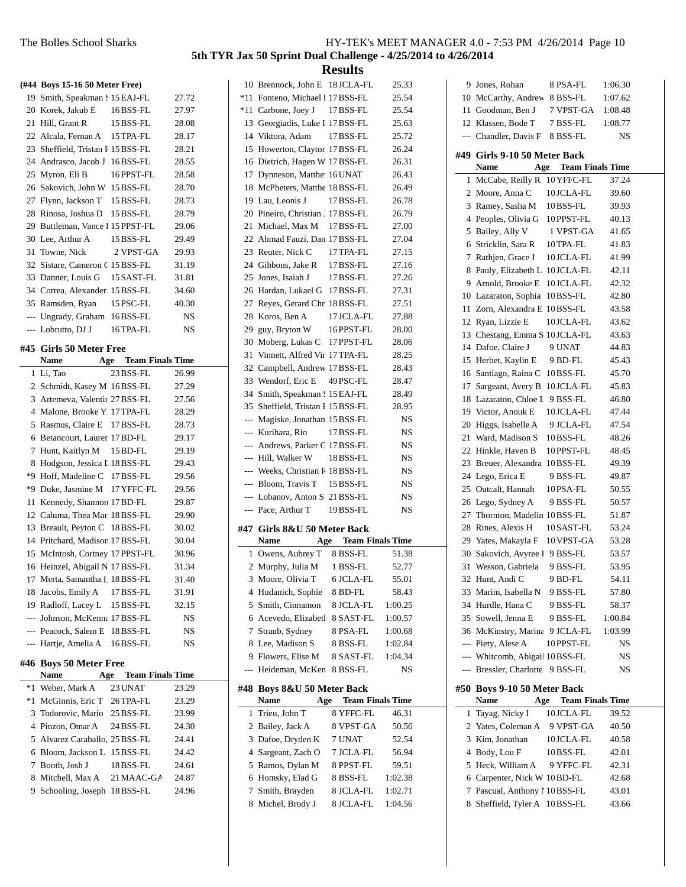# 5th TYR Jax 50 Sprint Dual Challenge - 4/25/2014 to 4/26/2014

## Results

### (#44 Boys 15-16 50 Meter Free)

| | Name | Age | Team | Finals Time |
|---|---|---|---|---|
| 19 | Smith, Speakman S | 15 | EAJ-FL | 27.72 |
| 20 | Korek, Jakub E | 16 | BSS-FL | 27.97 |
| 21 | Hill, Grant R | 15 | BSS-FL | 28.08 |
| 22 | Alcala, Fernan A | 15 | TPA-FL | 28.17 |
| 23 | Sheffield, Tristan F | 15 | BSS-FL | 28.21 |
| 24 | Andrasco, Jacob J | 16 | BSS-FL | 28.55 |
| 25 | Myron, Eli B | 16 | PPST-FL | 28.58 |
| 26 | Sakovich, John W | 15 | BSS-FL | 28.70 |
| 27 | Flynn, Jackson T | 15 | BSS-FL | 28.73 |
| 28 | Rinosa, Joshua D | 15 | BSS-FL | 28.79 |
| 29 | Buttleman, Vance I | 15 | PPST-FL | 29.06 |
| 30 | Lee, Arthur A | 15 | BSS-FL | 29.49 |
| 31 | Towne, Nick | 2 | VPST-GA | 29.93 |
| 32 | Sistare, Cameron C | 15 | BSS-FL | 31.19 |
| 33 | Danner, Louis G | 15 | SAST-FL | 31.81 |
| 34 | Correa, Alexander | 15 | BSS-FL | 34.60 |
| 35 | Ramsden, Ryan | 15 | PSC-FL | 40.30 |
| --- | Ungrady, Graham | 16 | BSS-FL | NS |
| --- | Lobrutto, DJ J | 16 | TPA-FL | NS |

### #45 Girls 50 Meter Free

| | Name | Age | Team | Finals Time |
|---|---|---|---|---|
| 1 | Li, Tao | 23 | BSS-FL | 26.99 |
| 2 | Schmidt, Kasey M | 16 | BSS-FL | 27.29 |
| 3 | Artemeva, Valentir | 27 | BSS-FL | 27.56 |
| 4 | Malone, Brooke Y | 17 | TPA-FL | 28.29 |
| 5 | Rasmus, Claire E | 17 | BSS-FL | 28.73 |
| 6 | Betancourt, Laurer | 17 | BD-FL | 29.17 |
| 7 | Hunt, Kaitlyn M | 15 | BD-FL | 29.19 |
| 8 | Hodgson, Jessica I | 18 | BSS-FL | 29.43 |
| *9 | Hoff, Madeline C | 17 | BSS-FL | 29.56 |
| *9 | Duke, Jasmine M | 17 | YFFC-FL | 29.56 |
| 11 | Kennedy, Shannon | 17 | BD-FL | 29.87 |
| 12 | Caluma, Thea Mar | 18 | BSS-FL | 29.90 |
| 13 | Breault, Peyton C | 18 | BSS-FL | 30.02 |
| 14 | Pritchard, Madison | 17 | BSS-FL | 30.04 |
| 15 | McIntosh, Cortney | 17 | PPST-FL | 30.96 |
| 16 | Heinzel, Abigail N | 17 | BSS-FL | 31.34 |
| 17 | Merta, Samantha L | 18 | BSS-FL | 31.40 |
| 18 | Jacobs, Emily A | 17 | BSS-FL | 31.91 |
| 19 | Radloff, Lacey L | 15 | BSS-FL | 32.15 |
| --- | Johnson, McKenna | 17 | BSS-FL | NS |
| --- | Peacock, Salem E | 18 | BSS-FL | NS |
| --- | Hartje, Amelia A | 16 | BSS-FL | NS |

### #46 Boys 50 Meter Free

| | Name | Age | Team | Finals Time |
|---|---|---|---|---|
| *1 | Weber, Mark A | 23 | UNAT | 23.29 |
| *1 | McGinnis, Eric T | 26 | TPA-FL | 23.29 |
| 3 | Todorovic, Mario | 25 | BSS-FL | 23.99 |
| 4 | Pinzon, Omar A | 24 | BSS-FL | 24.30 |
| 5 | Alvarez Caraballo, | 25 | BSS-FL | 24.41 |
| 6 | Bloom, Jackson L | 15 | BSS-FL | 24.42 |
| 7 | Booth, Josh J | 18 | BSS-FL | 24.61 |
| 8 | Mitchell, Max A | 21 | MAAC-GA | 24.87 |
| 9 | Schooling, Joseph | 18 | BSS-FL | 24.96 |
| 10 | Brennock, John E | 18 | JCLA-FL | 25.33 |
| *11 | Fonteno, Michael I | 17 | BSS-FL | 25.54 |
| *11 | Carbone, Joey J | 17 | BSS-FL | 25.54 |
| 13 | Georgiadis, Luke I | 17 | BSS-FL | 25.63 |
| 14 | Viktora, Adam | 17 | BSS-FL | 25.72 |
| 15 | Howerton, Claytor | 17 | BSS-FL | 26.24 |
| 16 | Dietrich, Hagen W | 17 | BSS-FL | 26.31 |
| 17 | Dynneson, Matthe | 16 | UNAT | 26.43 |
| 18 | McPheters, Matthe | 18 | BSS-FL | 26.49 |
| 19 | Lau, Leonis J | 17 | BSS-FL | 26.78 |
| 20 | Pineiro, Christian | 17 | BSS-FL | 26.79 |
| 21 | Michael, Max M | 17 | BSS-FL | 27.00 |
| 22 | Ahmad Fauzi, Dan | 17 | BSS-FL | 27.04 |
| 23 | Reuter, Nick C | 17 | TPA-FL | 27.15 |
| 24 | Gibbons, Jake R | 17 | BSS-FL | 27.16 |
| 25 | Jones, Isaiah J | 17 | BSS-FL | 27.26 |
| 26 | Hardan, Lukael G | 17 | BSS-FL | 27.31 |
| 27 | Reyes, Gerard Chr | 18 | BSS-FL | 27.51 |
| 28 | Koros, Ben A | 17 | JCLA-FL | 27.88 |
| 29 | guy, Bryton W | 16 | PPST-FL | 28.00 |
| 30 | Moberg, Lukas C | 17 | PPST-FL | 28.06 |
| 31 | Vinnett, Alfred Vir | 17 | TPA-FL | 28.25 |
| 32 | Campbell, Andrew | 17 | BSS-FL | 28.43 |
| 33 | Wendorf, Eric E | 49 | PSC-FL | 28.47 |
| 34 | Smith, Speakman S | 15 | EAJ-FL | 28.49 |
| 35 | Sheffield, Tristan F | 15 | BSS-FL | 28.95 |
| --- | Magiske, Jonathan | 15 | BSS-FL | NS |
| --- | Kurihara, Rio | 17 | BSS-FL | NS |
| --- | Andrews, Parker C | 17 | BSS-FL | NS |
| --- | Hill, Walker W | 18 | BSS-FL | NS |
| --- | Weeks, Christian F | 18 | BSS-FL | NS |
| --- | Bloom, Travis T | 15 | BSS-FL | NS |
| --- | Lobanov, Anton S | 21 | BSS-FL | NS |
| --- | Pace, Arthur T | 19 | BSS-FL | NS |

### #47 Girls 8&U 50 Meter Back

| | Name | Age | Team | Finals Time |
|---|---|---|---|---|
| 1 | Owens, Aubrey T | 8 | BSS-FL | 51.38 |
| 2 | Murphy, Julia M | 1 | BSS-FL | 52.77 |
| 3 | Moore, Olivia T | 6 | JCLA-FL | 55.01 |
| 4 | Hudanich, Sophie | 8 | BD-FL | 58.43 |
| 5 | Smith, Cinnamon | 8 | JCLA-FL | 1:00.25 |
| 6 | Acevedo, Elizabetl | 8 | SAST-FL | 1:00.57 |
| 7 | Straub, Sydney | 8 | PSA-FL | 1:00.68 |
| 8 | Lee, Madison S | 8 | BSS-FL | 1:02.84 |
| 9 | Flowers, Elise M | 8 | SAST-FL | 1:04.34 |
| --- | Heideman, McKen | 8 | BSS-FL | NS |

### #48 Boys 8&U 50 Meter Back

| | Name | Age | Team | Finals Time |
|---|---|---|---|---|
| 1 | Trieu, John T | 8 | YFFC-FL | 46.31 |
| 2 | Bailey, Jack A | 8 | VPST-GA | 50.56 |
| 3 | Dafoe, Dryden K | 7 | UNAT | 52.54 |
| 4 | Sargeant, Zach O | 7 | JCLA-FL | 56.94 |
| 5 | Ramos, Dylan M | 8 | PPST-FL | 59.51 |
| 6 | Homsky, Elad G | 8 | BSS-FL | 1:02.38 |
| 7 | Smith, Brayden | 8 | JCLA-FL | 1:02.71 |
| 8 | Michel, Brody J | 8 | JCLA-FL | 1:04.56 |
| 9 | Jones, Rohan | 8 | PSA-FL | 1:06.30 |
| 10 | McCarthy, Andrew | 8 | BSS-FL | 1:07.62 |
| 11 | Goodman, Ben J | 7 | VPST-GA | 1:08.48 |
| 12 | Klassen, Bode T | 7 | BSS-FL | 1:08.77 |
| --- | Chandler, Davis F | 8 | BSS-FL | NS |

### #49 Girls 9-10 50 Meter Back

| | Name | Age | Team | Finals Time |
|---|---|---|---|---|
| 1 | McCabe, Reilly R | 10 | YFFC-FL | 37.24 |
| 2 | Moore, Anna C | 10 | JCLA-FL | 39.60 |
| 3 | Ramey, Sasha M | 10 | BSS-FL | 39.93 |
| 4 | Peoples, Olivia G | 10 | PPST-FL | 40.13 |
| 5 | Bailey, Ally V | 1 | VPST-GA | 41.65 |
| 6 | Stricklin, Sara R | 10 | TPA-FL | 41.83 |
| 7 | Rathjen, Grace J | 10 | JCLA-FL | 41.99 |
| 8 | Pauly, Elizabeth L | 10 | JCLA-FL | 42.11 |
| 9 | Arnold, Brooke E | 10 | JCLA-FL | 42.32 |
| 10 | Lazaraton, Sophia | 10 | BSS-FL | 42.80 |
| 11 | Zorn, Alexandra E | 10 | BSS-FL | 43.58 |
| 12 | Ryan, Lizzie E | 10 | JCLA-FL | 43.62 |
| 13 | Chestang, Emma S | 10 | JCLA-FL | 43.63 |
| 14 | Dafoe, Claire J | 9 | UNAT | 44.83 |
| 15 | Herbet, Kaylin E | 9 | BD-FL | 45.43 |
| 16 | Santiago, Raina C | 10 | BSS-FL | 45.70 |
| 17 | Sargeant, Avery B | 10 | JCLA-FL | 45.83 |
| 18 | Lazaraton, Chloe L | 9 | BSS-FL | 46.80 |
| 19 | Victor, Anouk E | 10 | JCLA-FL | 47.44 |
| 20 | Higgs, Isabelle A | 9 | JCLA-FL | 47.54 |
| 21 | Ward, Madison S | 10 | BSS-FL | 48.26 |
| 22 | Hinkle, Haven B | 10 | PPST-FL | 48.45 |
| 23 | Breuer, Alexandra | 10 | BSS-FL | 49.39 |
| 24 | Lego, Erica E | 9 | BSS-FL | 49.87 |
| 25 | Outcalt, Hannah | 10 | PSA-FL | 50.55 |
| 26 | Lego, Sydney A | 9 | BSS-FL | 50.57 |
| 27 | Thornton, Madelin | 10 | BSS-FL | 51.87 |
| 28 | Rines, Alexis H | 10 | SAST-FL | 53.24 |
| 29 | Yates, Makayla F | 10 | VPST-GA | 53.28 |
| 30 | Sakovich, Avyree I | 9 | BSS-FL | 53.57 |
| 31 | Wesson, Gabriela | 9 | BSS-FL | 53.95 |
| 32 | Hunt, Andi C | 9 | BD-FL | 54.11 |
| 33 | Marim, Isabella N | 9 | BSS-FL | 57.80 |
| 34 | Hurdle, Hana C | 9 | BSS-FL | 58.37 |
| 35 | Sowell, Jenna E | 9 | BSS-FL | 1:00.84 |
| 36 | McKinstry, Marina | 9 | JCLA-FL | 1:03.99 |
| --- | Piety, Alese A | 10 | PPST-FL | NS |
| --- | Whitcomb, Abigail | 10 | BSS-FL | NS |
| --- | Bressler, Charlotte | 9 | BSS-FL | NS |

### #50 Boys 9-10 50 Meter Back

| | Name | Age | Team | Finals Time |
|---|---|---|---|---|
| 1 | Tayag, Nicky I | 10 | JCLA-FL | 39.52 |
| 2 | Yates, Coleman A | 9 | VPST-GA | 40.50 |
| 3 | Kim, Jonathan | 10 | JCLA-FL | 40.58 |
| 4 | Body, Lou F | 10 | BSS-FL | 42.01 |
| 5 | Heck, William A | 9 | YFFC-FL | 42.31 |
| 6 | Carpenter, Nick W | 10 | BD-FL | 42.68 |
| 7 | Pascual, Anthony I | 10 | BSS-FL | 43.01 |
| 8 | Sheffield, Tyler A | 10 | BSS-FL | 43.66 |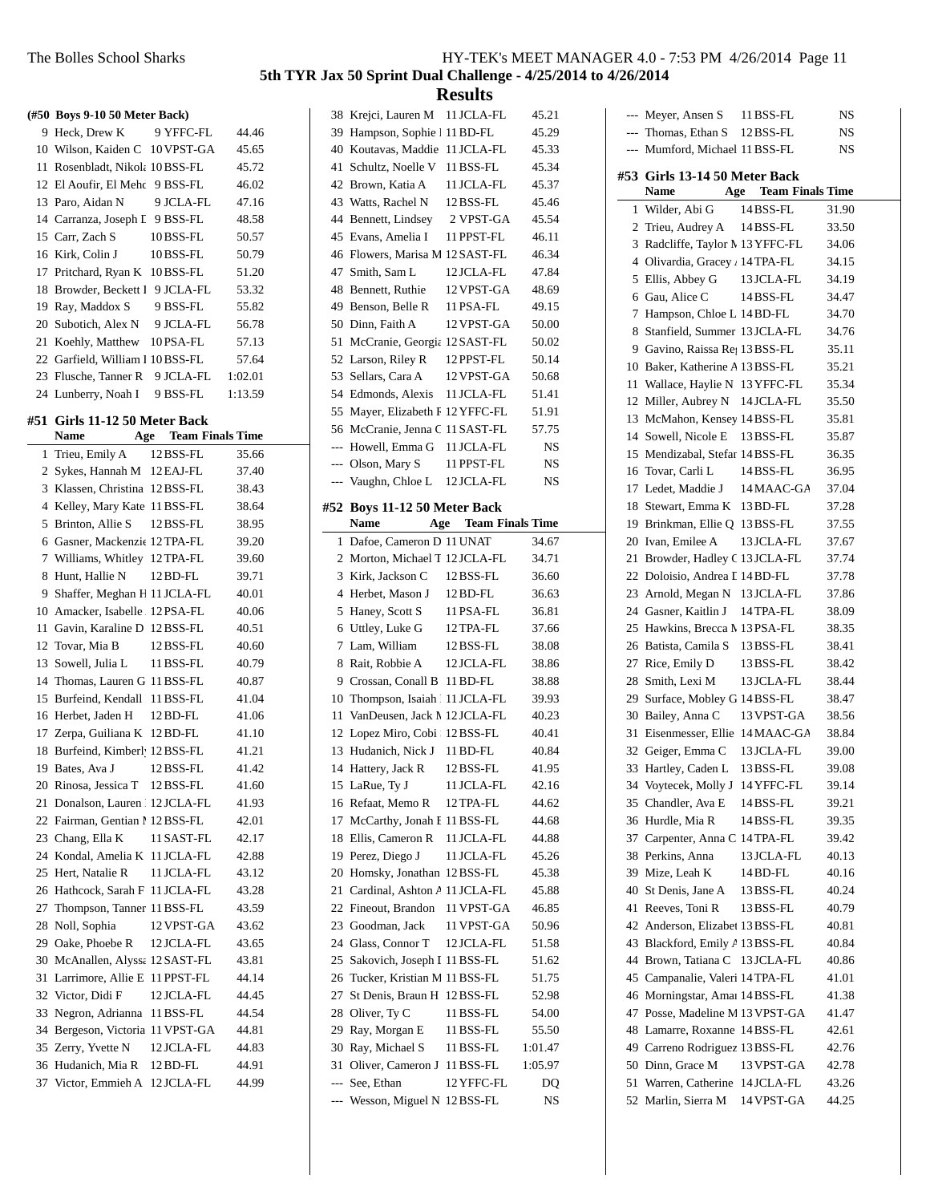## 5th TYR Jax 50 Sprint Dual Challenge - 4/25/2014 to 4/26/2014

### Results

**(#50 Boys 9-10 50 Meter Back)**

| | Name | Age | Team | Finals Time |
|---|---|---|---|---|
| 9 | Heck, Drew K | 9 | YFFC-FL | 44.46 |
| 10 | Wilson, Kaiden C | 10 | VPST-GA | 45.65 |
| 11 | Rosenbladt, Nikola | 10 | BSS-FL | 45.72 |
| 12 | El Aoufir, El Mehc | 9 | BSS-FL | 46.02 |
| 13 | Paro, Aidan N | 9 | JCLA-FL | 47.16 |
| 14 | Carranza, Joseph D | 9 | BSS-FL | 48.58 |
| 15 | Carr, Zach S | 10 | BSS-FL | 50.57 |
| 16 | Kirk, Colin J | 10 | BSS-FL | 50.79 |
| 17 | Pritchard, Ryan K | 10 | BSS-FL | 51.20 |
| 18 | Browder, Beckett I | 9 | JCLA-FL | 53.32 |
| 19 | Ray, Maddox S | 9 | BSS-FL | 55.82 |
| 20 | Subotich, Alex N | 9 | JCLA-FL | 56.78 |
| 21 | Koehly, Matthew | 10 | PSA-FL | 57.13 |
| 22 | Garfield, William I | 10 | BSS-FL | 57.64 |
| 23 | Flusche, Tanner R | 9 | JCLA-FL | 1:02.01 |
| 24 | Lunberry, Noah I | 9 | BSS-FL | 1:13.59 |

**#51 Girls 11-12 50 Meter Back**

| | Name | Age | Team | Finals Time |
|---|---|---|---|---|
| 1 | Trieu, Emily A | 12 | BSS-FL | 35.66 |
| 2 | Sykes, Hannah M | 12 | EAJ-FL | 37.40 |
| 3 | Klassen, Christina | 12 | BSS-FL | 38.43 |
| 4 | Kelley, Mary Kate | 11 | BSS-FL | 38.64 |
| 5 | Brinton, Allie S | 12 | BSS-FL | 38.95 |
| 6 | Gasner, Mackenzie | 12 | TPA-FL | 39.20 |
| 7 | Williams, Whitley | 12 | TPA-FL | 39.60 |
| 8 | Hunt, Hallie N | 12 | BD-FL | 39.71 |
| 9 | Shaffer, Meghan H | 11 | JCLA-FL | 40.01 |
| 10 | Amacker, Isabelle | 12 | PSA-FL | 40.06 |
| 11 | Gavin, Karaline D | 12 | BSS-FL | 40.51 |
| 12 | Tovar, Mia B | 12 | BSS-FL | 40.60 |
| 13 | Sowell, Julia L | 11 | BSS-FL | 40.79 |
| 14 | Thomas, Lauren G | 11 | BSS-FL | 40.87 |
| 15 | Burfeind, Kendall | 11 | BSS-FL | 41.04 |
| 16 | Herbet, Jaden H | 12 | BD-FL | 41.06 |
| 17 | Zerpa, Guiliana K | 12 | BD-FL | 41.10 |
| 18 | Burfeind, Kimberl | 12 | BSS-FL | 41.21 |
| 19 | Bates, Ava J | 12 | BSS-FL | 41.42 |
| 20 | Rinosa, Jessica T | 12 | BSS-FL | 41.60 |
| 21 | Donalson, Lauren | 12 | JCLA-FL | 41.93 |
| 22 | Fairman, Gentian I | 12 | BSS-FL | 42.01 |
| 23 | Chang, Ella K | 11 | SAST-FL | 42.17 |
| 24 | Kondal, Amelia K | 11 | JCLA-FL | 42.88 |
| 25 | Hert, Natalie R | 11 | JCLA-FL | 43.12 |
| 26 | Hathcock, Sarah F | 11 | JCLA-FL | 43.28 |
| 27 | Thompson, Tanner | 11 | BSS-FL | 43.59 |
| 28 | Noll, Sophia | 12 | VPST-GA | 43.62 |
| 29 | Oake, Phoebe R | 12 | JCLA-FL | 43.65 |
| 30 | McAnallen, Alyssa | 12 | SAST-FL | 43.81 |
| 31 | Larrimore, Allie E | 11 | PPST-FL | 44.14 |
| 32 | Victor, Didi F | 12 | JCLA-FL | 44.45 |
| 33 | Negron, Adrianna | 11 | BSS-FL | 44.54 |
| 34 | Bergeson, Victoria | 11 | VPST-GA | 44.81 |
| 35 | Zerry, Yvette N | 12 | JCLA-FL | 44.83 |
| 36 | Hudanich, Mia R | 12 | BD-FL | 44.91 |
| 37 | Victor, Emmieh A | 12 | JCLA-FL | 44.99 |
| 38 | Krejci, Lauren M | 11 | JCLA-FL | 45.21 |
| 39 | Hampson, Sophie | 11 | BD-FL | 45.29 |
| 40 | Koutavas, Maddie | 11 | JCLA-FL | 45.33 |
| 41 | Schultz, Noelle V | 11 | BSS-FL | 45.34 |
| 42 | Brown, Katia A | 11 | JCLA-FL | 45.37 |
| 43 | Watts, Rachel N | 12 | BSS-FL | 45.46 |
| 44 | Bennett, Lindsey | 2 | VPST-GA | 45.54 |
| 45 | Evans, Amelia I | 11 | PPST-FL | 46.11 |
| 46 | Flowers, Marisa M | 12 | SAST-FL | 46.34 |
| 47 | Smith, Sam L | 12 | JCLA-FL | 47.84 |
| 48 | Bennett, Ruthie | 12 | VPST-GA | 48.69 |
| 49 | Benson, Belle R | 11 | PSA-FL | 49.15 |
| 50 | Dinn, Faith A | 12 | VPST-GA | 50.00 |
| 51 | McCranie, Georgia | 12 | SAST-FL | 50.02 |
| 52 | Larson, Riley R | 12 | PPST-FL | 50.14 |
| 53 | Sellars, Cara A | 12 | VPST-GA | 50.68 |
| 54 | Edmonds, Alexis | 11 | JCLA-FL | 51.41 |
| 55 | Mayer, Elizabeth F | 12 | YFFC-FL | 51.91 |
| 56 | McCranie, Jenna C | 11 | SAST-FL | 57.75 |
| --- | Howell, Emma G | 11 | JCLA-FL | NS |
| --- | Olson, Mary S | 11 | PPST-FL | NS |
| --- | Vaughn, Chloe L | 12 | JCLA-FL | NS |

**#52 Boys 11-12 50 Meter Back**

| | Name | Age | Team | Finals Time |
|---|---|---|---|---|
| 1 | Dafoe, Cameron D | 11 | UNAT | 34.67 |
| 2 | Morton, Michael T | 12 | JCLA-FL | 34.71 |
| 3 | Kirk, Jackson C | 12 | BSS-FL | 36.60 |
| 4 | Herbet, Mason J | 12 | BD-FL | 36.63 |
| 5 | Haney, Scott S | 11 | PSA-FL | 36.81 |
| 6 | Uttley, Luke G | 12 | TPA-FL | 37.66 |
| 7 | Lam, William | 12 | BSS-FL | 38.08 |
| 8 | Rait, Robbie A | 12 | JCLA-FL | 38.86 |
| 9 | Crossan, Conall B | 11 | BD-FL | 38.88 |
| 10 | Thompson, Isaiah | 11 | JCLA-FL | 39.93 |
| 11 | VanDeusen, Jack M | 12 | JCLA-FL | 40.23 |
| 12 | Lopez Miro, Cobi | 12 | BSS-FL | 40.41 |
| 13 | Hudanich, Nick J | 11 | BD-FL | 40.84 |
| 14 | Hattery, Jack R | 12 | BSS-FL | 41.95 |
| 15 | LaRue, Ty J | 11 | JCLA-FL | 42.16 |
| 16 | Refaat, Memo R | 12 | TPA-FL | 44.62 |
| 17 | McCarthy, Jonah E | 11 | BSS-FL | 44.68 |
| 18 | Ellis, Cameron R | 11 | JCLA-FL | 44.88 |
| 19 | Perez, Diego J | 11 | JCLA-FL | 45.26 |
| 20 | Homsky, Jonathan | 12 | BSS-FL | 45.38 |
| 21 | Cardinal, Ashton A | 11 | JCLA-FL | 45.88 |
| 22 | Fineout, Brandon | 11 | VPST-GA | 46.85 |
| 23 | Goodman, Jack | 11 | VPST-GA | 50.96 |
| 24 | Glass, Connor T | 12 | JCLA-FL | 51.58 |
| 25 | Sakovich, Joseph I | 11 | BSS-FL | 51.62 |
| 26 | Tucker, Kristian M | 11 | BSS-FL | 51.75 |
| 27 | St Denis, Braun H | 12 | BSS-FL | 52.98 |
| 28 | Oliver, Ty C | 11 | BSS-FL | 54.00 |
| 29 | Ray, Morgan E | 11 | BSS-FL | 55.50 |
| 30 | Ray, Michael S | 11 | BSS-FL | 1:01.47 |
| 31 | Oliver, Cameron J | 11 | BSS-FL | 1:05.97 |
| --- | See, Ethan | 12 | YFFC-FL | DQ |
| --- | Wesson, Miguel N | 12 | BSS-FL | NS |
| --- | Meyer, Ansen S | 11 | BSS-FL | NS |
| --- | Thomas, Ethan S | 12 | BSS-FL | NS |
| --- | Mumford, Michael | 11 | BSS-FL | NS |

**#53 Girls 13-14 50 Meter Back**

| | Name | Age | Team | Finals Time |
|---|---|---|---|---|
| 1 | Wilder, Abi G | 14 | BSS-FL | 31.90 |
| 2 | Trieu, Audrey A | 14 | BSS-FL | 33.50 |
| 3 | Radcliffe, Taylor M | 13 | YFFC-FL | 34.06 |
| 4 | Olivardia, Gracey | 14 | TPA-FL | 34.15 |
| 5 | Ellis, Abbey G | 13 | JCLA-FL | 34.19 |
| 6 | Gau, Alice C | 14 | BSS-FL | 34.47 |
| 7 | Hampson, Chloe L | 14 | BD-FL | 34.70 |
| 8 | Stanfield, Summer | 13 | JCLA-FL | 34.76 |
| 9 | Gavino, Raissa Re | 13 | BSS-FL | 35.11 |
| 10 | Baker, Katherine A | 13 | BSS-FL | 35.21 |
| 11 | Wallace, Haylie N | 13 | YFFC-FL | 35.34 |
| 12 | Miller, Aubrey N | 14 | JCLA-FL | 35.50 |
| 13 | McMahon, Kensey | 14 | BSS-FL | 35.81 |
| 14 | Sowell, Nicole E | 13 | BSS-FL | 35.87 |
| 15 | Mendizabal, Stefan | 14 | BSS-FL | 36.35 |
| 16 | Tovar, Carli L | 14 | BSS-FL | 36.95 |
| 17 | Ledet, Maddie J | 14 | MAAC-GA | 37.04 |
| 18 | Stewart, Emma K | 13 | BD-FL | 37.28 |
| 19 | Brinkman, Ellie Q | 13 | BSS-FL | 37.55 |
| 20 | Ivan, Emilee A | 13 | JCLA-FL | 37.67 |
| 21 | Browder, Hadley C | 13 | JCLA-FL | 37.74 |
| 22 | Doloisio, Andrea D | 14 | BD-FL | 37.78 |
| 23 | Arnold, Megan N | 13 | JCLA-FL | 37.86 |
| 24 | Gasner, Kaitlin J | 14 | TPA-FL | 38.09 |
| 25 | Hawkins, Brecca N | 13 | PSA-FL | 38.35 |
| 26 | Batista, Camila S | 13 | BSS-FL | 38.41 |
| 27 | Rice, Emily D | 13 | BSS-FL | 38.42 |
| 28 | Smith, Lexi M | 13 | JCLA-FL | 38.44 |
| 29 | Surface, Mobley G | 14 | BSS-FL | 38.47 |
| 30 | Bailey, Anna C | 13 | VPST-GA | 38.56 |
| 31 | Eisenmesser, Ellie | 14 | MAAC-GA | 38.84 |
| 32 | Geiger, Emma C | 13 | JCLA-FL | 39.00 |
| 33 | Hartley, Caden L | 13 | BSS-FL | 39.08 |
| 34 | Voytecek, Molly J | 14 | YFFC-FL | 39.14 |
| 35 | Chandler, Ava E | 14 | BSS-FL | 39.21 |
| 36 | Hurdle, Mia R | 14 | BSS-FL | 39.35 |
| 37 | Carpenter, Anna C | 14 | TPA-FL | 39.42 |
| 38 | Perkins, Anna | 13 | JCLA-FL | 40.13 |
| 39 | Mize, Leah K | 14 | BD-FL | 40.16 |
| 40 | St Denis, Jane A | 13 | BSS-FL | 40.24 |
| 41 | Reeves, Toni R | 13 | BSS-FL | 40.79 |
| 42 | Anderson, Elizabet | 13 | BSS-FL | 40.81 |
| 43 | Blackford, Emily A | 13 | BSS-FL | 40.84 |
| 44 | Brown, Tatiana C | 13 | JCLA-FL | 40.86 |
| 45 | Campanalie, Valeri | 14 | TPA-FL | 41.01 |
| 46 | Morningstar, Amar | 14 | BSS-FL | 41.38 |
| 47 | Posse, Madeline M | 13 | VPST-GA | 41.47 |
| 48 | Lamarre, Roxanne | 14 | BSS-FL | 42.61 |
| 49 | Carreno Rodriguez | 13 | BSS-FL | 42.76 |
| 50 | Dinn, Grace M | 13 | VPST-GA | 42.78 |
| 51 | Warren, Catherine | 14 | JCLA-FL | 43.26 |
| 52 | Marlin, Sierra M | 14 | VPST-GA | 44.25 |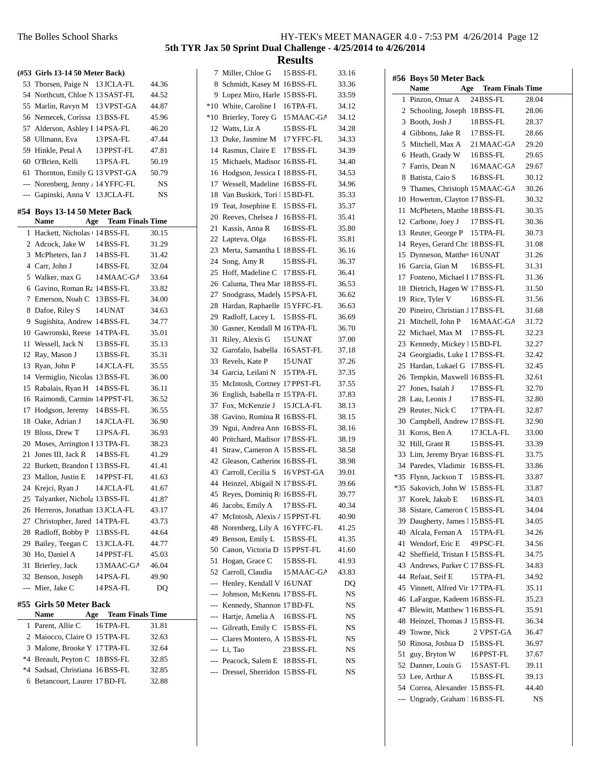## 5th TYR Jax 50 Sprint Dual Challenge - 4/25/2014 to 4/26/2014

## Results

### (#53 Girls 13-14 50 Meter Back)

| | Name | Age | Team | Finals Time |
|---|---|---|---|---|
| 53 | Thorsen, Paige N | 13 | JCLA-FL | 44.36 |
| 54 | Northcutt, Chloe N | 13 | SAST-FL | 44.52 |
| 55 | Marlin, Ravyn M | 13 | VPST-GA | 44.87 |
| 56 | Nemecek, Corissa | 13 | BSS-FL | 45.96 |
| 57 | Alderson, Ashley F | 14 | PSA-FL | 46.20 |
| 58 | Ullmann, Eva | 13 | PSA-FL | 47.44 |
| 59 | Hinkle, Petal A | 13 | PPST-FL | 47.81 |
| 60 | O'Brien, Kelli | 13 | PSA-FL | 50.19 |
| 61 | Thornton, Emily G | 13 | VPST-GA | 50.79 |
| --- | Norenberg, Jenny A | 14 | YFFC-FL | NS |
| --- | Gapinski, Anna V | 13 | JCLA-FL | NS |

### #54 Boys 13-14 50 Meter Back

| | Name | Age | Team | Finals Time |
|---|---|---|---|---|
| 1 | Hackett, Nicholas | 14 | BSS-FL | 30.15 |
| 2 | Adcock, Jake W | 14 | BSS-FL | 31.29 |
| 3 | McPheters, Ian J | 14 | BSS-FL | 31.42 |
| 4 | Carr, John J | 14 | BSS-FL | 32.04 |
| 5 | Walker, max G | 14 | MAAC-GA | 33.64 |
| 6 | Gavino, Roman Ra | 14 | BSS-FL | 33.82 |
| 7 | Emerson, Noah C | 13 | BSS-FL | 34.00 |
| 8 | Dafoe, Riley S | 14 | UNAT | 34.63 |
| 9 | Sugishita, Andrew | 14 | BSS-FL | 34.77 |
| 10 | Gawronski, Reese | 14 | TPA-FL | 35.01 |
| 11 | Wessell, Jack N | 13 | BSS-FL | 35.13 |
| 12 | Ray, Mason J | 13 | BSS-FL | 35.31 |
| 13 | Ryan, John P | 14 | JCLA-FL | 35.55 |
| 14 | Vermiglio, Nicolas | 13 | BSS-FL | 36.00 |
| 15 | Rabalais, Ryan H | 14 | BSS-FL | 36.11 |
| 16 | Raimondi, Carmine | 14 | PPST-FL | 36.52 |
| 17 | Hodgson, Jeremy | 14 | BSS-FL | 36.55 |
| 18 | Oake, Adrian J | 14 | JCLA-FL | 36.90 |
| 19 | Bloss, Drew T | 13 | PSA-FL | 36.93 |
| 20 | Moses, Arrington I | 13 | TPA-FL | 38.23 |
| 21 | Jones III, Jack R | 14 | BSS-FL | 41.29 |
| 22 | Burkett, Brandon I | 13 | BSS-FL | 41.41 |
| 23 | Mallon, Justin E | 14 | PPST-FL | 41.63 |
| 24 | Krejci, Ryan J | 14 | JCLA-FL | 41.67 |
| 25 | Talyanker, Nichola | 13 | BSS-FL | 41.87 |
| 26 | Herreros, Jonathan | 13 | JCLA-FL | 43.17 |
| 27 | Christopher, Jared | 14 | TPA-FL | 43.73 |
| 28 | Radloff, Bobby P | 13 | BSS-FL | 44.64 |
| 29 | Bailey, Teegan C | 13 | JCLA-FL | 44.77 |
| 30 | Ho, Daniel A | 14 | PPST-FL | 45.03 |
| 31 | Brierley, Jack | 13 | MAAC-GA | 46.04 |
| 32 | Benson, Joseph | 14 | PSA-FL | 49.90 |
| --- | Mier, Jake C | 14 | PSA-FL | DQ |

### #55 Girls 50 Meter Back

| | Name | Age | Team | Finals Time |
|---|---|---|---|---|
| 1 | Parent, Allie C | 16 | TPA-FL | 31.81 |
| 2 | Maiocco, Claire O | 15 | TPA-FL | 32.63 |
| 3 | Malone, Brooke Y | 17 | TPA-FL | 32.64 |
| *4 | Breault, Peyton C | 18 | BSS-FL | 32.85 |
| *4 | Sadsad, Christiana | 16 | BSS-FL | 32.85 |
| 6 | Betancourt, Lauren | 17 | BD-FL | 32.88 |
| 7 | Miller, Chloe G | 15 | BSS-FL | 33.16 |
| 8 | Schmidt, Kasey M | 16 | BSS-FL | 33.36 |
| 9 | Lopez Miro, Harle | 15 | BSS-FL | 33.59 |
| *10 | White, Caroline I | 16 | TPA-FL | 34.12 |
| *10 | Brierley, Torey G | 15 | MAAC-GA | 34.12 |
| 12 | Watts, Liz A | 15 | BSS-FL | 34.28 |
| 13 | Duke, Jasmine M | 17 | YFFC-FL | 34.33 |
| 14 | Rasmus, Claire E | 17 | BSS-FL | 34.39 |
| 15 | Michaels, Madison | 16 | BSS-FL | 34.40 |
| 16 | Hodgson, Jessica I | 18 | BSS-FL | 34.53 |
| 17 | Wessell, Madeline | 16 | BSS-FL | 34.96 |
| 18 | Van Buskirk, Tori | 15 | BD-FL | 35.33 |
| 19 | Teat, Josephine E | 15 | BSS-FL | 35.37 |
| 20 | Reeves, Chelsea J | 16 | BSS-FL | 35.41 |
| 21 | Kassis, Anna R | 16 | BSS-FL | 35.80 |
| 22 | Lapteva, Olga | 16 | BSS-FL | 35.81 |
| 23 | Merta, Samantha L | 18 | BSS-FL | 36.16 |
| 24 | Song, Amy R | 15 | BSS-FL | 36.37 |
| 25 | Hoff, Madeline C | 17 | BSS-FL | 36.41 |
| 26 | Caluma, Thea Mar | 18 | BSS-FL | 36.53 |
| 27 | Snodgrass, Madely | 15 | PSA-FL | 36.62 |
| 28 | Hardan, Raphaelle | 15 | YFFC-FL | 36.63 |
| 29 | Radloff, Lacey L | 15 | BSS-FL | 36.69 |
| 30 | Gasner, Kendall M | 16 | TPA-FL | 36.70 |
| 31 | Riley, Alexis G | 15 | UNAT | 37.00 |
| 32 | Garofalo, Isabella | 16 | SAST-FL | 37.18 |
| 33 | Revels, Kate P | 15 | UNAT | 37.26 |
| 34 | Garcia, Leilani N | 15 | TPA-FL | 37.35 |
| 35 | McIntosh, Cortney | 17 | PPST-FL | 37.55 |
| 36 | English, Isabella m | 15 | TPA-FL | 37.83 |
| 37 | Fox, McKenzie J | 15 | JCLA-FL | 38.13 |
| 38 | Gavino, Romina R | 16 | BSS-FL | 38.15 |
| 39 | Ngui, Andrea Ann | 16 | BSS-FL | 38.16 |
| 40 | Pritchard, Madison | 17 | BSS-FL | 38.19 |
| 41 | Straw, Cameron A | 15 | BSS-FL | 38.58 |
| 42 | Gleason, Catherine | 16 | BSS-FL | 38.98 |
| 43 | Carroll, Cecilia S | 16 | VPST-GA | 39.01 |
| 44 | Heinzel, Abigail N | 17 | BSS-FL | 39.66 |
| 45 | Reyes, Dominiq R | 16 | BSS-FL | 39.77 |
| 46 | Jacobs, Emily A | 17 | BSS-FL | 40.34 |
| 47 | McIntosh, Alexis A | 15 | PPST-FL | 40.90 |
| 48 | Norenberg, Lily A | 16 | YFFC-FL | 41.25 |
| 49 | Benson, Emily L | 15 | BSS-FL | 41.35 |
| 50 | Canon, Victoria D | 15 | PPST-FL | 41.60 |
| 51 | Hogan, Grace C | 15 | BSS-FL | 41.93 |
| 52 | Carroll, Claudia | 15 | MAAC-GA | 43.83 |
| --- | Henley, Kendall V | 16 | UNAT | DQ |
| --- | Johnson, McKenna | 17 | BSS-FL | NS |
| --- | Kennedy, Shannon | 17 | BD-FL | NS |
| --- | Hartje, Amelia A | 16 | BSS-FL | NS |
| --- | Gilreath, Emily C | 15 | BSS-FL | NS |
| --- | Clares Montero, A | 15 | BSS-FL | NS |
| --- | Li, Tao | 23 | BSS-FL | NS |
| --- | Peacock, Salem E | 18 | BSS-FL | NS |
| --- | Dressel, Sherridon | 15 | BSS-FL | NS |

### #56 Boys 50 Meter Back

| | Name | Age | Team | Finals Time |
|---|---|---|---|---|
| 1 | Pinzon, Omar A | 24 | BSS-FL | 28.04 |
| 2 | Schooling, Joseph | 18 | BSS-FL | 28.06 |
| 3 | Booth, Josh J | 18 | BSS-FL | 28.37 |
| 4 | Gibbons, Jake R | 17 | BSS-FL | 28.66 |
| 5 | Mitchell, Max A | 21 | MAAC-GA | 29.20 |
| 6 | Heath, Grady W | 16 | BSS-FL | 29.65 |
| 7 | Farris, Dean N | 16 | MAAC-GA | 29.67 |
| 8 | Batista, Caio S | 16 | BSS-FL | 30.12 |
| 9 | Thames, Christoph | 15 | MAAC-GA | 30.26 |
| 10 | Howerton, Clayton | 17 | BSS-FL | 30.32 |
| 11 | McPheters, Matthe | 18 | BSS-FL | 30.35 |
| 12 | Carbone, Joey J | 17 | BSS-FL | 30.36 |
| 13 | Reuter, George P | 15 | TPA-FL | 30.73 |
| 14 | Reyes, Gerard Chr | 18 | BSS-FL | 31.08 |
| 15 | Dynneson, Matthew | 16 | UNAT | 31.26 |
| 16 | Garcia, Gian M | 16 | BSS-FL | 31.31 |
| 17 | Fonteno, Michael I | 17 | BSS-FL | 31.36 |
| 18 | Dietrich, Hagen W | 17 | BSS-FL | 31.50 |
| 19 | Rice, Tyler V | 16 | BSS-FL | 31.56 |
| 20 | Pineiro, Christian J | 17 | BSS-FL | 31.68 |
| 21 | Mitchell, John P | 16 | MAAC-GA | 31.72 |
| 22 | Michael, Max M | 17 | BSS-FL | 32.23 |
| 23 | Kennedy, Mickey I | 15 | BD-FL | 32.27 |
| 24 | Georgiadis, Luke L | 17 | BSS-FL | 32.42 |
| 25 | Hardan, Lukael G | 17 | BSS-FL | 32.45 |
| 26 | Tempkin, Maxwell | 16 | BSS-FL | 32.61 |
| 27 | Jones, Isaiah J | 17 | BSS-FL | 32.70 |
| 28 | Lau, Leonis J | 17 | BSS-FL | 32.80 |
| 29 | Reuter, Nick C | 17 | TPA-FL | 32.87 |
| 30 | Campbell, Andrew | 17 | BSS-FL | 32.90 |
| 31 | Koros, Ben A | 17 | JCLA-FL | 33.00 |
| 32 | Hill, Grant R | 15 | BSS-FL | 33.39 |
| 33 | Lim, Jeremy Bryan | 16 | BSS-FL | 33.75 |
| 34 | Paredes, Vladimir | 16 | BSS-FL | 33.86 |
| *35 | Flynn, Jackson T | 15 | BSS-FL | 33.87 |
| *35 | Sakovich, John W | 15 | BSS-FL | 33.87 |
| 37 | Korek, Jakub E | 16 | BSS-FL | 34.03 |
| 38 | Sistare, Cameron C | 15 | BSS-FL | 34.04 |
| 39 | Daugherty, James I | 15 | BSS-FL | 34.05 |
| 40 | Alcala, Fernan A | 15 | TPA-FL | 34.26 |
| 41 | Wendorf, Eric E | 49 | PSC-FL | 34.56 |
| 42 | Sheffield, Tristan F | 15 | BSS-FL | 34.75 |
| 43 | Andrews, Parker C | 17 | BSS-FL | 34.83 |
| 44 | Refaat, Seif E | 15 | TPA-FL | 34.92 |
| 45 | Vinnett, Alfred Vir | 17 | TPA-FL | 35.11 |
| 46 | LaFargue, Kadeem | 16 | BSS-FL | 35.23 |
| 47 | Blewitt, Matthew T | 16 | BSS-FL | 35.91 |
| 48 | Heinzel, Thomas J | 15 | BSS-FL | 36.34 |
| 49 | Towne, Nick | 2 | VPST-GA | 36.47 |
| 50 | Rinosa, Joshua D | 15 | BSS-FL | 36.97 |
| 51 | guy, Bryton W | 16 | PPST-FL | 37.67 |
| 52 | Danner, Louis G | 15 | SAST-FL | 39.11 |
| 53 | Lee, Arthur A | 15 | BSS-FL | 39.13 |
| 54 | Correa, Alexander | 15 | BSS-FL | 44.40 |
| --- | Ungrady, Graham I | 16 | BSS-FL | NS |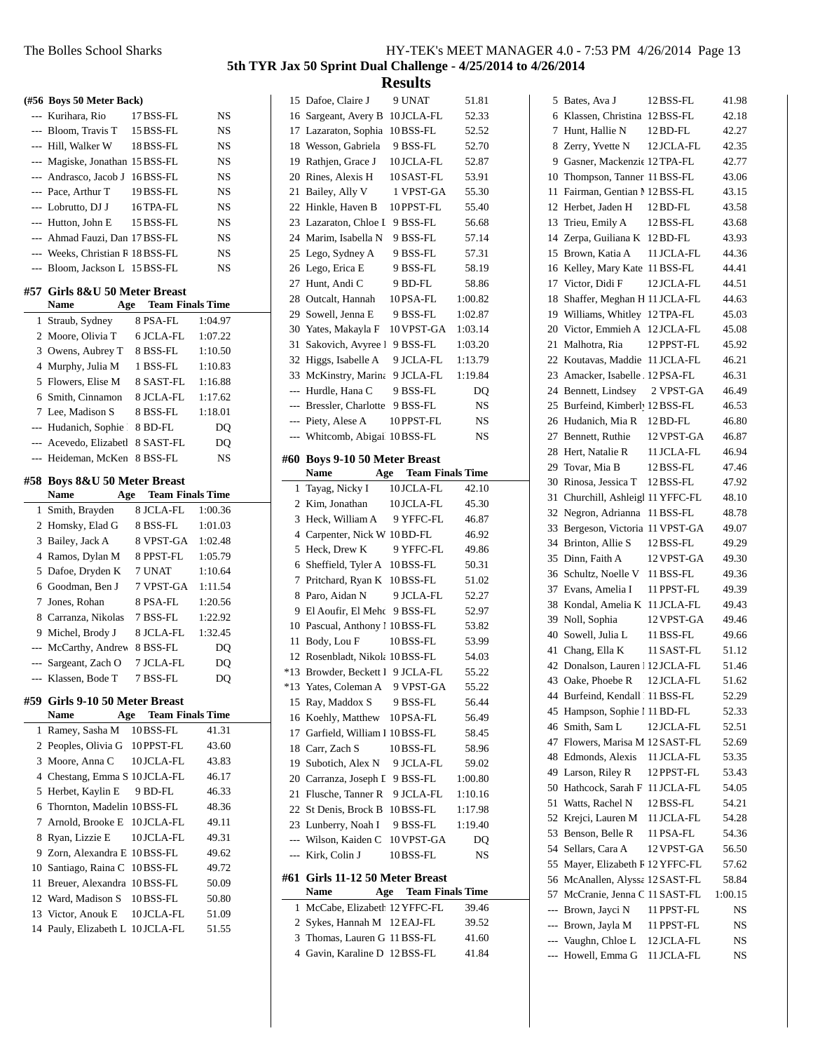## 5th TYR Jax 50 Sprint Dual Challenge - 4/25/2014 to 4/26/2014

## Results

### (#56 Boys 50 Meter Back)

| Place | Name | Age | Team | Finals Time |
|---|---|---|---|---|
| --- | Kurihara, Rio | 17 | BSS-FL | NS |
| --- | Bloom, Travis T | 15 | BSS-FL | NS |
| --- | Hill, Walker W | 18 | BSS-FL | NS |
| --- | Magiske, Jonathan | 15 | BSS-FL | NS |
| --- | Andrasco, Jacob J | 16 | BSS-FL | NS |
| --- | Pace, Arthur T | 19 | BSS-FL | NS |
| --- | Lobrutto, DJ J | 16 | TPA-FL | NS |
| --- | Hutton, John E | 15 | BSS-FL | NS |
| --- | Ahmad Fauzi, Dan | 17 | BSS-FL | NS |
| --- | Weeks, Christian R | 18 | BSS-FL | NS |
| --- | Bloom, Jackson L | 15 | BSS-FL | NS |

### #57 Girls 8&U 50 Meter Breast

| Place | Name | Age | Team | Finals Time |
|---|---|---|---|---|
| 1 | Straub, Sydney | 8 | PSA-FL | 1:04.97 |
| 2 | Moore, Olivia T | 6 | JCLA-FL | 1:07.22 |
| 3 | Owens, Aubrey T | 8 | BSS-FL | 1:10.50 |
| 4 | Murphy, Julia M | 1 | BSS-FL | 1:10.83 |
| 5 | Flowers, Elise M | 8 | SAST-FL | 1:16.88 |
| 6 | Smith, Cinnamon | 8 | JCLA-FL | 1:17.62 |
| 7 | Lee, Madison S | 8 | BSS-FL | 1:18.01 |
| --- | Hudanich, Sophie | 8 | BD-FL | DQ |
| --- | Acevedo, Elizabetl | 8 | SAST-FL | DQ |
| --- | Heideman, McKen | 8 | BSS-FL | NS |

### #58 Boys 8&U 50 Meter Breast

| Place | Name | Age | Team | Finals Time |
|---|---|---|---|---|
| 1 | Smith, Brayden | 8 | JCLA-FL | 1:00.36 |
| 2 | Homsky, Elad G | 8 | BSS-FL | 1:01.03 |
| 3 | Bailey, Jack A | 8 | VPST-GA | 1:02.48 |
| 4 | Ramos, Dylan M | 8 | PPST-FL | 1:05.79 |
| 5 | Dafoe, Dryden K | 7 | UNAT | 1:10.64 |
| 6 | Goodman, Ben J | 7 | VPST-GA | 1:11.54 |
| 7 | Jones, Rohan | 8 | PSA-FL | 1:20.56 |
| 8 | Carranza, Nikolas | 7 | BSS-FL | 1:22.92 |
| 9 | Michel, Brody J | 8 | JCLA-FL | 1:32.45 |
| --- | McCarthy, Andrew | 8 | BSS-FL | DQ |
| --- | Sargeant, Zach O | 7 | JCLA-FL | DQ |
| --- | Klassen, Bode T | 7 | BSS-FL | DQ |

### #59 Girls 9-10 50 Meter Breast

| Place | Name | Age | Team | Finals Time |
|---|---|---|---|---|
| 1 | Ramey, Sasha M | 10 | BSS-FL | 41.31 |
| 2 | Peoples, Olivia G | 10 | PPST-FL | 43.60 |
| 3 | Moore, Anna C | 10 | JCLA-FL | 43.83 |
| 4 | Chestang, Emma S | 10 | JCLA-FL | 46.17 |
| 5 | Herbet, Kaylin E | 9 | BD-FL | 46.33 |
| 6 | Thornton, Madelin | 10 | BSS-FL | 48.36 |
| 7 | Arnold, Brooke E | 10 | JCLA-FL | 49.11 |
| 8 | Ryan, Lizzie E | 10 | JCLA-FL | 49.31 |
| 9 | Zorn, Alexandra E | 10 | BSS-FL | 49.62 |
| 10 | Santiago, Raina C | 10 | BSS-FL | 49.72 |
| 11 | Breuer, Alexandra | 10 | BSS-FL | 50.09 |
| 12 | Ward, Madison S | 10 | BSS-FL | 50.80 |
| 13 | Victor, Anouk E | 10 | JCLA-FL | 51.09 |
| 14 | Pauly, Elizabeth L | 10 | JCLA-FL | 51.55 |
| 15 | Dafoe, Claire J | 9 | UNAT | 51.81 |
| 16 | Sargeant, Avery B | 10 | JCLA-FL | 52.33 |
| 17 | Lazaraton, Sophia | 10 | BSS-FL | 52.52 |
| 18 | Wesson, Gabriela | 9 | BSS-FL | 52.70 |
| 19 | Rathjen, Grace J | 10 | JCLA-FL | 52.87 |
| 20 | Rines, Alexis H | 10 | SAST-FL | 53.91 |
| 21 | Bailey, Ally V | 1 | VPST-GA | 55.30 |
| 22 | Hinkle, Haven B | 10 | PPST-FL | 55.40 |
| 23 | Lazaraton, Chloe I | 9 | BSS-FL | 56.68 |
| 24 | Marim, Isabella N | 9 | BSS-FL | 57.14 |
| 25 | Lego, Sydney A | 9 | BSS-FL | 57.31 |
| 26 | Lego, Erica E | 9 | BSS-FL | 58.19 |
| 27 | Hunt, Andi C | 9 | BD-FL | 58.86 |
| 28 | Outcalt, Hannah | 10 | PSA-FL | 1:00.82 |
| 29 | Sowell, Jenna E | 9 | BSS-FL | 1:02.87 |
| 30 | Yates, Makayla F | 10 | VPST-GA | 1:03.14 |
| 31 | Sakovich, Avyree I | 9 | BSS-FL | 1:03.20 |
| 32 | Higgs, Isabelle A | 9 | JCLA-FL | 1:13.79 |
| 33 | McKinstry, Marina | 9 | JCLA-FL | 1:19.84 |
| --- | Hurdle, Hana C | 9 | BSS-FL | DQ |
| --- | Bressler, Charlotte | 9 | BSS-FL | NS |
| --- | Piety, Alese A | 10 | PPST-FL | NS |
| --- | Whitcomb, Abigai | 10 | BSS-FL | NS |

### #60 Boys 9-10 50 Meter Breast

| Place | Name | Age | Team | Finals Time |
|---|---|---|---|---|
| 1 | Tayag, Nicky I | 10 | JCLA-FL | 42.10 |
| 2 | Kim, Jonathan | 10 | JCLA-FL | 45.30 |
| 3 | Heck, William A | 9 | YFFC-FL | 46.87 |
| 4 | Carpenter, Nick W | 10 | BD-FL | 46.92 |
| 5 | Heck, Drew K | 9 | YFFC-FL | 49.86 |
| 6 | Sheffield, Tyler A | 10 | BSS-FL | 50.31 |
| 7 | Pritchard, Ryan K | 10 | BSS-FL | 51.02 |
| 8 | Paro, Aidan N | 9 | JCLA-FL | 52.27 |
| 9 | El Aoufir, El Mehc | 9 | BSS-FL | 52.97 |
| 10 | Pascual, Anthony I | 10 | BSS-FL | 53.82 |
| 11 | Body, Lou F | 10 | BSS-FL | 53.99 |
| 12 | Rosenbladt, Nikola | 10 | BSS-FL | 54.03 |
| *13 | Browder, Beckett I | 9 | JCLA-FL | 55.22 |
| *13 | Yates, Coleman A | 9 | VPST-GA | 55.22 |
| 15 | Ray, Maddox S | 9 | BSS-FL | 56.44 |
| 16 | Koehly, Matthew | 10 | PSA-FL | 56.49 |
| 17 | Garfield, William I | 10 | BSS-FL | 58.45 |
| 18 | Carr, Zach S | 10 | BSS-FL | 58.96 |
| 19 | Subotich, Alex N | 9 | JCLA-FL | 59.02 |
| 20 | Carranza, Joseph D | 9 | BSS-FL | 1:00.80 |
| 21 | Flusche, Tanner R | 9 | JCLA-FL | 1:10.16 |
| 22 | St Denis, Brock B | 10 | BSS-FL | 1:17.98 |
| 23 | Lunberry, Noah I | 9 | BSS-FL | 1:19.40 |
| --- | Wilson, Kaiden C | 10 | VPST-GA | DQ |
| --- | Kirk, Colin J | 10 | BSS-FL | NS |

### #61 Girls 11-12 50 Meter Breast

| Place | Name | Age | Team | Finals Time |
|---|---|---|---|---|
| 1 | McCabe, Elizabeth | 12 | YFFC-FL | 39.46 |
| 2 | Sykes, Hannah M | 12 | EAJ-FL | 39.52 |
| 3 | Thomas, Lauren G | 11 | BSS-FL | 41.60 |
| 4 | Gavin, Karaline D | 12 | BSS-FL | 41.84 |
| 5 | Bates, Ava J | 12 | BSS-FL | 41.98 |
| 6 | Klassen, Christina | 12 | BSS-FL | 42.18 |
| 7 | Hunt, Hallie N | 12 | BD-FL | 42.27 |
| 8 | Zerry, Yvette N | 12 | JCLA-FL | 42.35 |
| 9 | Gasner, Mackenzie | 12 | TPA-FL | 42.77 |
| 10 | Thompson, Tanner M | 11 | BSS-FL | 43.06 |
| 11 | Fairman, Gentian M | 12 | BSS-FL | 43.15 |
| 12 | Herbet, Jaden H | 12 | BD-FL | 43.58 |
| 13 | Trieu, Emily A | 12 | BSS-FL | 43.68 |
| 14 | Zerpa, Guiliana K | 12 | BD-FL | 43.93 |
| 15 | Brown, Katia A | 11 | JCLA-FL | 44.36 |
| 16 | Kelley, Mary Kate | 11 | BSS-FL | 44.41 |
| 17 | Victor, Didi F | 12 | JCLA-FL | 44.51 |
| 18 | Shaffer, Meghan H | 11 | JCLA-FL | 44.63 |
| 19 | Williams, Whitley | 12 | TPA-FL | 45.03 |
| 20 | Victor, Emmieh A | 12 | JCLA-FL | 45.08 |
| 21 | Malhotra, Ria | 12 | PPST-FL | 45.92 |
| 22 | Koutavas, Maddie | 11 | JCLA-FL | 46.21 |
| 23 | Amacker, Isabelle | 12 | PSA-FL | 46.31 |
| 24 | Bennett, Lindsey | 2 | VPST-GA | 46.49 |
| 25 | Burfeind, Kimberly | 12 | BSS-FL | 46.53 |
| 26 | Hudanich, Mia R | 12 | BD-FL | 46.80 |
| 27 | Bennett, Ruthie | 12 | VPST-GA | 46.87 |
| 28 | Hert, Natalie R | 11 | JCLA-FL | 46.94 |
| 29 | Tovar, Mia B | 12 | BSS-FL | 47.46 |
| 30 | Rinosa, Jessica T | 12 | BSS-FL | 47.92 |
| 31 | Churchill, Ashleigh | 11 | YFFC-FL | 48.10 |
| 32 | Negron, Adrianna | 11 | BSS-FL | 48.78 |
| 33 | Bergeson, Victoria | 11 | VPST-GA | 49.07 |
| 34 | Brinton, Allie S | 12 | BSS-FL | 49.29 |
| 35 | Dinn, Faith A | 12 | VPST-GA | 49.30 |
| 36 | Schultz, Noelle V | 11 | BSS-FL | 49.36 |
| 37 | Evans, Amelia I | 11 | PPST-FL | 49.39 |
| 38 | Kondal, Amelia K | 11 | JCLA-FL | 49.43 |
| 39 | Noll, Sophia | 12 | VPST-GA | 49.46 |
| 40 | Sowell, Julia L | 11 | BSS-FL | 49.66 |
| 41 | Chang, Ella K | 11 | SAST-FL | 51.12 |
| 42 | Donalson, Lauren I | 12 | JCLA-FL | 51.46 |
| 43 | Oake, Phoebe R | 12 | JCLA-FL | 51.62 |
| 44 | Burfeind, Kendall | 11 | BSS-FL | 52.29 |
| 45 | Hampson, Sophie I | 11 | BD-FL | 52.33 |
| 46 | Smith, Sam L | 12 | JCLA-FL | 52.51 |
| 47 | Flowers, Marisa M | 12 | SAST-FL | 52.69 |
| 48 | Edmonds, Alexis | 11 | JCLA-FL | 53.35 |
| 49 | Larson, Riley R | 12 | PPST-FL | 53.43 |
| 50 | Hathcock, Sarah F | 11 | JCLA-FL | 54.05 |
| 51 | Watts, Rachel N | 12 | BSS-FL | 54.21 |
| 52 | Krejci, Lauren M | 11 | JCLA-FL | 54.28 |
| 53 | Benson, Belle R | 11 | PSA-FL | 54.36 |
| 54 | Sellars, Cara A | 12 | VPST-GA | 56.50 |
| 55 | Mayer, Elizabeth F | 12 | YFFC-FL | 57.62 |
| 56 | McAnallen, Alyssa | 12 | SAST-FL | 58.84 |
| 57 | McCranie, Jenna C | 11 | SAST-FL | 1:00.15 |
| --- | Brown, Jayci N | 11 | PPST-FL | NS |
| --- | Brown, Jayla M | 11 | PPST-FL | NS |
| --- | Vaughn, Chloe L | 12 | JCLA-FL | NS |
| --- | Howell, Emma G | 11 | JCLA-FL | NS |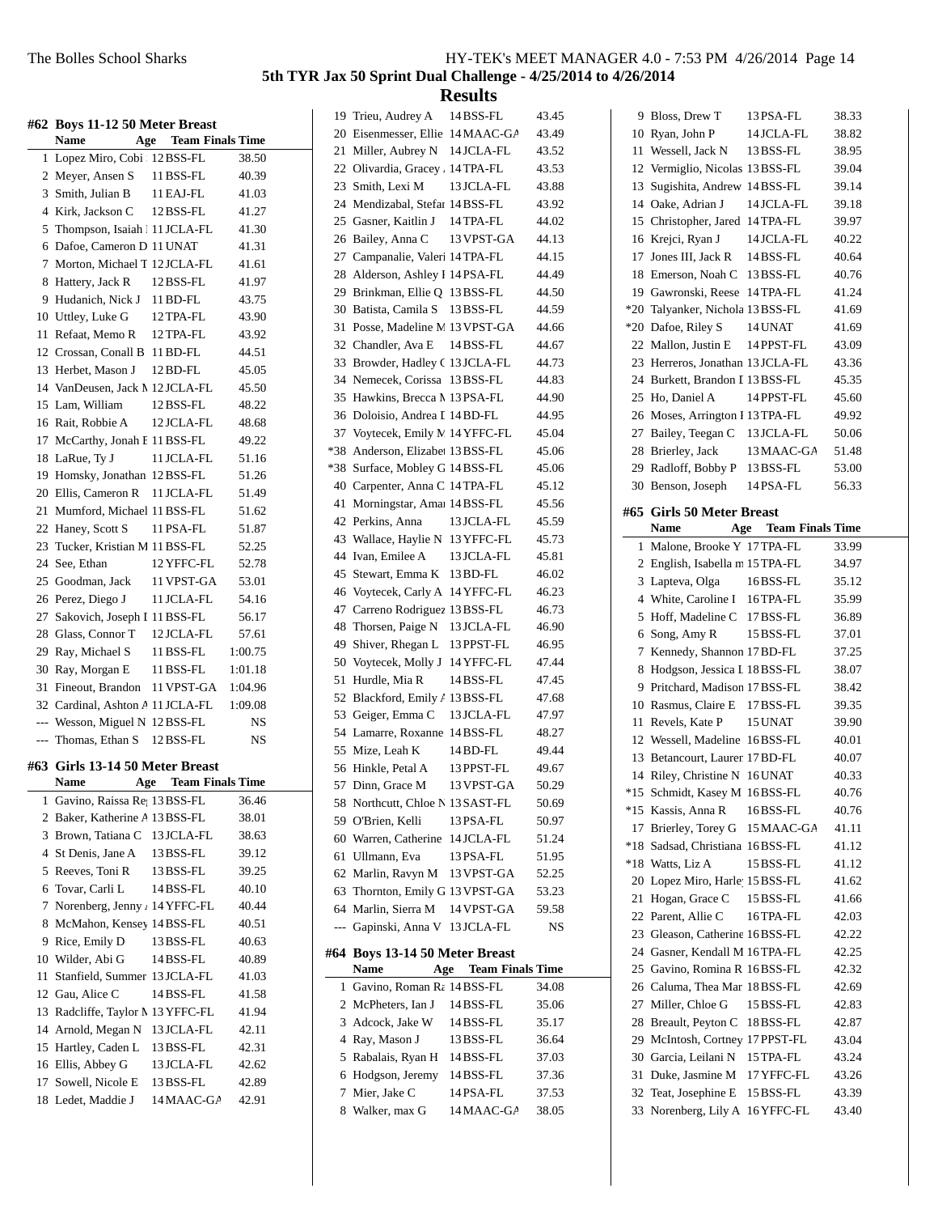## Results

### #62 Boys 11-12 50 Meter Breast

| | Name | Age | Team | Finals Time |
|---|---|---|---|---|
| 1 | Lopez Miro, Cobi | 12 | BSS-FL | 38.50 |
| 2 | Meyer, Ansen S | 11 | BSS-FL | 40.39 |
| 3 | Smith, Julian B | 11 | EAJ-FL | 41.03 |
| 4 | Kirk, Jackson C | 12 | BSS-FL | 41.27 |
| 5 | Thompson, Isaiah I | 11 | JCLA-FL | 41.30 |
| 6 | Dafoe, Cameron D | 11 | UNAT | 41.31 |
| 7 | Morton, Michael T | 12 | JCLA-FL | 41.61 |
| 8 | Hattery, Jack R | 12 | BSS-FL | 41.97 |
| 9 | Hudanich, Nick J | 11 | BD-FL | 43.75 |
| 10 | Uttley, Luke G | 12 | TPA-FL | 43.90 |
| 11 | Refaat, Memo R | 12 | TPA-FL | 43.92 |
| 12 | Crossan, Conall B | 11 | BD-FL | 44.51 |
| 13 | Herbet, Mason J | 12 | BD-FL | 45.05 |
| 14 | VanDeusen, Jack M | 12 | JCLA-FL | 45.50 |
| 15 | Lam, William | 12 | BSS-FL | 48.22 |
| 16 | Rait, Robbie A | 12 | JCLA-FL | 48.68 |
| 17 | McCarthy, Jonah E | 11 | BSS-FL | 49.22 |
| 18 | LaRue, Ty J | 11 | JCLA-FL | 51.16 |
| 19 | Homsky, Jonathan | 12 | BSS-FL | 51.26 |
| 20 | Ellis, Cameron R | 11 | JCLA-FL | 51.49 |
| 21 | Mumford, Michael | 11 | BSS-FL | 51.62 |
| 22 | Haney, Scott S | 11 | PSA-FL | 51.87 |
| 23 | Tucker, Kristian M | 11 | BSS-FL | 52.25 |
| 24 | See, Ethan | 12 | YFFC-FL | 52.78 |
| 25 | Goodman, Jack | 11 | VPST-GA | 53.01 |
| 26 | Perez, Diego J | 11 | JCLA-FL | 54.16 |
| 27 | Sakovich, Joseph I | 11 | BSS-FL | 56.17 |
| 28 | Glass, Connor T | 12 | JCLA-FL | 57.61 |
| 29 | Ray, Michael S | 11 | BSS-FL | 1:00.75 |
| 30 | Ray, Morgan E | 11 | BSS-FL | 1:01.18 |
| 31 | Fineout, Brandon | 11 | VPST-GA | 1:04.96 |
| 32 | Cardinal, Ashton A | 11 | JCLA-FL | 1:09.08 |
| --- | Wesson, Miguel N | 12 | BSS-FL | NS |
| --- | Thomas, Ethan S | 12 | BSS-FL | NS |

### #63 Girls 13-14 50 Meter Breast

| | Name | Age | Team | Finals Time |
|---|---|---|---|---|
| 1 | Gavino, Raissa Re | 13 | BSS-FL | 36.46 |
| 2 | Baker, Katherine A | 13 | BSS-FL | 38.01 |
| 3 | Brown, Tatiana C | 13 | JCLA-FL | 38.63 |
| 4 | St Denis, Jane A | 13 | BSS-FL | 39.12 |
| 5 | Reeves, Toni R | 13 | BSS-FL | 39.25 |
| 6 | Tovar, Carli L | 14 | BSS-FL | 40.10 |
| 7 | Norenberg, Jenny A | 14 | YFFC-FL | 40.44 |
| 8 | McMahon, Kensey | 14 | BSS-FL | 40.51 |
| 9 | Rice, Emily D | 13 | BSS-FL | 40.63 |
| 10 | Wilder, Abi G | 14 | BSS-FL | 40.89 |
| 11 | Stanfield, Summer | 13 | JCLA-FL | 41.03 |
| 12 | Gau, Alice C | 14 | BSS-FL | 41.58 |
| 13 | Radcliffe, Taylor M | 13 | YFFC-FL | 41.94 |
| 14 | Arnold, Megan N | 13 | JCLA-FL | 42.11 |
| 15 | Hartley, Caden L | 13 | BSS-FL | 42.31 |
| 16 | Ellis, Abbey G | 13 | JCLA-FL | 42.62 |
| 17 | Sowell, Nicole E | 13 | BSS-FL | 42.89 |
| 18 | Ledet, Maddie J | 14 | MAAC-GA | 42.91 |
| 19 | Trieu, Audrey A | 14 | BSS-FL | 43.45 |
| 20 | Eisenmesser, Ellie | 14 | MAAC-GA | 43.49 |
| 21 | Miller, Aubrey N | 14 | JCLA-FL | 43.52 |
| 22 | Olivardia, Gracey A | 14 | TPA-FL | 43.53 |
| 23 | Smith, Lexi M | 13 | JCLA-FL | 43.88 |
| 24 | Mendizabal, Stefar | 14 | BSS-FL | 43.92 |
| 25 | Gasner, Kaitlin J | 14 | TPA-FL | 44.02 |
| 26 | Bailey, Anna C | 13 | VPST-GA | 44.13 |
| 27 | Campanalie, Valeri | 14 | TPA-FL | 44.15 |
| 28 | Alderson, Ashley I | 14 | PSA-FL | 44.49 |
| 29 | Brinkman, Ellie Q | 13 | BSS-FL | 44.50 |
| 30 | Batista, Camila S | 13 | BSS-FL | 44.59 |
| 31 | Posse, Madeline M | 13 | VPST-GA | 44.66 |
| 32 | Chandler, Ava E | 14 | BSS-FL | 44.67 |
| 33 | Browder, Hadley C | 13 | JCLA-FL | 44.73 |
| 34 | Nemecek, Corissa | 13 | BSS-FL | 44.83 |
| 35 | Hawkins, Brecca M | 13 | PSA-FL | 44.90 |
| 36 | Doloisio, Andrea L | 14 | BD-FL | 44.95 |
| 37 | Voytecek, Emily M | 14 | YFFC-FL | 45.04 |
| *38 | Anderson, Elizabet | 13 | BSS-FL | 45.06 |
| *38 | Surface, Mobley G | 14 | BSS-FL | 45.06 |
| 40 | Carpenter, Anna C | 14 | TPA-FL | 45.12 |
| 41 | Morningstar, Amar | 14 | BSS-FL | 45.56 |
| 42 | Perkins, Anna | 13 | JCLA-FL | 45.59 |
| 43 | Wallace, Haylie N | 13 | YFFC-FL | 45.73 |
| 44 | Ivan, Emilee A | 13 | JCLA-FL | 45.81 |
| 45 | Stewart, Emma K | 13 | BD-FL | 46.02 |
| 46 | Voytecek, Carly A | 14 | YFFC-FL | 46.23 |
| 47 | Carreno Rodriguez | 13 | BSS-FL | 46.73 |
| 48 | Thorsen, Paige N | 13 | JCLA-FL | 46.90 |
| 49 | Shiver, Rhegan L | 13 | PPST-FL | 46.95 |
| 50 | Voytecek, Molly J | 14 | YFFC-FL | 47.44 |
| 51 | Hurdle, Mia R | 14 | BSS-FL | 47.45 |
| 52 | Blackford, Emily A | 13 | BSS-FL | 47.68 |
| 53 | Geiger, Emma C | 13 | JCLA-FL | 47.97 |
| 54 | Lamarre, Roxanne | 14 | BSS-FL | 48.27 |
| 55 | Mize, Leah K | 14 | BD-FL | 49.44 |
| 56 | Hinkle, Petal A | 13 | PPST-FL | 49.67 |
| 57 | Dinn, Grace M | 13 | VPST-GA | 50.29 |
| 58 | Northcutt, Chloe N | 13 | SAST-FL | 50.69 |
| 59 | O'Brien, Kelli | 13 | PSA-FL | 50.97 |
| 60 | Warren, Catherine | 14 | JCLA-FL | 51.24 |
| 61 | Ullmann, Eva | 13 | PSA-FL | 51.95 |
| 62 | Marlin, Ravyn M | 13 | VPST-GA | 52.25 |
| 63 | Thornton, Emily G | 13 | VPST-GA | 53.23 |
| 64 | Marlin, Sierra M | 14 | VPST-GA | 59.58 |
| --- | Gapinski, Anna V | 13 | JCLA-FL | NS |

### #64 Boys 13-14 50 Meter Breast

| | Name | Age | Team | Finals Time |
|---|---|---|---|---|
| 1 | Gavino, Roman Ra | 14 | BSS-FL | 34.08 |
| 2 | McPheters, Ian J | 14 | BSS-FL | 35.06 |
| 3 | Adcock, Jake W | 14 | BSS-FL | 35.17 |
| 4 | Ray, Mason J | 13 | BSS-FL | 36.64 |
| 5 | Rabalais, Ryan H | 14 | BSS-FL | 37.03 |
| 6 | Hodgson, Jeremy | 14 | BSS-FL | 37.36 |
| 7 | Mier, Jake C | 14 | PSA-FL | 37.53 |
| 8 | Walker, max G | 14 | MAAC-GA | 38.05 |
| 9 | Bloss, Drew T | 13 | PSA-FL | 38.33 |
| 10 | Ryan, John P | 14 | JCLA-FL | 38.82 |
| 11 | Wessell, Jack N | 13 | BSS-FL | 38.95 |
| 12 | Vermiglio, Nicolas | 13 | BSS-FL | 39.04 |
| 13 | Sugishita, Andrew | 14 | BSS-FL | 39.14 |
| 14 | Oake, Adrian J | 14 | JCLA-FL | 39.18 |
| 15 | Christopher, Jared | 14 | TPA-FL | 39.97 |
| 16 | Krejci, Ryan J | 14 | JCLA-FL | 40.22 |
| 17 | Jones III, Jack R | 14 | BSS-FL | 40.64 |
| 18 | Emerson, Noah C | 13 | BSS-FL | 40.76 |
| 19 | Gawronski, Reese | 14 | TPA-FL | 41.24 |
| *20 | Talyanker, Nichola | 13 | BSS-FL | 41.69 |
| *20 | Dafoe, Riley S | 14 | UNAT | 41.69 |
| 22 | Mallon, Justin E | 14 | PPST-FL | 43.09 |
| 23 | Herreros, Jonathan | 13 | JCLA-FL | 43.36 |
| 24 | Burkett, Brandon I | 13 | BSS-FL | 45.35 |
| 25 | Ho, Daniel A | 14 | PPST-FL | 45.60 |
| 26 | Moses, Arrington I | 13 | TPA-FL | 49.92 |
| 27 | Bailey, Teegan C | 13 | JCLA-FL | 50.06 |
| 28 | Brierley, Jack | 13 | MAAC-GA | 51.48 |
| 29 | Radloff, Bobby P | 13 | BSS-FL | 53.00 |
| 30 | Benson, Joseph | 14 | PSA-FL | 56.33 |

### #65 Girls 50 Meter Breast

| | Name | Age | Team | Finals Time |
|---|---|---|---|---|
| 1 | Malone, Brooke Y | 17 | TPA-FL | 33.99 |
| 2 | English, Isabella m | 15 | TPA-FL | 34.97 |
| 3 | Lapteva, Olga | 16 | BSS-FL | 35.12 |
| 4 | White, Caroline I | 16 | TPA-FL | 35.99 |
| 5 | Hoff, Madeline C | 17 | BSS-FL | 36.89 |
| 6 | Song, Amy R | 15 | BSS-FL | 37.01 |
| 7 | Kennedy, Shannon | 17 | BD-FL | 37.25 |
| 8 | Hodgson, Jessica L | 18 | BSS-FL | 38.07 |
| 9 | Pritchard, Madison | 17 | BSS-FL | 38.42 |
| 10 | Rasmus, Claire E | 17 | BSS-FL | 39.35 |
| 11 | Revels, Kate P | 15 | UNAT | 39.90 |
| 12 | Wessell, Madeline | 16 | BSS-FL | 40.01 |
| 13 | Betancourt, Lauren | 17 | BD-FL | 40.07 |
| 14 | Riley, Christine N | 16 | UNAT | 40.33 |
| *15 | Schmidt, Kasey M | 16 | BSS-FL | 40.76 |
| *15 | Kassis, Anna R | 16 | BSS-FL | 40.76 |
| 17 | Brierley, Torey G | 15 | MAAC-GA | 41.11 |
| *18 | Sadsad, Christiana | 16 | BSS-FL | 41.12 |
| *18 | Watts, Liz A | 15 | BSS-FL | 41.12 |
| 20 | Lopez Miro, Harley | 15 | BSS-FL | 41.62 |
| 21 | Hogan, Grace C | 15 | BSS-FL | 41.66 |
| 22 | Parent, Allie C | 16 | TPA-FL | 42.03 |
| 23 | Gleason, Catherine | 16 | BSS-FL | 42.22 |
| 24 | Gasner, Kendall M | 16 | TPA-FL | 42.25 |
| 25 | Gavino, Romina R | 16 | BSS-FL | 42.32 |
| 26 | Caluma, Thea Mar | 18 | BSS-FL | 42.69 |
| 27 | Miller, Chloe G | 15 | BSS-FL | 42.83 |
| 28 | Breault, Peyton C | 18 | BSS-FL | 42.87 |
| 29 | McIntosh, Cortney | 17 | PPST-FL | 43.04 |
| 30 | Garcia, Leilani N | 15 | TPA-FL | 43.24 |
| 31 | Duke, Jasmine M | 17 | YFFC-FL | 43.26 |
| 32 | Teat, Josephine E | 15 | BSS-FL | 43.39 |
| 33 | Norenberg, Lily A | 16 | YFFC-FL | 43.40 |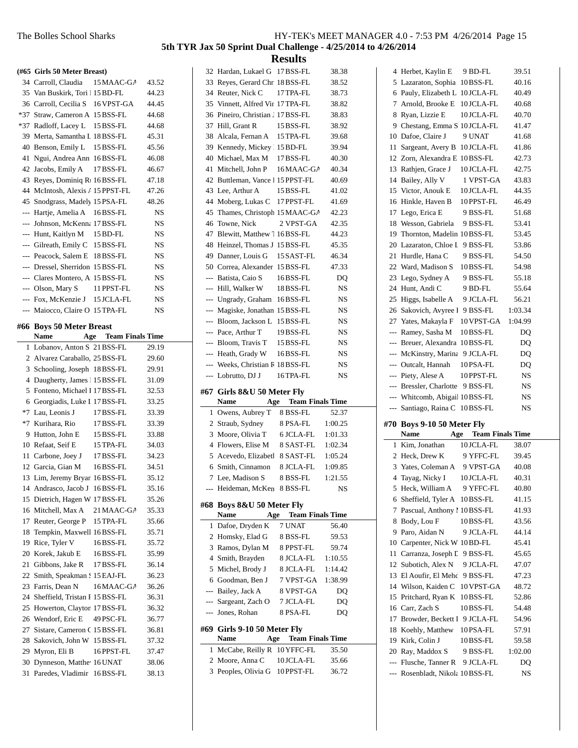## Results

### (#65 Girls 50 Meter Breast)

| | Name | Age | Team | Finals Time |
|---|---|---|---|---|
| 34 | Carroll, Claudia | 15 | MAAC-GA | 43.52 |
| 35 | Van Buskirk, Tori | 15 | BD-FL | 44.23 |
| 36 | Carroll, Cecilia S | 16 | VPST-GA | 44.45 |
| *37 | Straw, Cameron A | 15 | BSS-FL | 44.68 |
| *37 | Radloff, Lacey L | 15 | BSS-FL | 44.68 |
| 39 | Merta, Samantha L | 18 | BSS-FL | 45.31 |
| 40 | Benson, Emily L | 15 | BSS-FL | 45.56 |
| 41 | Ngui, Andrea Ann | 16 | BSS-FL | 46.08 |
| 42 | Jacobs, Emily A | 17 | BSS-FL | 46.67 |
| 43 | Reyes, Dominiq R | 16 | BSS-FL | 47.18 |
| 44 | McIntosh, Alexis | 15 | PPST-FL | 47.26 |
| 45 | Snodgrass, Madely | 15 | PSA-FL | 48.26 |
| --- | Hartje, Amelia A | 16 | BSS-FL | NS |
| --- | Johnson, McKenna | 17 | BSS-FL | NS |
| --- | Hunt, Kaitlyn M | 15 | BD-FL | NS |
| --- | Gilreath, Emily C | 15 | BSS-FL | NS |
| --- | Peacock, Salem E | 18 | BSS-FL | NS |
| --- | Dressel, Sherridon | 15 | BSS-FL | NS |
| --- | Clares Montero, A | 15 | BSS-FL | NS |
| --- | Olson, Mary S | 11 | PPST-FL | NS |
| --- | Fox, McKenzie J | 15 | JCLA-FL | NS |
| --- | Maiocco, Claire O | 15 | TPA-FL | NS |

### #66 Boys 50 Meter Breast

| | Name | Age | Team | Finals Time |
|---|---|---|---|---|
| 1 | Lobanov, Anton S | 21 | BSS-FL | 29.19 |
| 2 | Alvarez Caraballo, | 25 | BSS-FL | 29.60 |
| 3 | Schooling, Joseph | 18 | BSS-FL | 29.91 |
| 4 | Daugherty, James | 15 | BSS-FL | 31.09 |
| 5 | Fonteno, Michael I | 17 | BSS-FL | 32.53 |
| 6 | Georgiadis, Luke I | 17 | BSS-FL | 33.25 |
| *7 | Lau, Leonis J | 17 | BSS-FL | 33.39 |
| *7 | Kurihara, Rio | 17 | BSS-FL | 33.39 |
| 9 | Hutton, John E | 15 | BSS-FL | 33.88 |
| 10 | Refaat, Seif E | 15 | TPA-FL | 34.03 |
| 11 | Carbone, Joey J | 17 | BSS-FL | 34.23 |
| 12 | Garcia, Gian M | 16 | BSS-FL | 34.51 |
| 13 | Lim, Jeremy Bryan | 16 | BSS-FL | 35.12 |
| 14 | Andrasco, Jacob J | 16 | BSS-FL | 35.16 |
| 15 | Dietrich, Hagen W | 17 | BSS-FL | 35.26 |
| 16 | Mitchell, Max A | 21 | MAAC-GA | 35.33 |
| 17 | Reuter, George P | 15 | TPA-FL | 35.66 |
| 18 | Tempkin, Maxwell | 16 | BSS-FL | 35.71 |
| 19 | Rice, Tyler V | 16 | BSS-FL | 35.72 |
| 20 | Korek, Jakub E | 16 | BSS-FL | 35.99 |
| 21 | Gibbons, Jake R | 17 | BSS-FL | 36.14 |
| 22 | Smith, Speakman S | 15 | EAJ-FL | 36.23 |
| 23 | Farris, Dean N | 16 | MAAC-GA | 36.26 |
| 24 | Sheffield, Tristan F | 15 | BSS-FL | 36.31 |
| 25 | Howerton, Clayton | 17 | BSS-FL | 36.32 |
| 26 | Wendorf, Eric E | 49 | PSC-FL | 36.77 |
| 27 | Sistare, Cameron C | 15 | BSS-FL | 36.81 |
| 28 | Sakovich, John W | 15 | BSS-FL | 37.32 |
| 29 | Myron, Eli B | 16 | PPST-FL | 37.47 |
| 30 | Dynneson, Matthew | 16 | UNAT | 38.06 |
| 31 | Paredes, Vladimir | 16 | BSS-FL | 38.13 |
| 32 | Hardan, Lukael G | 17 | BSS-FL | 38.38 |
| 33 | Reyes, Gerard Chr | 18 | BSS-FL | 38.52 |
| 34 | Reuter, Nick C | 17 | TPA-FL | 38.73 |
| 35 | Vinnett, Alfred Vir | 17 | TPA-FL | 38.82 |
| 36 | Pineiro, Christian J | 17 | BSS-FL | 38.83 |
| 37 | Hill, Grant R | 15 | BSS-FL | 38.92 |
| 38 | Alcala, Fernan A | 15 | TPA-FL | 39.68 |
| 39 | Kennedy, Mickey | 15 | BD-FL | 39.94 |
| 40 | Michael, Max M | 17 | BSS-FL | 40.30 |
| 41 | Mitchell, John P | 16 | MAAC-GA | 40.34 |
| 42 | Buttleman, Vance | 15 | PPST-FL | 40.69 |
| 43 | Lee, Arthur A | 15 | BSS-FL | 41.02 |
| 44 | Moberg, Lukas C | 17 | PPST-FL | 41.69 |
| 45 | Thames, Christoph | 15 | MAAC-GA | 42.23 |
| 46 | Towne, Nick | 2 | VPST-GA | 42.35 |
| 47 | Blewitt, Matthew T | 16 | BSS-FL | 44.23 |
| 48 | Heinzel, Thomas J | 15 | BSS-FL | 45.35 |
| 49 | Danner, Louis G | 15 | SAST-FL | 46.34 |
| 50 | Correa, Alexander | 15 | BSS-FL | 47.33 |
| --- | Batista, Caio S | 16 | BSS-FL | DQ |
| --- | Hill, Walker W | 18 | BSS-FL | NS |
| --- | Ungrady, Graham | 16 | BSS-FL | NS |
| --- | Magiske, Jonathan | 15 | BSS-FL | NS |
| --- | Bloom, Jackson L | 15 | BSS-FL | NS |
| --- | Pace, Arthur T | 19 | BSS-FL | NS |
| --- | Bloom, Travis T | 15 | BSS-FL | NS |
| --- | Heath, Grady W | 16 | BSS-FL | NS |
| --- | Weeks, Christian F | 18 | BSS-FL | NS |
| --- | Lobrutto, DJ J | 16 | TPA-FL | NS |

### #67 Girls 8&U 50 Meter Fly

| | Name | Age | Team | Finals Time |
|---|---|---|---|---|
| 1 | Owens, Aubrey T | 8 | BSS-FL | 52.37 |
| 2 | Straub, Sydney | 8 | PSA-FL | 1:00.25 |
| 3 | Moore, Olivia T | 6 | JCLA-FL | 1:01.33 |
| 4 | Flowers, Elise M | 8 | SAST-FL | 1:02.34 |
| 5 | Acevedo, Elizabeth | 8 | SAST-FL | 1:05.24 |
| 6 | Smith, Cinnamon | 8 | JCLA-FL | 1:09.85 |
| 7 | Lee, Madison S | 8 | BSS-FL | 1:21.55 |
| --- | Heideman, McKen | 8 | BSS-FL | NS |

### #68 Boys 8&U 50 Meter Fly

| | Name | Age | Team | Finals Time |
|---|---|---|---|---|
| 1 | Dafoe, Dryden K | 7 | UNAT | 56.40 |
| 2 | Homsky, Elad G | 8 | BSS-FL | 59.53 |
| 3 | Ramos, Dylan M | 8 | PPST-FL | 59.74 |
| 4 | Smith, Brayden | 8 | JCLA-FL | 1:10.55 |
| 5 | Michel, Brody J | 8 | JCLA-FL | 1:14.42 |
| 6 | Goodman, Ben J | 7 | VPST-GA | 1:38.99 |
| --- | Bailey, Jack A | 8 | VPST-GA | DQ |
| --- | Sargeant, Zach O | 7 | JCLA-FL | DQ |
| --- | Jones, Rohan | 8 | PSA-FL | DQ |

### #69 Girls 9-10 50 Meter Fly

| | Name | Age | Team | Finals Time |
|---|---|---|---|---|
| 1 | McCabe, Reilly R | 10 | YFFC-FL | 35.50 |
| 2 | Moore, Anna C | 10 | JCLA-FL | 35.66 |
| 3 | Peoples, Olivia G | 10 | PPST-FL | 36.72 |
| 4 | Herbet, Kaylin E | 9 | BD-FL | 39.51 |
| 5 | Lazaraton, Sophia | 10 | BSS-FL | 40.16 |
| 6 | Pauly, Elizabeth L | 10 | JCLA-FL | 40.49 |
| 7 | Arnold, Brooke E | 10 | JCLA-FL | 40.68 |
| 8 | Ryan, Lizzie E | 10 | JCLA-FL | 40.70 |
| 9 | Chestang, Emma S | 10 | JCLA-FL | 41.47 |
| 10 | Dafoe, Claire J | 9 | UNAT | 41.68 |
| 11 | Sargeant, Avery B | 10 | JCLA-FL | 41.86 |
| 12 | Zorn, Alexandra E | 10 | BSS-FL | 42.73 |
| 13 | Rathjen, Grace J | 10 | JCLA-FL | 42.75 |
| 14 | Bailey, Ally V | 1 | VPST-GA | 43.83 |
| 15 | Victor, Anouk E | 10 | JCLA-FL | 44.35 |
| 16 | Hinkle, Haven B | 10 | PPST-FL | 46.49 |
| 17 | Lego, Erica E | 9 | BSS-FL | 51.68 |
| 18 | Wesson, Gabriela | 9 | BSS-FL | 53.41 |
| 19 | Thornton, Madelin | 10 | BSS-FL | 53.45 |
| 20 | Lazaraton, Chloe L | 9 | BSS-FL | 53.86 |
| 21 | Hurdle, Hana C | 9 | BSS-FL | 54.50 |
| 22 | Ward, Madison S | 10 | BSS-FL | 54.98 |
| 23 | Lego, Sydney A | 9 | BSS-FL | 55.18 |
| 24 | Hunt, Andi C | 9 | BD-FL | 55.64 |
| 25 | Higgs, Isabelle A | 9 | JCLA-FL | 56.21 |
| 26 | Sakovich, Avyree I | 9 | BSS-FL | 1:03.34 |
| 27 | Yates, Makayla F | 10 | VPST-GA | 1:04.99 |
| --- | Ramey, Sasha M | 10 | BSS-FL | DQ |
| --- | Breuer, Alexandra | 10 | BSS-FL | DQ |
| --- | McKinstry, Marina | 9 | JCLA-FL | DQ |
| --- | Outcalt, Hannah | 10 | PSA-FL | DQ |
| --- | Piety, Alese A | 10 | PPST-FL | NS |
| --- | Bressler, Charlotte | 9 | BSS-FL | NS |
| --- | Whitcomb, Abigail | 10 | BSS-FL | NS |
| --- | Santiago, Raina C | 10 | BSS-FL | NS |

### #70 Boys 9-10 50 Meter Fly

| | Name | Age | Team | Finals Time |
|---|---|---|---|---|
| 1 | Kim, Jonathan | 10 | JCLA-FL | 38.07 |
| 2 | Heck, Drew K | 9 | YFFC-FL | 39.45 |
| 3 | Yates, Coleman A | 9 | VPST-GA | 40.08 |
| 4 | Tayag, Nicky I | 10 | JCLA-FL | 40.31 |
| 5 | Heck, William A | 9 | YFFC-FL | 40.80 |
| 6 | Sheffield, Tyler A | 10 | BSS-FL | 41.15 |
| 7 | Pascual, Anthony I | 10 | BSS-FL | 41.93 |
| 8 | Body, Lou F | 10 | BSS-FL | 43.56 |
| 9 | Paro, Aidan N | 9 | JCLA-FL | 44.14 |
| 10 | Carpenter, Nick W | 10 | BD-FL | 45.41 |
| 11 | Carranza, Joseph D | 9 | BSS-FL | 45.65 |
| 12 | Subotich, Alex N | 9 | JCLA-FL | 47.07 |
| 13 | El Aoufir, El Mehd | 9 | BSS-FL | 47.23 |
| 14 | Wilson, Kaiden C | 10 | VPST-GA | 48.72 |
| 15 | Pritchard, Ryan K | 10 | BSS-FL | 52.86 |
| 16 | Carr, Zach S | 10 | BSS-FL | 54.48 |
| 17 | Browder, Beckett I | 9 | JCLA-FL | 54.96 |
| 18 | Koehly, Matthew | 10 | PSA-FL | 57.91 |
| 19 | Kirk, Colin J | 10 | BSS-FL | 59.58 |
| 20 | Ray, Maddox S | 9 | BSS-FL | 1:02.00 |
| --- | Flusche, Tanner R | 9 | JCLA-FL | DQ |
| --- | Rosenbladt, Nikola | 10 | BSS-FL | NS |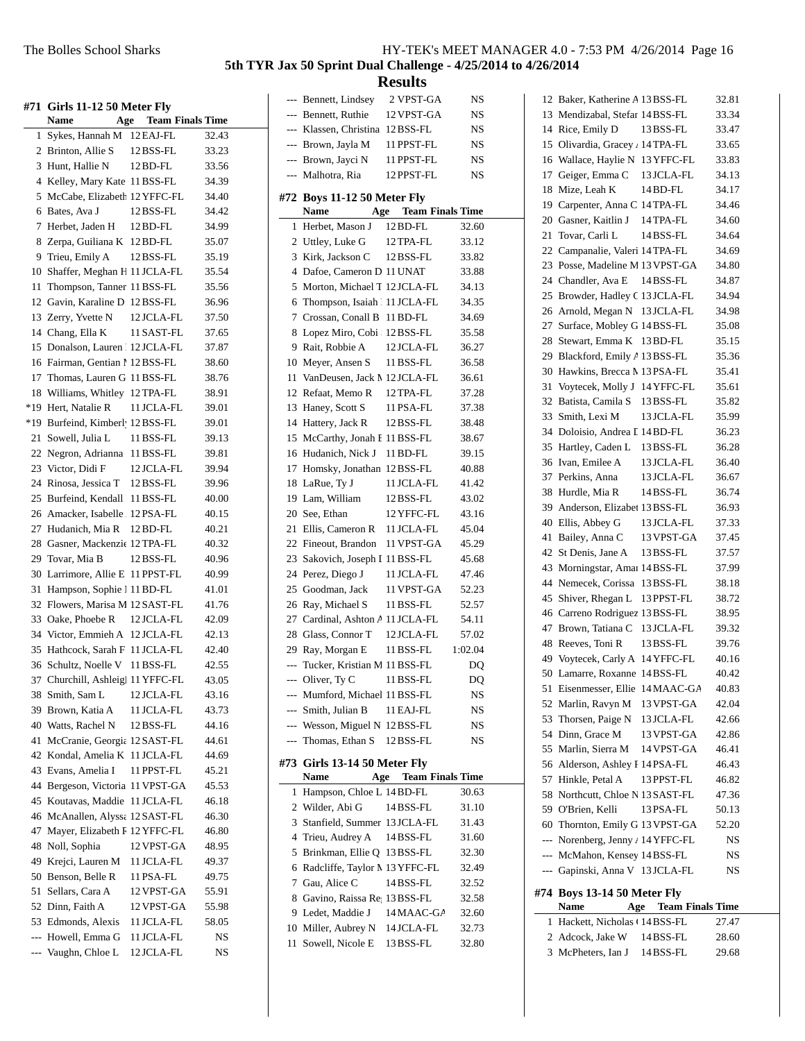## Results

### #71 Girls 11-12 50 Meter Fly

| | Name | Age | Team | Finals Time |
|---|---|---|---|---|
| 1 | Sykes, Hannah M | 12 | EAJ-FL | 32.43 |
| 2 | Brinton, Allie S | 12 | BSS-FL | 33.23 |
| 3 | Hunt, Hallie N | 12 | BD-FL | 33.56 |
| 4 | Kelley, Mary Kate | 11 | BSS-FL | 34.39 |
| 5 | McCabe, Elizabeth | 12 | YFFC-FL | 34.40 |
| 6 | Bates, Ava J | 12 | BSS-FL | 34.42 |
| 7 | Herbet, Jaden H | 12 | BD-FL | 34.99 |
| 8 | Zerpa, Guiliana K | 12 | BD-FL | 35.07 |
| 9 | Trieu, Emily A | 12 | BSS-FL | 35.19 |
| 10 | Shaffer, Meghan H | 11 | JCLA-FL | 35.54 |
| 11 | Thompson, Tanner | 11 | BSS-FL | 35.56 |
| 12 | Gavin, Karaline D | 12 | BSS-FL | 36.96 |
| 13 | Zerry, Yvette N | 12 | JCLA-FL | 37.50 |
| 14 | Chang, Ella K | 11 | SAST-FL | 37.65 |
| 15 | Donalson, Lauren | 12 | JCLA-FL | 37.87 |
| 16 | Fairman, Gentian M | 12 | BSS-FL | 38.60 |
| 17 | Thomas, Lauren G | 11 | BSS-FL | 38.76 |
| 18 | Williams, Whitley | 12 | TPA-FL | 38.91 |
| *19 | Hert, Natalie R | 11 | JCLA-FL | 39.01 |
| *19 | Burfeind, Kimberly | 12 | BSS-FL | 39.01 |
| 21 | Sowell, Julia L | 11 | BSS-FL | 39.13 |
| 22 | Negron, Adrianna | 11 | BSS-FL | 39.81 |
| 23 | Victor, Didi F | 12 | JCLA-FL | 39.94 |
| 24 | Rinosa, Jessica T | 12 | BSS-FL | 39.96 |
| 25 | Burfeind, Kendall | 11 | BSS-FL | 40.00 |
| 26 | Amacker, Isabelle | 12 | PSA-FL | 40.15 |
| 27 | Hudanich, Mia R | 12 | BD-FL | 40.21 |
| 28 | Gasner, Mackenzie | 12 | TPA-FL | 40.32 |
| 29 | Tovar, Mia B | 12 | BSS-FL | 40.96 |
| 30 | Larrimore, Allie E | 11 | PPST-FL | 40.99 |
| 31 | Hampson, Sophie | 11 | BD-FL | 41.01 |
| 32 | Flowers, Marisa M | 12 | SAST-FL | 41.76 |
| 33 | Oake, Phoebe R | 12 | JCLA-FL | 42.09 |
| 34 | Victor, Emmieh A | 12 | JCLA-FL | 42.13 |
| 35 | Hathcock, Sarah F | 11 | JCLA-FL | 42.40 |
| 36 | Schultz, Noelle V | 11 | BSS-FL | 42.55 |
| 37 | Churchill, Ashleigh | 11 | YFFC-FL | 43.05 |
| 38 | Smith, Sam L | 12 | JCLA-FL | 43.16 |
| 39 | Brown, Katia A | 11 | JCLA-FL | 43.73 |
| 40 | Watts, Rachel N | 12 | BSS-FL | 44.16 |
| 41 | McCranie, Georgia | 12 | SAST-FL | 44.61 |
| 42 | Kondal, Amelia K | 11 | JCLA-FL | 44.69 |
| 43 | Evans, Amelia I | 11 | PPST-FL | 45.21 |
| 44 | Bergeson, Victoria | 11 | VPST-GA | 45.53 |
| 45 | Koutavas, Maddie | 11 | JCLA-FL | 46.18 |
| 46 | McAnallen, Alyssa | 12 | SAST-FL | 46.30 |
| 47 | Mayer, Elizabeth F | 12 | YFFC-FL | 46.80 |
| 48 | Noll, Sophia | 12 | VPST-GA | 48.95 |
| 49 | Krejci, Lauren M | 11 | JCLA-FL | 49.37 |
| 50 | Benson, Belle R | 11 | PSA-FL | 49.75 |
| 51 | Sellars, Cara A | 12 | VPST-GA | 55.91 |
| 52 | Dinn, Faith A | 12 | VPST-GA | 55.98 |
| 53 | Edmonds, Alexis | 11 | JCLA-FL | 58.05 |
| --- | Howell, Emma G | 11 | JCLA-FL | NS |
| --- | Vaughn, Chloe L | 12 | JCLA-FL | NS |
| --- | Bennett, Lindsey | 2 | VPST-GA | NS |
| --- | Bennett, Ruthie | 12 | VPST-GA | NS |
| --- | Klassen, Christina | 12 | BSS-FL | NS |
| --- | Brown, Jayla M | 11 | PPST-FL | NS |
| --- | Brown, Jayci N | 11 | PPST-FL | NS |
| --- | Malhotra, Ria | 12 | PPST-FL | NS |

### #72 Boys 11-12 50 Meter Fly

| | Name | Age | Team | Finals Time |
|---|---|---|---|---|
| 1 | Herbet, Mason J | 12 | BD-FL | 32.60 |
| 2 | Uttley, Luke G | 12 | TPA-FL | 33.12 |
| 3 | Kirk, Jackson C | 12 | BSS-FL | 33.82 |
| 4 | Dafoe, Cameron D | 11 | UNAT | 33.88 |
| 5 | Morton, Michael T | 12 | JCLA-FL | 34.13 |
| 6 | Thompson, Isaiah | 11 | JCLA-FL | 34.35 |
| 7 | Crossan, Conall B | 11 | BD-FL | 34.69 |
| 8 | Lopez Miro, Cobi | 12 | BSS-FL | 35.58 |
| 9 | Rait, Robbie A | 12 | JCLA-FL | 36.27 |
| 10 | Meyer, Ansen S | 11 | BSS-FL | 36.58 |
| 11 | VanDeusen, Jack M | 12 | JCLA-FL | 36.61 |
| 12 | Refaat, Memo R | 12 | TPA-FL | 37.28 |
| 13 | Haney, Scott S | 11 | PSA-FL | 37.38 |
| 14 | Hattery, Jack R | 12 | BSS-FL | 38.48 |
| 15 | McCarthy, Jonah E | 11 | BSS-FL | 38.67 |
| 16 | Hudanich, Nick J | 11 | BD-FL | 39.15 |
| 17 | Homsky, Jonathan | 12 | BSS-FL | 40.88 |
| 18 | LaRue, Ty J | 11 | JCLA-FL | 41.42 |
| 19 | Lam, William | 12 | BSS-FL | 43.02 |
| 20 | See, Ethan | 12 | YFFC-FL | 43.16 |
| 21 | Ellis, Cameron R | 11 | JCLA-FL | 45.04 |
| 22 | Fineout, Brandon | 11 | VPST-GA | 45.29 |
| 23 | Sakovich, Joseph I | 11 | BSS-FL | 45.68 |
| 24 | Perez, Diego J | 11 | JCLA-FL | 47.46 |
| 25 | Goodman, Jack | 11 | VPST-GA | 52.23 |
| 26 | Ray, Michael S | 11 | BSS-FL | 52.57 |
| 27 | Cardinal, Ashton A | 11 | JCLA-FL | 54.11 |
| 28 | Glass, Connor T | 12 | JCLA-FL | 57.02 |
| 29 | Ray, Morgan E | 11 | BSS-FL | 1:02.04 |
| --- | Tucker, Kristian M | 11 | BSS-FL | DQ |
| --- | Oliver, Ty C | 11 | BSS-FL | DQ |
| --- | Mumford, Michael | 11 | BSS-FL | NS |
| --- | Smith, Julian B | 11 | EAJ-FL | NS |
| --- | Wesson, Miguel N | 12 | BSS-FL | NS |
| --- | Thomas, Ethan S | 12 | BSS-FL | NS |

### #73 Girls 13-14 50 Meter Fly

| | Name | Age | Team | Finals Time |
|---|---|---|---|---|
| 1 | Hampson, Chloe L | 14 | BD-FL | 30.63 |
| 2 | Wilder, Abi G | 14 | BSS-FL | 31.10 |
| 3 | Stanfield, Summer | 13 | JCLA-FL | 31.43 |
| 4 | Trieu, Audrey A | 14 | BSS-FL | 31.60 |
| 5 | Brinkman, Ellie Q | 13 | BSS-FL | 32.30 |
| 6 | Radcliffe, Taylor M | 13 | YFFC-FL | 32.49 |
| 7 | Gau, Alice C | 14 | BSS-FL | 32.52 |
| 8 | Gavino, Raissa Re | 13 | BSS-FL | 32.58 |
| 9 | Ledet, Maddie J | 14 | MAAC-GA | 32.60 |
| 10 | Miller, Aubrey N | 14 | JCLA-FL | 32.73 |
| 11 | Sowell, Nicole E | 13 | BSS-FL | 32.80 |
| 12 | Baker, Katherine A | 13 | BSS-FL | 32.81 |
| 13 | Mendizabal, Stefan | 14 | BSS-FL | 33.34 |
| 14 | Rice, Emily D | 13 | BSS-FL | 33.47 |
| 15 | Olivardia, Gracey | 14 | TPA-FL | 33.65 |
| 16 | Wallace, Haylie N | 13 | YFFC-FL | 33.83 |
| 17 | Geiger, Emma C | 13 | JCLA-FL | 34.13 |
| 18 | Mize, Leah K | 14 | BD-FL | 34.17 |
| 19 | Carpenter, Anna C | 14 | TPA-FL | 34.46 |
| 20 | Gasner, Kaitlin J | 14 | TPA-FL | 34.60 |
| 21 | Tovar, Carli L | 14 | BSS-FL | 34.64 |
| 22 | Campanalie, Valeri | 14 | TPA-FL | 34.69 |
| 23 | Posse, Madeline M | 13 | VPST-GA | 34.80 |
| 24 | Chandler, Ava E | 14 | BSS-FL | 34.87 |
| 25 | Browder, Hadley C | 13 | JCLA-FL | 34.94 |
| 26 | Arnold, Megan N | 13 | JCLA-FL | 34.98 |
| 27 | Surface, Mobley G | 14 | BSS-FL | 35.08 |
| 28 | Stewart, Emma K | 13 | BD-FL | 35.15 |
| 29 | Blackford, Emily A | 13 | BSS-FL | 35.36 |
| 30 | Hawkins, Brecca M | 13 | PSA-FL | 35.41 |
| 31 | Voytecek, Molly J | 14 | YFFC-FL | 35.61 |
| 32 | Batista, Camila S | 13 | BSS-FL | 35.82 |
| 33 | Smith, Lexi M | 13 | JCLA-FL | 35.99 |
| 34 | Doloisio, Andrea D | 14 | BD-FL | 36.23 |
| 35 | Hartley, Caden L | 13 | BSS-FL | 36.28 |
| 36 | Ivan, Emilee A | 13 | JCLA-FL | 36.40 |
| 37 | Perkins, Anna | 13 | JCLA-FL | 36.67 |
| 38 | Hurdle, Mia R | 14 | BSS-FL | 36.74 |
| 39 | Anderson, Elizabet | 13 | BSS-FL | 36.93 |
| 40 | Ellis, Abbey G | 13 | JCLA-FL | 37.33 |
| 41 | Bailey, Anna C | 13 | VPST-GA | 37.45 |
| 42 | St Denis, Jane A | 13 | BSS-FL | 37.57 |
| 43 | Morningstar, Amai | 14 | BSS-FL | 37.99 |
| 44 | Nemecek, Corissa | 13 | BSS-FL | 38.18 |
| 45 | Shiver, Rhegan L | 13 | PPST-FL | 38.72 |
| 46 | Carreno Rodriguez | 13 | BSS-FL | 38.95 |
| 47 | Brown, Tatiana C | 13 | JCLA-FL | 39.32 |
| 48 | Reeves, Toni R | 13 | BSS-FL | 39.76 |
| 49 | Voytecek, Carly A | 14 | YFFC-FL | 40.16 |
| 50 | Lamarre, Roxanne | 14 | BSS-FL | 40.42 |
| 51 | Eisenmesser, Ellie | 14 | MAAC-GA | 40.83 |
| 52 | Marlin, Ravyn M | 13 | VPST-GA | 42.04 |
| 53 | Thorsen, Paige N | 13 | JCLA-FL | 42.66 |
| 54 | Dinn, Grace M | 13 | VPST-GA | 42.86 |
| 55 | Marlin, Sierra M | 14 | VPST-GA | 46.41 |
| 56 | Alderson, Ashley F | 14 | PSA-FL | 46.43 |
| 57 | Hinkle, Petal A | 13 | PPST-FL | 46.82 |
| 58 | Northcutt, Chloe N | 13 | SAST-FL | 47.36 |
| 59 | O'Brien, Kelli | 13 | PSA-FL | 50.13 |
| 60 | Thornton, Emily G | 13 | VPST-GA | 52.20 |
| --- | Norenberg, Jenny A | 14 | YFFC-FL | NS |
| --- | McMahon, Kensey | 14 | BSS-FL | NS |
| --- | Gapinski, Anna V | 13 | JCLA-FL | NS |

### #74 Boys 13-14 50 Meter Fly

| | Name | Age | Team | Finals Time |
|---|---|---|---|---|
| 1 | Hackett, Nicholas | 14 | BSS-FL | 27.47 |
| 2 | Adcock, Jake W | 14 | BSS-FL | 28.60 |
| 3 | McPheters, Ian J | 14 | BSS-FL | 29.68 |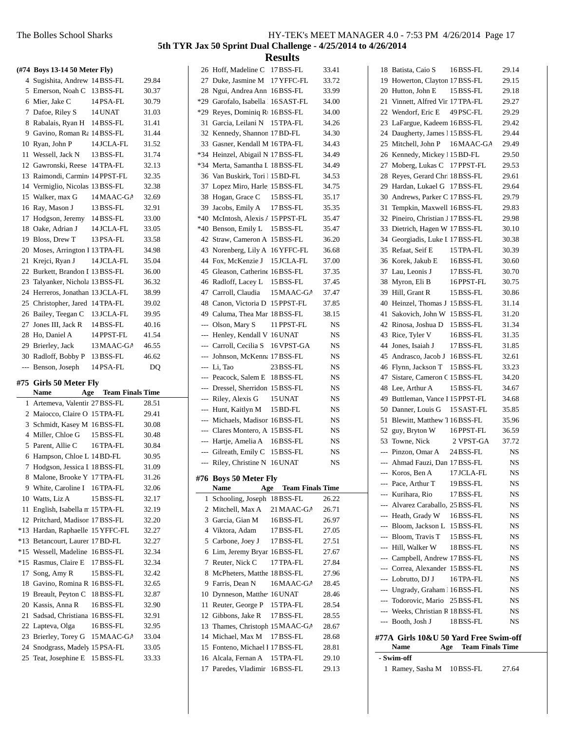## 5th TYR Jax 50 Sprint Dual Challenge - 4/25/2014 to 4/26/2014

## Results

### (#74 Boys 13-14 50 Meter Fly)

| Place | Name | Age | Team | Finals Time |
|---|---|---|---|---|
| 4 | Sugishita, Andrew | 14 | BSS-FL | 29.84 |
| 5 | Emerson, Noah C | 13 | BSS-FL | 30.37 |
| 6 | Mier, Jake C | 14 | PSA-FL | 30.79 |
| 7 | Dafoe, Riley S | 14 | UNAT | 31.03 |
| 8 | Rabalais, Ryan H | 14 | BSS-FL | 31.41 |
| 9 | Gavino, Roman Ra | 14 | BSS-FL | 31.44 |
| 10 | Ryan, John P | 14 | JCLA-FL | 31.52 |
| 11 | Wessell, Jack N | 13 | BSS-FL | 31.74 |
| 12 | Gawronski, Reese | 14 | TPA-FL | 32.13 |
| 13 | Raimondi, Carmin | 14 | PPST-FL | 32.35 |
| 14 | Vermiglio, Nicolas | 13 | BSS-FL | 32.38 |
| 15 | Walker, max G | 14 | MAAC-GA | 32.69 |
| 16 | Ray, Mason J | 13 | BSS-FL | 32.91 |
| 17 | Hodgson, Jeremy | 14 | BSS-FL | 33.00 |
| 18 | Oake, Adrian J | 14 | JCLA-FL | 33.05 |
| 19 | Bloss, Drew T | 13 | PSA-FL | 33.58 |
| 20 | Moses, Arrington I | 13 | TPA-FL | 34.98 |
| 21 | Krejci, Ryan J | 14 | JCLA-FL | 35.04 |
| 22 | Burkett, Brandon I | 13 | BSS-FL | 36.00 |
| 23 | Talyanker, Nichola | 13 | BSS-FL | 36.32 |
| 24 | Herreros, Jonathan | 13 | JCLA-FL | 38.99 |
| 25 | Christopher, Jared | 14 | TPA-FL | 39.02 |
| 26 | Bailey, Teegan C | 13 | JCLA-FL | 39.95 |
| 27 | Jones III, Jack R | 14 | BSS-FL | 40.16 |
| 28 | Ho, Daniel A | 14 | PPST-FL | 41.54 |
| 29 | Brierley, Jack | 13 | MAAC-GA | 46.55 |
| 30 | Radloff, Bobby P | 13 | BSS-FL | 46.62 |
| --- | Benson, Joseph | 14 | PSA-FL | DQ |

### #75 Girls 50 Meter Fly

| Place | Name | Age | Team | Finals Time |
|---|---|---|---|---|
| 1 | Artemeva, Valentir | 27 | BSS-FL | 28.51 |
| 2 | Maiocco, Claire O | 15 | TPA-FL | 29.41 |
| 3 | Schmidt, Kasey M | 16 | BSS-FL | 30.08 |
| 4 | Miller, Chloe G | 15 | BSS-FL | 30.48 |
| 5 | Parent, Allie C | 16 | TPA-FL | 30.84 |
| 6 | Hampson, Chloe L | 14 | BD-FL | 30.95 |
| 7 | Hodgson, Jessica I | 18 | BSS-FL | 31.09 |
| 8 | Malone, Brooke Y | 17 | TPA-FL | 31.26 |
| 9 | White, Caroline I | 16 | TPA-FL | 32.06 |
| 10 | Watts, Liz A | 15 | BSS-FL | 32.17 |
| 11 | English, Isabella m | 15 | TPA-FL | 32.19 |
| 12 | Pritchard, Madison | 17 | BSS-FL | 32.20 |
| *13 | Hardan, Raphaelle | 15 | YFFC-FL | 32.27 |
| *13 | Betancourt, Laurer | 17 | BD-FL | 32.27 |
| *15 | Wessell, Madeline | 16 | BSS-FL | 32.34 |
| *15 | Rasmus, Claire E | 17 | BSS-FL | 32.34 |
| 17 | Song, Amy R | 15 | BSS-FL | 32.42 |
| 18 | Gavino, Romina R | 16 | BSS-FL | 32.65 |
| 19 | Breault, Peyton C | 18 | BSS-FL | 32.87 |
| 20 | Kassis, Anna R | 16 | BSS-FL | 32.90 |
| 21 | Sadsad, Christiana | 16 | BSS-FL | 32.91 |
| 22 | Lapteva, Olga | 16 | BSS-FL | 32.95 |
| 23 | Brierley, Torey G | 15 | MAAC-GA | 33.04 |
| 24 | Snodgrass, Madely | 15 | PSA-FL | 33.05 |
| 25 | Teat, Josephine E | 15 | BSS-FL | 33.33 |
| 26 | Hoff, Madeline C | 17 | BSS-FL | 33.41 |
| 27 | Duke, Jasmine M | 17 | YFFC-FL | 33.72 |
| 28 | Ngui, Andrea Ann | 16 | BSS-FL | 33.99 |
| *29 | Garofalo, Isabella | 16 | SAST-FL | 34.00 |
| *29 | Reyes, Dominiq R | 16 | BSS-FL | 34.00 |
| 31 | Garcia, Leilani N | 15 | TPA-FL | 34.26 |
| 32 | Kennedy, Shannon | 17 | BD-FL | 34.30 |
| 33 | Gasner, Kendall M | 16 | TPA-FL | 34.43 |
| *34 | Heinzel, Abigail N | 17 | BSS-FL | 34.49 |
| *34 | Merta, Samantha L | 18 | BSS-FL | 34.49 |
| 36 | Van Buskirk, Tori l | 15 | BD-FL | 34.53 |
| 37 | Lopez Miro, Harle | 15 | BSS-FL | 34.75 |
| 38 | Hogan, Grace C | 15 | BSS-FL | 35.17 |
| 39 | Jacobs, Emily A | 17 | BSS-FL | 35.35 |
| *40 | McIntosh, Alexis A | 15 | PPST-FL | 35.47 |
| *40 | Benson, Emily L | 15 | BSS-FL | 35.47 |
| 42 | Straw, Cameron A | 15 | BSS-FL | 36.20 |
| 43 | Norenberg, Lily A | 16 | YFFC-FL | 36.68 |
| 44 | Fox, McKenzie J | 15 | JCLA-FL | 37.00 |
| 45 | Gleason, Catherine | 16 | BSS-FL | 37.35 |
| 46 | Radloff, Lacey L | 15 | BSS-FL | 37.45 |
| 47 | Carroll, Claudia | 15 | MAAC-GA | 37.47 |
| 48 | Canon, Victoria D | 15 | PPST-FL | 37.85 |
| 49 | Caluma, Thea Mar | 18 | BSS-FL | 38.15 |
| --- | Olson, Mary S | 11 | PPST-FL | NS |
| --- | Henley, Kendall V | 16 | UNAT | NS |
| --- | Carroll, Cecilia S | 16 | VPST-GA | NS |
| --- | Johnson, McKenna | 17 | BSS-FL | NS |
| --- | Li, Tao | 23 | BSS-FL | NS |
| --- | Peacock, Salem E | 18 | BSS-FL | NS |
| --- | Dressel, Sherridon | 15 | BSS-FL | NS |
| --- | Riley, Alexis G | 15 | UNAT | NS |
| --- | Hunt, Kaitlyn M | 15 | BD-FL | NS |
| --- | Michaels, Madison | 16 | BSS-FL | NS |
| --- | Clares Montero, A | 15 | BSS-FL | NS |
| --- | Hartje, Amelia A | 16 | BSS-FL | NS |
| --- | Gilreath, Emily C | 15 | BSS-FL | NS |
| --- | Riley, Christine N | 16 | UNAT | NS |

### #76 Boys 50 Meter Fly

| Place | Name | Age | Team | Finals Time |
|---|---|---|---|---|
| 1 | Schooling, Joseph | 18 | BSS-FL | 26.22 |
| 2 | Mitchell, Max A | 21 | MAAC-GA | 26.71 |
| 3 | Garcia, Gian M | 16 | BSS-FL | 26.97 |
| 4 | Viktora, Adam | 17 | BSS-FL | 27.05 |
| 5 | Carbone, Joey J | 17 | BSS-FL | 27.51 |
| 6 | Lim, Jeremy Bryar | 16 | BSS-FL | 27.67 |
| 7 | Reuter, Nick C | 17 | TPA-FL | 27.84 |
| 8 | McPheters, Matthe | 18 | BSS-FL | 27.96 |
| 9 | Farris, Dean N | 16 | MAAC-GA | 28.45 |
| 10 | Dynneson, Matthe | 16 | UNAT | 28.46 |
| 11 | Reuter, George P | 15 | TPA-FL | 28.54 |
| 12 | Gibbons, Jake R | 17 | BSS-FL | 28.55 |
| 13 | Thames, Christoph | 15 | MAAC-GA | 28.67 |
| 14 | Michael, Max M | 17 | BSS-FL | 28.68 |
| 15 | Fonteno, Michael I | 17 | BSS-FL | 28.81 |
| 16 | Alcala, Fernan A | 15 | TPA-FL | 29.10 |
| 17 | Paredes, Vladimir | 16 | BSS-FL | 29.13 |
| 18 | Batista, Caio S | 16 | BSS-FL | 29.14 |
| 19 | Howerton, Clayton | 17 | BSS-FL | 29.15 |
| 20 | Hutton, John E | 15 | BSS-FL | 29.18 |
| 21 | Vinnett, Alfred Vir | 17 | TPA-FL | 29.27 |
| 22 | Wendorf, Eric E | 49 | PSC-FL | 29.29 |
| 23 | LaFargue, Kadeem | 16 | BSS-FL | 29.42 |
| 24 | Daugherty, James l | 15 | BSS-FL | 29.44 |
| 25 | Mitchell, John P | 16 | MAAC-GA | 29.49 |
| 26 | Kennedy, Mickey l | 15 | BD-FL | 29.50 |
| 27 | Moberg, Lukas C | 17 | PPST-FL | 29.53 |
| 28 | Reyes, Gerard Chr | 18 | BSS-FL | 29.61 |
| 29 | Hardan, Lukael G | 17 | BSS-FL | 29.64 |
| 30 | Andrews, Parker C | 17 | BSS-FL | 29.79 |
| 31 | Tempkin, Maxwell | 16 | BSS-FL | 29.83 |
| 32 | Pineiro, Christian J | 17 | BSS-FL | 29.98 |
| 33 | Dietrich, Hagen W | 17 | BSS-FL | 30.10 |
| 34 | Georgiadis, Luke L | 17 | BSS-FL | 30.38 |
| 35 | Refaat, Seif E | 15 | TPA-FL | 30.39 |
| 36 | Korek, Jakub E | 16 | BSS-FL | 30.60 |
| 37 | Lau, Leonis J | 17 | BSS-FL | 30.70 |
| 38 | Myron, Eli B | 16 | PPST-FL | 30.75 |
| 39 | Hill, Grant R | 15 | BSS-FL | 30.86 |
| 40 | Heinzel, Thomas J | 15 | BSS-FL | 31.14 |
| 41 | Sakovich, John W | 15 | BSS-FL | 31.20 |
| 42 | Rinosa, Joshua D | 15 | BSS-FL | 31.34 |
| 43 | Rice, Tyler V | 16 | BSS-FL | 31.35 |
| 44 | Jones, Isaiah J | 17 | BSS-FL | 31.85 |
| 45 | Andrasco, Jacob J | 16 | BSS-FL | 32.61 |
| 46 | Flynn, Jackson T | 15 | BSS-FL | 33.23 |
| 47 | Sistare, Cameron C | 15 | BSS-FL | 34.20 |
| 48 | Lee, Arthur A | 15 | BSS-FL | 34.67 |
| 49 | Buttleman, Vance I | 15 | PPST-FL | 34.68 |
| 50 | Danner, Louis G | 15 | SAST-FL | 35.85 |
| 51 | Blewitt, Matthew T | 16 | BSS-FL | 35.96 |
| 52 | guy, Bryton W | 16 | PPST-FL | 36.59 |
| 53 | Towne, Nick | 2 | VPST-GA | 37.72 |
| --- | Pinzon, Omar A | 24 | BSS-FL | NS |
| --- | Ahmad Fauzi, Dan | 17 | BSS-FL | NS |
| --- | Koros, Ben A | 17 | JCLA-FL | NS |
| --- | Pace, Arthur T | 19 | BSS-FL | NS |
| --- | Kurihara, Rio | 17 | BSS-FL | NS |
| --- | Alvarez Caraballo, | 25 | BSS-FL | NS |
| --- | Heath, Grady W | 16 | BSS-FL | NS |
| --- | Bloom, Jackson L | 15 | BSS-FL | NS |
| --- | Bloom, Travis T | 15 | BSS-FL | NS |
| --- | Hill, Walker W | 18 | BSS-FL | NS |
| --- | Campbell, Andrew | 17 | BSS-FL | NS |
| --- | Correa, Alexander | 15 | BSS-FL | NS |
| --- | Lobrutto, DJ J | 16 | TPA-FL | NS |
| --- | Ungrady, Graham l | 16 | BSS-FL | NS |
| --- | Todorovic, Mario | 25 | BSS-FL | NS |
| --- | Weeks, Christian R | 18 | BSS-FL | NS |
| --- | Booth, Josh J | 18 | BSS-FL | NS |

### #77A Girls 10&U 50 Yard Free Swim-off

| Place | Name | Age | Team | Finals Time |
|---|---|---|---|---|
| **- Swim-off** | | | | |
| 1 | Ramey, Sasha M | 10 | BSS-FL | 27.64 |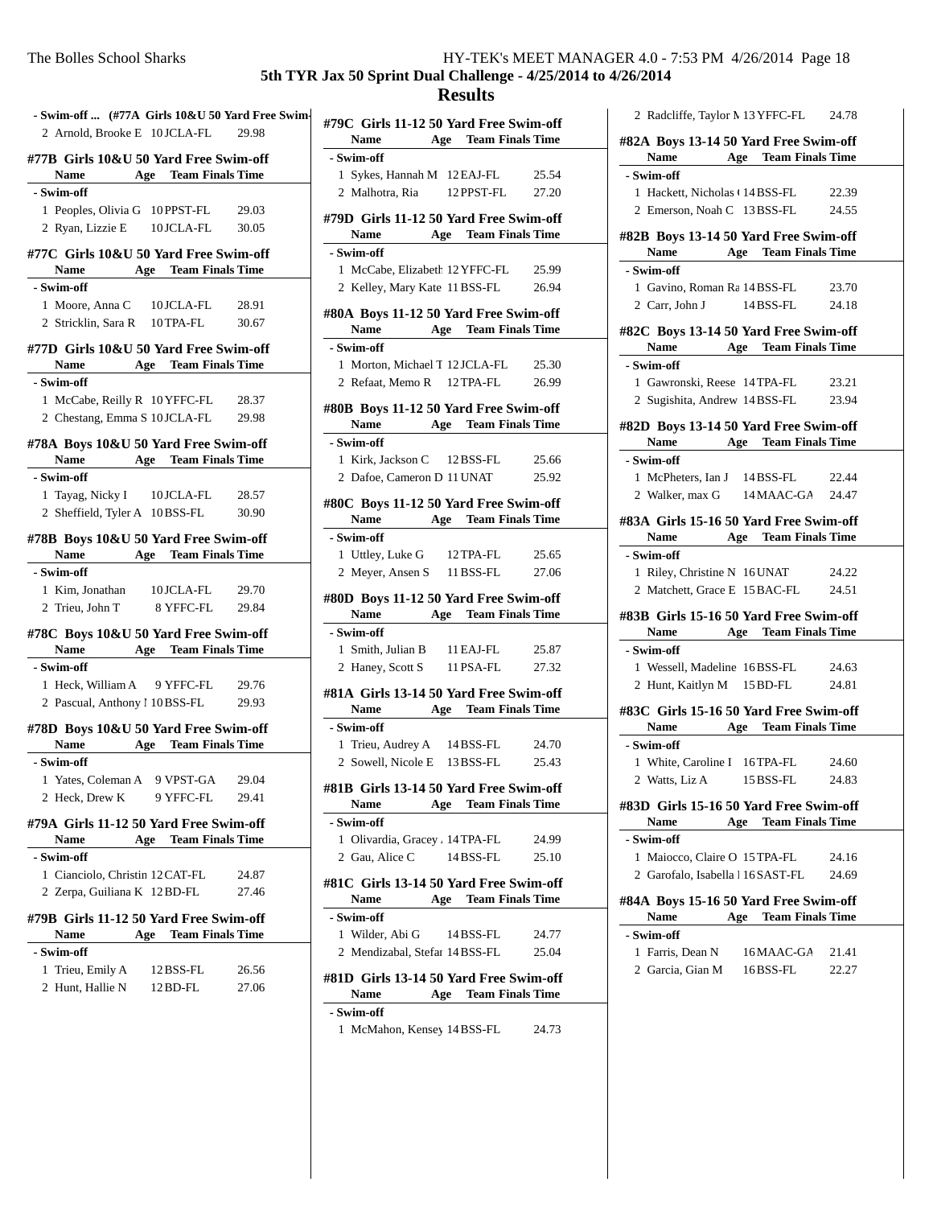# 5th TYR Jax 50 Sprint Dual Challenge - 4/25/2014 to 4/26/2014

## Results

**- Swim-off ... (#77A Girls 10&U 50 Yard Free Swim-**

| | Name | Age | Team | Finals Time |
|---|---|---|---|---|
| 2 | Arnold, Brooke E | 10 | JCLA-FL | 29.98 |

### #77B Girls 10&U 50 Yard Free Swim-off

| | Name | Age | Team | Finals Time |
|---|---|---|---|---|
| **- Swim-off** | | | | |
| 1 | Peoples, Olivia G | 10 | PPST-FL | 29.03 |
| 2 | Ryan, Lizzie E | 10 | JCLA-FL | 30.05 |

### #77C Girls 10&U 50 Yard Free Swim-off

| | Name | Age | Team | Finals Time |
|---|---|---|---|---|
| **- Swim-off** | | | | |
| 1 | Moore, Anna C | 10 | JCLA-FL | 28.91 |
| 2 | Stricklin, Sara R | 10 | TPA-FL | 30.67 |

### #77D Girls 10&U 50 Yard Free Swim-off

| | Name | Age | Team | Finals Time |
|---|---|---|---|---|
| **- Swim-off** | | | | |
| 1 | McCabe, Reilly R | 10 | YFFC-FL | 28.37 |
| 2 | Chestang, Emma S | 10 | JCLA-FL | 29.98 |

### #78A Boys 10&U 50 Yard Free Swim-off

| | Name | Age | Team | Finals Time |
|---|---|---|---|---|
| **- Swim-off** | | | | |
| 1 | Tayag, Nicky I | 10 | JCLA-FL | 28.57 |
| 2 | Sheffield, Tyler A | 10 | BSS-FL | 30.90 |

### #78B Boys 10&U 50 Yard Free Swim-off

| | Name | Age | Team | Finals Time |
|---|---|---|---|---|
| **- Swim-off** | | | | |
| 1 | Kim, Jonathan | 10 | JCLA-FL | 29.70 |
| 2 | Trieu, John T | 8 | YFFC-FL | 29.84 |

### #78C Boys 10&U 50 Yard Free Swim-off

| | Name | Age | Team | Finals Time |
|---|---|---|---|---|
| **- Swim-off** | | | | |
| 1 | Heck, William A | 9 | YFFC-FL | 29.76 |
| 2 | Pascual, Anthony I | 10 | BSS-FL | 29.93 |

### #78D Boys 10&U 50 Yard Free Swim-off

| | Name | Age | Team | Finals Time |
|---|---|---|---|---|
| **- Swim-off** | | | | |
| 1 | Yates, Coleman A | 9 | VPST-GA | 29.04 |
| 2 | Heck, Drew K | 9 | YFFC-FL | 29.41 |

### #79A Girls 11-12 50 Yard Free Swim-off

| | Name | Age | Team | Finals Time |
|---|---|---|---|---|
| **- Swim-off** | | | | |
| 1 | Cianciolo, Christin | 12 | CAT-FL | 24.87 |
| 2 | Zerpa, Guiliana K | 12 | BD-FL | 27.46 |

### #79B Girls 11-12 50 Yard Free Swim-off

| | Name | Age | Team | Finals Time |
|---|---|---|---|---|
| **- Swim-off** | | | | |
| 1 | Trieu, Emily A | 12 | BSS-FL | 26.56 |
| 2 | Hunt, Hallie N | 12 | BD-FL | 27.06 |

### #79C Girls 11-12 50 Yard Free Swim-off

| | Name | Age | Team | Finals Time |
|---|---|---|---|---|
| **- Swim-off** | | | | |
| 1 | Sykes, Hannah M | 12 | EAJ-FL | 25.54 |
| 2 | Malhotra, Ria | 12 | PPST-FL | 27.20 |

### #79D Girls 11-12 50 Yard Free Swim-off

| | Name | Age | Team | Finals Time |
|---|---|---|---|---|
| **- Swim-off** | | | | |
| 1 | McCabe, Elizabeth | 12 | YFFC-FL | 25.99 |
| 2 | Kelley, Mary Kate | 11 | BSS-FL | 26.94 |

### #80A Boys 11-12 50 Yard Free Swim-off

| | Name | Age | Team | Finals Time |
|---|---|---|---|---|
| **- Swim-off** | | | | |
| 1 | Morton, Michael T | 12 | JCLA-FL | 25.30 |
| 2 | Refaat, Memo R | 12 | TPA-FL | 26.99 |

### #80B Boys 11-12 50 Yard Free Swim-off

| | Name | Age | Team | Finals Time |
|---|---|---|---|---|
| **- Swim-off** | | | | |
| 1 | Kirk, Jackson C | 12 | BSS-FL | 25.66 |
| 2 | Dafoe, Cameron D | 11 | UNAT | 25.92 |

### #80C Boys 11-12 50 Yard Free Swim-off

| | Name | Age | Team | Finals Time |
|---|---|---|---|---|
| **- Swim-off** | | | | |
| 1 | Uttley, Luke G | 12 | TPA-FL | 25.65 |
| 2 | Meyer, Ansen S | 11 | BSS-FL | 27.06 |

### #80D Boys 11-12 50 Yard Free Swim-off

| | Name | Age | Team | Finals Time |
|---|---|---|---|---|
| **- Swim-off** | | | | |
| 1 | Smith, Julian B | 11 | EAJ-FL | 25.87 |
| 2 | Haney, Scott S | 11 | PSA-FL | 27.32 |

### #81A Girls 13-14 50 Yard Free Swim-off

| | Name | Age | Team | Finals Time |
|---|---|---|---|---|
| **- Swim-off** | | | | |
| 1 | Trieu, Audrey A | 14 | BSS-FL | 24.70 |
| 2 | Sowell, Nicole E | 13 | BSS-FL | 25.43 |

### #81B Girls 13-14 50 Yard Free Swim-off

| | Name | Age | Team | Finals Time |
|---|---|---|---|---|
| **- Swim-off** | | | | |
| 1 | Olivardia, Gracey | 14 | TPA-FL | 24.99 |
| 2 | Gau, Alice C | 14 | BSS-FL | 25.10 |

### #81C Girls 13-14 50 Yard Free Swim-off

| | Name | Age | Team | Finals Time |
|---|---|---|---|---|
| **- Swim-off** | | | | |
| 1 | Wilder, Abi G | 14 | BSS-FL | 24.77 |
| 2 | Mendizabal, Stefar | 14 | BSS-FL | 25.04 |

### #81D Girls 13-14 50 Yard Free Swim-off

| | Name | Age | Team | Finals Time |
|---|---|---|---|---|
| **- Swim-off** | | | | |
| 1 | McMahon, Kensey | 14 | BSS-FL | 24.73 |
| 2 | Radcliffe, Taylor M | 13 | YFFC-FL | 24.78 |

### #82A Boys 13-14 50 Yard Free Swim-off

| | Name | Age | Team | Finals Time |
|---|---|---|---|---|
| **- Swim-off** | | | | |
| 1 | Hackett, Nicholas ( | 14 | BSS-FL | 22.39 |
| 2 | Emerson, Noah C | 13 | BSS-FL | 24.55 |

### #82B Boys 13-14 50 Yard Free Swim-off

| | Name | Age | Team | Finals Time |
|---|---|---|---|---|
| **- Swim-off** | | | | |
| 1 | Gavino, Roman Ra | 14 | BSS-FL | 23.70 |
| 2 | Carr, John J | 14 | BSS-FL | 24.18 |

### #82C Boys 13-14 50 Yard Free Swim-off

| | Name | Age | Team | Finals Time |
|---|---|---|---|---|
| **- Swim-off** | | | | |
| 1 | Gawronski, Reese | 14 | TPA-FL | 23.21 |
| 2 | Sugishita, Andrew | 14 | BSS-FL | 23.94 |

### #82D Boys 13-14 50 Yard Free Swim-off

| | Name | Age | Team | Finals Time |
|---|---|---|---|---|
| **- Swim-off** | | | | |
| 1 | McPheters, Ian J | 14 | BSS-FL | 22.44 |
| 2 | Walker, max G | 14 | MAAC-GA | 24.47 |

### #83A Girls 15-16 50 Yard Free Swim-off

| | Name | Age | Team | Finals Time |
|---|---|---|---|---|
| **- Swim-off** | | | | |
| 1 | Riley, Christine N | 16 | UNAT | 24.22 |
| 2 | Matchett, Grace E | 15 | BAC-FL | 24.51 |

### #83B Girls 15-16 50 Yard Free Swim-off

| | Name | Age | Team | Finals Time |
|---|---|---|---|---|
| **- Swim-off** | | | | |
| 1 | Wessell, Madeline | 16 | BSS-FL | 24.63 |
| 2 | Hunt, Kaitlyn M | 15 | BD-FL | 24.81 |

### #83C Girls 15-16 50 Yard Free Swim-off

| | Name | Age | Team | Finals Time |
|---|---|---|---|---|
| **- Swim-off** | | | | |
| 1 | White, Caroline I | 16 | TPA-FL | 24.60 |
| 2 | Watts, Liz A | 15 | BSS-FL | 24.83 |

### #83D Girls 15-16 50 Yard Free Swim-off

| | Name | Age | Team | Finals Time |
|---|---|---|---|---|
| **- Swim-off** | | | | |
| 1 | Maiocco, Claire O | 15 | TPA-FL | 24.16 |
| 2 | Garofalo, Isabella | 16 | SAST-FL | 24.69 |

### #84A Boys 15-16 50 Yard Free Swim-off

| | Name | Age | Team | Finals Time |
|---|---|---|---|---|
| **- Swim-off** | | | | |
| 1 | Farris, Dean N | 16 | MAAC-GA | 21.41 |
| 2 | Garcia, Gian M | 16 | BSS-FL | 22.27 |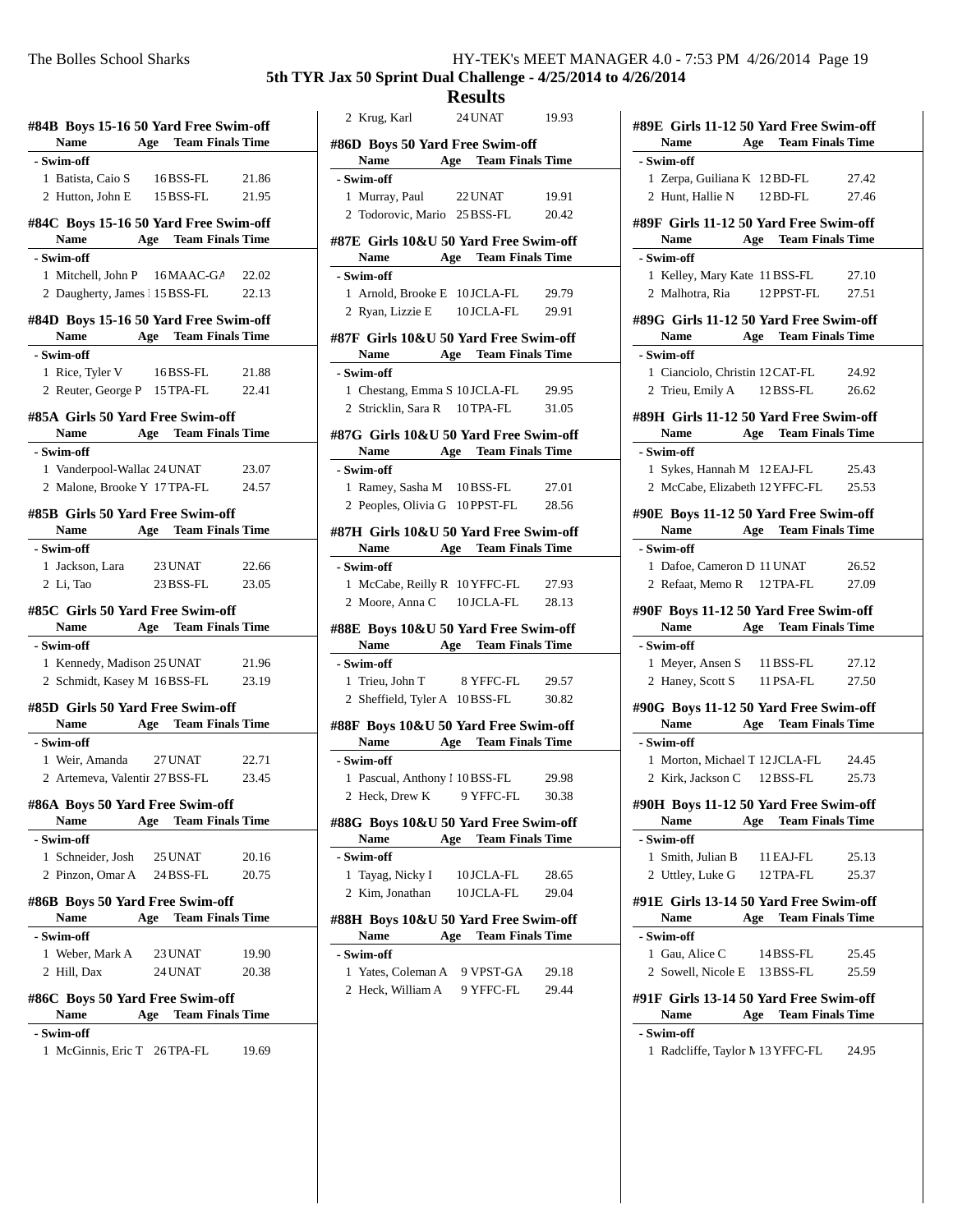## Results

### #84B Boys 15-16 50 Yard Free Swim-off

| | Name | Age | Team | Finals Time |
|---|---|---|---|---|
| **- Swim-off** | | | | |
| 1 | Batista, Caio S | 16 | BSS-FL | 21.86 |
| 2 | Hutton, John E | 15 | BSS-FL | 21.95 |

### #84C Boys 15-16 50 Yard Free Swim-off

| | Name | Age | Team | Finals Time |
|---|---|---|---|---|
| **- Swim-off** | | | | |
| 1 | Mitchell, John P | 16 | MAAC-GA | 22.02 |
| 2 | Daugherty, James I | 15 | BSS-FL | 22.13 |

### #84D Boys 15-16 50 Yard Free Swim-off

| | Name | Age | Team | Finals Time |
|---|---|---|---|---|
| **- Swim-off** | | | | |
| 1 | Rice, Tyler V | 16 | BSS-FL | 21.88 |
| 2 | Reuter, George P | 15 | TPA-FL | 22.41 |

### #85A Girls 50 Yard Free Swim-off

| | Name | Age | Team | Finals Time |
|---|---|---|---|---|
| **- Swim-off** | | | | |
| 1 | Vanderpool-Wallac | 24 | UNAT | 23.07 |
| 2 | Malone, Brooke Y | 17 | TPA-FL | 24.57 |

### #85B Girls 50 Yard Free Swim-off

| | Name | Age | Team | Finals Time |
|---|---|---|---|---|
| **- Swim-off** | | | | |
| 1 | Jackson, Lara | 23 | UNAT | 22.66 |
| 2 | Li, Tao | 23 | BSS-FL | 23.05 |

### #85C Girls 50 Yard Free Swim-off

| | Name | Age | Team | Finals Time |
|---|---|---|---|---|
| **- Swim-off** | | | | |
| 1 | Kennedy, Madison | 25 | UNAT | 21.96 |
| 2 | Schmidt, Kasey M | 16 | BSS-FL | 23.19 |

### #85D Girls 50 Yard Free Swim-off

| | Name | Age | Team | Finals Time |
|---|---|---|---|---|
| **- Swim-off** | | | | |
| 1 | Weir, Amanda | 27 | UNAT | 22.71 |
| 2 | Artemeva, Valentir | 27 | BSS-FL | 23.45 |

### #86A Boys 50 Yard Free Swim-off

| | Name | Age | Team | Finals Time |
|---|---|---|---|---|
| **- Swim-off** | | | | |
| 1 | Schneider, Josh | 25 | UNAT | 20.16 |
| 2 | Pinzon, Omar A | 24 | BSS-FL | 20.75 |

### #86B Boys 50 Yard Free Swim-off

| | Name | Age | Team | Finals Time |
|---|---|---|---|---|
| **- Swim-off** | | | | |
| 1 | Weber, Mark A | 23 | UNAT | 19.90 |
| 2 | Hill, Dax | 24 | UNAT | 20.38 |

### #86C Boys 50 Yard Free Swim-off

| | Name | Age | Team | Finals Time |
|---|---|---|---|---|
| **- Swim-off** | | | | |
| 1 | McGinnis, Eric T | 26 | TPA-FL | 19.69 |
| 2 | Krug, Karl | 24 | UNAT | 19.93 |

### #86D Boys 50 Yard Free Swim-off

| | Name | Age | Team | Finals Time |
|---|---|---|---|---|
| **- Swim-off** | | | | |
| 1 | Murray, Paul | 22 | UNAT | 19.91 |
| 2 | Todorovic, Mario | 25 | BSS-FL | 20.42 |

### #87E Girls 10&U 50 Yard Free Swim-off

| | Name | Age | Team | Finals Time |
|---|---|---|---|---|
| **- Swim-off** | | | | |
| 1 | Arnold, Brooke E | 10 | JCLA-FL | 29.79 |
| 2 | Ryan, Lizzie E | 10 | JCLA-FL | 29.91 |

### #87F Girls 10&U 50 Yard Free Swim-off

| | Name | Age | Team | Finals Time |
|---|---|---|---|---|
| **- Swim-off** | | | | |
| 1 | Chestang, Emma S | 10 | JCLA-FL | 29.95 |
| 2 | Stricklin, Sara R | 10 | TPA-FL | 31.05 |

### #87G Girls 10&U 50 Yard Free Swim-off

| | Name | Age | Team | Finals Time |
|---|---|---|---|---|
| **- Swim-off** | | | | |
| 1 | Ramey, Sasha M | 10 | BSS-FL | 27.01 |
| 2 | Peoples, Olivia G | 10 | PPST-FL | 28.56 |

### #87H Girls 10&U 50 Yard Free Swim-off

| | Name | Age | Team | Finals Time |
|---|---|---|---|---|
| **- Swim-off** | | | | |
| 1 | McCabe, Reilly R | 10 | YFFC-FL | 27.93 |
| 2 | Moore, Anna C | 10 | JCLA-FL | 28.13 |

### #88E Boys 10&U 50 Yard Free Swim-off

| | Name | Age | Team | Finals Time |
|---|---|---|---|---|
| **- Swim-off** | | | | |
| 1 | Trieu, John T | 8 | YFFC-FL | 29.57 |
| 2 | Sheffield, Tyler A | 10 | BSS-FL | 30.82 |

### #88F Boys 10&U 50 Yard Free Swim-off

| | Name | Age | Team | Finals Time |
|---|---|---|---|---|
| **- Swim-off** | | | | |
| 1 | Pascual, Anthony I | 10 | BSS-FL | 29.98 |
| 2 | Heck, Drew K | 9 | YFFC-FL | 30.38 |

### #88G Boys 10&U 50 Yard Free Swim-off

| | Name | Age | Team | Finals Time |
|---|---|---|---|---|
| **- Swim-off** | | | | |
| 1 | Tayag, Nicky I | 10 | JCLA-FL | 28.65 |
| 2 | Kim, Jonathan | 10 | JCLA-FL | 29.04 |

### #88H Boys 10&U 50 Yard Free Swim-off

| | Name | Age | Team | Finals Time |
|---|---|---|---|---|
| **- Swim-off** | | | | |
| 1 | Yates, Coleman A | 9 | VPST-GA | 29.18 |
| 2 | Heck, William A | 9 | YFFC-FL | 29.44 |

### #89E Girls 11-12 50 Yard Free Swim-off

| | Name | Age | Team | Finals Time |
|---|---|---|---|---|
| **- Swim-off** | | | | |
| 1 | Zerpa, Guiliana K | 12 | BD-FL | 27.42 |
| 2 | Hunt, Hallie N | 12 | BD-FL | 27.46 |

### #89F Girls 11-12 50 Yard Free Swim-off

| | Name | Age | Team | Finals Time |
|---|---|---|---|---|
| **- Swim-off** | | | | |
| 1 | Kelley, Mary Kate | 11 | BSS-FL | 27.10 |
| 2 | Malhotra, Ria | 12 | PPST-FL | 27.51 |

### #89G Girls 11-12 50 Yard Free Swim-off

| | Name | Age | Team | Finals Time |
|---|---|---|---|---|
| **- Swim-off** | | | | |
| 1 | Cianciolo, Christin | 12 | CAT-FL | 24.92 |
| 2 | Trieu, Emily A | 12 | BSS-FL | 26.62 |

### #89H Girls 11-12 50 Yard Free Swim-off

| | Name | Age | Team | Finals Time |
|---|---|---|---|---|
| **- Swim-off** | | | | |
| 1 | Sykes, Hannah M | 12 | EAJ-FL | 25.43 |
| 2 | McCabe, Elizabeth | 12 | YFFC-FL | 25.53 |

### #90E Boys 11-12 50 Yard Free Swim-off

| | Name | Age | Team | Finals Time |
|---|---|---|---|---|
| **- Swim-off** | | | | |
| 1 | Dafoe, Cameron D | 11 | UNAT | 26.52 |
| 2 | Refaat, Memo R | 12 | TPA-FL | 27.09 |

### #90F Boys 11-12 50 Yard Free Swim-off

| | Name | Age | Team | Finals Time |
|---|---|---|---|---|
| **- Swim-off** | | | | |
| 1 | Meyer, Ansen S | 11 | BSS-FL | 27.12 |
| 2 | Haney, Scott S | 11 | PSA-FL | 27.50 |

### #90G Boys 11-12 50 Yard Free Swim-off

| | Name | Age | Team | Finals Time |
|---|---|---|---|---|
| **- Swim-off** | | | | |
| 1 | Morton, Michael T | 12 | JCLA-FL | 24.45 |
| 2 | Kirk, Jackson C | 12 | BSS-FL | 25.73 |

### #90H Boys 11-12 50 Yard Free Swim-off

| | Name | Age | Team | Finals Time |
|---|---|---|---|---|
| **- Swim-off** | | | | |
| 1 | Smith, Julian B | 11 | EAJ-FL | 25.13 |
| 2 | Uttley, Luke G | 12 | TPA-FL | 25.37 |

### #91E Girls 13-14 50 Yard Free Swim-off

| | Name | Age | Team | Finals Time |
|---|---|---|---|---|
| **- Swim-off** | | | | |
| 1 | Gau, Alice C | 14 | BSS-FL | 25.45 |
| 2 | Sowell, Nicole E | 13 | BSS-FL | 25.59 |

### #91F Girls 13-14 50 Yard Free Swim-off

| | Name | Age | Team | Finals Time |
|---|---|---|---|---|
| **- Swim-off** | | | | |
| 1 | Radcliffe, Taylor M | 13 | YFFC-FL | 24.95 |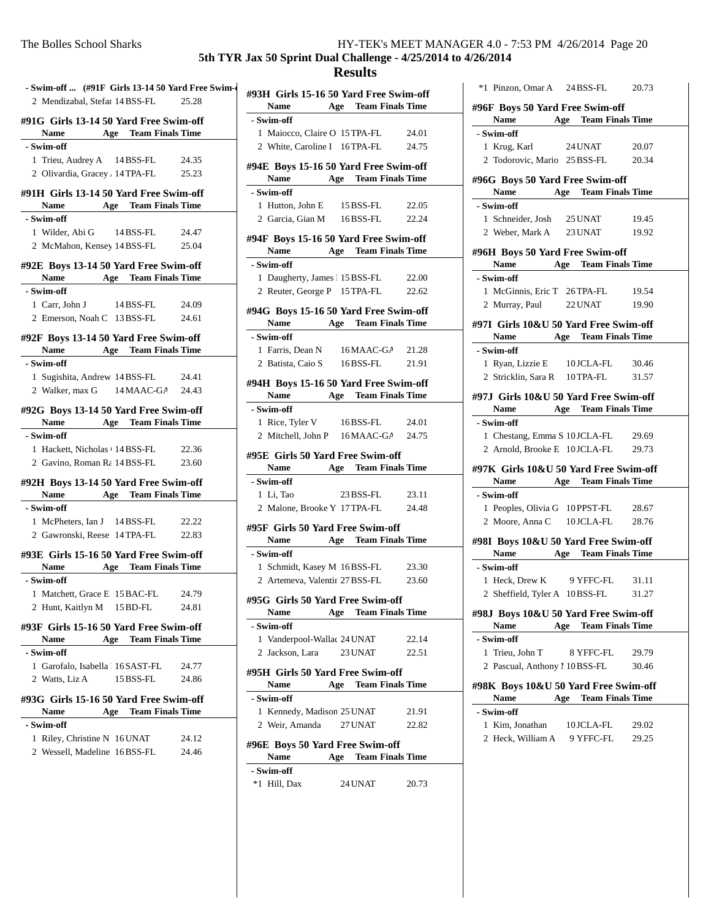**- Swim-off ... (#91F Girls 13-14 50 Yard Free Swim-off)**

| | Name | Age | Team | Finals Time |
|---|---|---|---|---|
| 2 | Mendizabal, Stefar | 14 | BSS-FL | 25.28 |

### #91G Girls 13-14 50 Yard Free Swim-off

| | Name | Age | Team | Finals Time |
|---|---|---|---|---|
| **- Swim-off** | | | | |
| 1 | Trieu, Audrey A | 14 | BSS-FL | 24.35 |
| 2 | Olivardia, Gracey | 14 | TPA-FL | 25.23 |

### #91H Girls 13-14 50 Yard Free Swim-off

| | Name | Age | Team | Finals Time |
|---|---|---|---|---|
| **- Swim-off** | | | | |
| 1 | Wilder, Abi G | 14 | BSS-FL | 24.47 |
| 2 | McMahon, Kensey | 14 | BSS-FL | 25.04 |

### #92E Boys 13-14 50 Yard Free Swim-off

| | Name | Age | Team | Finals Time |
|---|---|---|---|---|
| **- Swim-off** | | | | |
| 1 | Carr, John J | 14 | BSS-FL | 24.09 |
| 2 | Emerson, Noah C | 13 | BSS-FL | 24.61 |

### #92F Boys 13-14 50 Yard Free Swim-off

| | Name | Age | Team | Finals Time |
|---|---|---|---|---|
| **- Swim-off** | | | | |
| 1 | Sugishita, Andrew | 14 | BSS-FL | 24.41 |
| 2 | Walker, max G | 14 | MAAC-GA | 24.43 |

### #92G Boys 13-14 50 Yard Free Swim-off

| | Name | Age | Team | Finals Time |
|---|---|---|---|---|
| **- Swim-off** | | | | |
| 1 | Hackett, Nicholas | 14 | BSS-FL | 22.36 |
| 2 | Gavino, Roman Ra | 14 | BSS-FL | 23.60 |

### #92H Boys 13-14 50 Yard Free Swim-off

| | Name | Age | Team | Finals Time |
|---|---|---|---|---|
| **- Swim-off** | | | | |
| 1 | McPheters, Ian J | 14 | BSS-FL | 22.22 |
| 2 | Gawronski, Reese | 14 | TPA-FL | 22.83 |

### #93E Girls 15-16 50 Yard Free Swim-off

| | Name | Age | Team | Finals Time |
|---|---|---|---|---|
| **- Swim-off** | | | | |
| 1 | Matchett, Grace E | 15 | BAC-FL | 24.79 |
| 2 | Hunt, Kaitlyn M | 15 | BD-FL | 24.81 |

### #93F Girls 15-16 50 Yard Free Swim-off

| | Name | Age | Team | Finals Time |
|---|---|---|---|---|
| **- Swim-off** | | | | |
| 1 | Garofalo, Isabella | 16 | SAST-FL | 24.77 |
| 2 | Watts, Liz A | 15 | BSS-FL | 24.86 |

### #93G Girls 15-16 50 Yard Free Swim-off

| | Name | Age | Team | Finals Time |
|---|---|---|---|---|
| **- Swim-off** | | | | |
| 1 | Riley, Christine N | 16 | UNAT | 24.12 |
| 2 | Wessell, Madeline | 16 | BSS-FL | 24.46 |

### #93H Girls 15-16 50 Yard Free Swim-off

| | Name | Age | Team | Finals Time |
|---|---|---|---|---|
| **- Swim-off** | | | | |
| 1 | Maiocco, Claire O | 15 | TPA-FL | 24.01 |
| 2 | White, Caroline I | 16 | TPA-FL | 24.75 |

### #94E Boys 15-16 50 Yard Free Swim-off

| | Name | Age | Team | Finals Time |
|---|---|---|---|---|
| **- Swim-off** | | | | |
| 1 | Hutton, John E | 15 | BSS-FL | 22.05 |
| 2 | Garcia, Gian M | 16 | BSS-FL | 22.24 |

### #94F Boys 15-16 50 Yard Free Swim-off

| | Name | Age | Team | Finals Time |
|---|---|---|---|---|
| **- Swim-off** | | | | |
| 1 | Daugherty, James | 15 | BSS-FL | 22.00 |
| 2 | Reuter, George P | 15 | TPA-FL | 22.62 |

### #94G Boys 15-16 50 Yard Free Swim-off

| | Name | Age | Team | Finals Time |
|---|---|---|---|---|
| **- Swim-off** | | | | |
| 1 | Farris, Dean N | 16 | MAAC-GA | 21.28 |
| 2 | Batista, Caio S | 16 | BSS-FL | 21.91 |

### #94H Boys 15-16 50 Yard Free Swim-off

| | Name | Age | Team | Finals Time |
|---|---|---|---|---|
| **- Swim-off** | | | | |
| 1 | Rice, Tyler V | 16 | BSS-FL | 24.01 |
| 2 | Mitchell, John P | 16 | MAAC-GA | 24.75 |

### #95E Girls 50 Yard Free Swim-off

| | Name | Age | Team | Finals Time |
|---|---|---|---|---|
| **- Swim-off** | | | | |
| 1 | Li, Tao | 23 | BSS-FL | 23.11 |
| 2 | Malone, Brooke Y | 17 | TPA-FL | 24.48 |

### #95F Girls 50 Yard Free Swim-off

| | Name | Age | Team | Finals Time |
|---|---|---|---|---|
| **- Swim-off** | | | | |
| 1 | Schmidt, Kasey M | 16 | BSS-FL | 23.30 |
| 2 | Artemeva, Valentin | 27 | BSS-FL | 23.60 |

### #95G Girls 50 Yard Free Swim-off

| | Name | Age | Team | Finals Time |
|---|---|---|---|---|
| **- Swim-off** | | | | |
| 1 | Vanderpool-Wallac | 24 | UNAT | 22.14 |
| 2 | Jackson, Lara | 23 | UNAT | 22.51 |

### #95H Girls 50 Yard Free Swim-off

| | Name | Age | Team | Finals Time |
|---|---|---|---|---|
| **- Swim-off** | | | | |
| 1 | Kennedy, Madison | 25 | UNAT | 21.91 |
| 2 | Weir, Amanda | 27 | UNAT | 22.82 |

### #96E Boys 50 Yard Free Swim-off

| | Name | Age | Team | Finals Time |
|---|---|---|---|---|
| **- Swim-off** | | | | |
| *1 | Hill, Dax | 24 | UNAT | 20.73 |
| *1 | Pinzon, Omar A | 24 | BSS-FL | 20.73 |

### #96F Boys 50 Yard Free Swim-off

| | Name | Age | Team | Finals Time |
|---|---|---|---|---|
| **- Swim-off** | | | | |
| 1 | Krug, Karl | 24 | UNAT | 20.07 |
| 2 | Todorovic, Mario | 25 | BSS-FL | 20.34 |

### #96G Boys 50 Yard Free Swim-off

| | Name | Age | Team | Finals Time |
|---|---|---|---|---|
| **- Swim-off** | | | | |
| 1 | Schneider, Josh | 25 | UNAT | 19.45 |
| 2 | Weber, Mark A | 23 | UNAT | 19.92 |

### #96H Boys 50 Yard Free Swim-off

| | Name | Age | Team | Finals Time |
|---|---|---|---|---|
| **- Swim-off** | | | | |
| 1 | McGinnis, Eric T | 26 | TPA-FL | 19.54 |
| 2 | Murray, Paul | 22 | UNAT | 19.90 |

### #97I Girls 10&U 50 Yard Free Swim-off

| | Name | Age | Team | Finals Time |
|---|---|---|---|---|
| **- Swim-off** | | | | |
| 1 | Ryan, Lizzie E | 10 | JCLA-FL | 30.46 |
| 2 | Stricklin, Sara R | 10 | TPA-FL | 31.57 |

### #97J Girls 10&U 50 Yard Free Swim-off

| | Name | Age | Team | Finals Time |
|---|---|---|---|---|
| **- Swim-off** | | | | |
| 1 | Chestang, Emma S | 10 | JCLA-FL | 29.69 |
| 2 | Arnold, Brooke E | 10 | JCLA-FL | 29.73 |

### #97K Girls 10&U 50 Yard Free Swim-off

| | Name | Age | Team | Finals Time |
|---|---|---|---|---|
| **- Swim-off** | | | | |
| 1 | Peoples, Olivia G | 10 | PPST-FL | 28.67 |
| 2 | Moore, Anna C | 10 | JCLA-FL | 28.76 |

### #98I Boys 10&U 50 Yard Free Swim-off

| | Name | Age | Team | Finals Time |
|---|---|---|---|---|
| **- Swim-off** | | | | |
| 1 | Heck, Drew K | 9 | YFFC-FL | 31.11 |
| 2 | Sheffield, Tyler A | 10 | BSS-FL | 31.27 |

### #98J Boys 10&U 50 Yard Free Swim-off

| | Name | Age | Team | Finals Time |
|---|---|---|---|---|
| **- Swim-off** | | | | |
| 1 | Trieu, John T | 8 | YFFC-FL | 29.79 |
| 2 | Pascual, Anthony | 10 | BSS-FL | 30.46 |

### #98K Boys 10&U 50 Yard Free Swim-off

| | Name | Age | Team | Finals Time |
|---|---|---|---|---|
| **- Swim-off** | | | | |
| 1 | Kim, Jonathan | 10 | JCLA-FL | 29.02 |
| 2 | Heck, William A | 9 | YFFC-FL | 29.25 |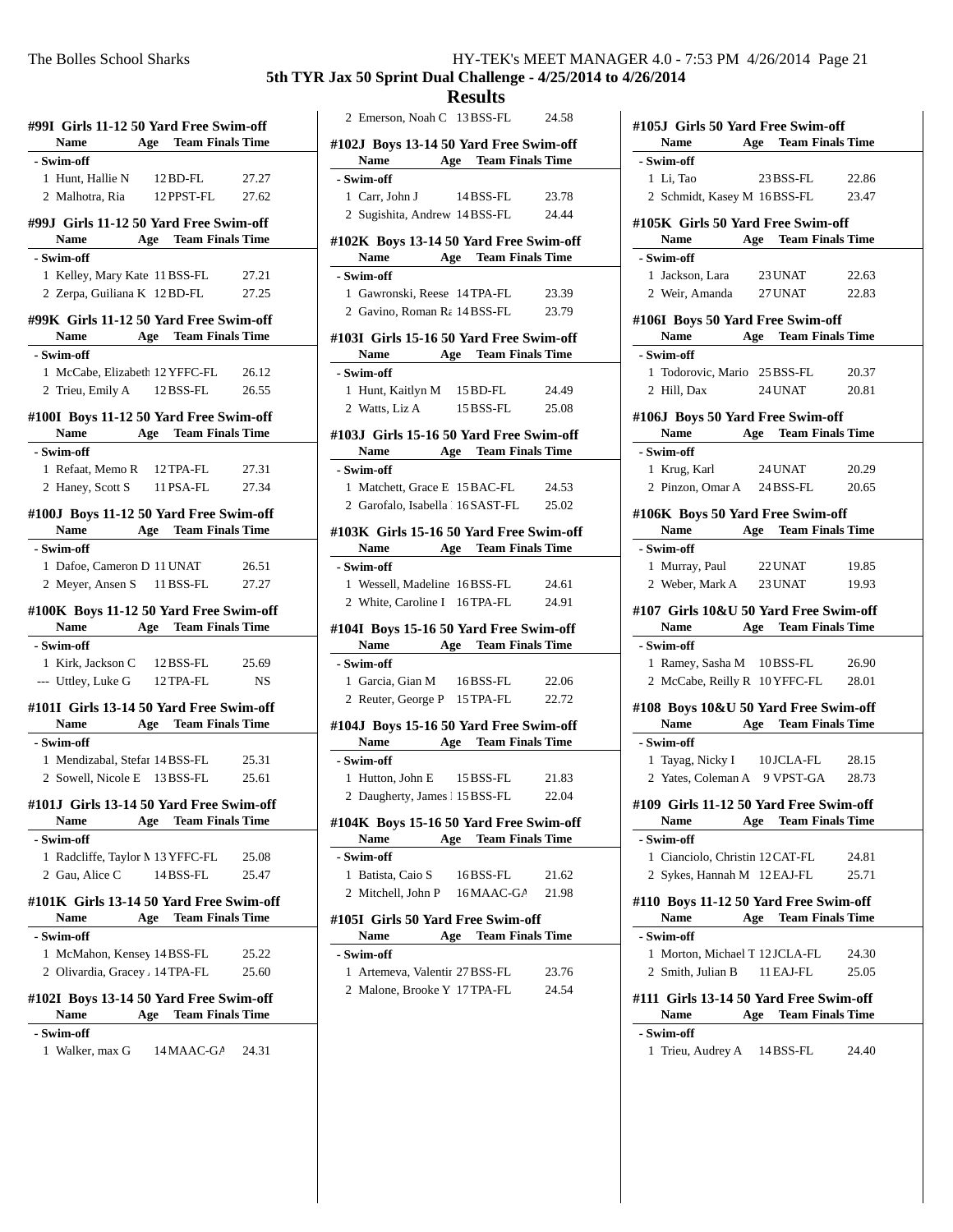## 5th TYR Jax 50 Sprint Dual Challenge - 4/25/2014 to 4/26/2014

## Results

### #99I Girls 11-12 50 Yard Free Swim-off

| | Name | Age | Team | Finals Time |
|---|---|---|---|---|
| **- Swim-off** | | | | |
| 1 | Hunt, Hallie N | 12 | BD-FL | 27.27 |
| 2 | Malhotra, Ria | 12 | PPST-FL | 27.62 |

### #99J Girls 11-12 50 Yard Free Swim-off

| | Name | Age | Team | Finals Time |
|---|---|---|---|---|
| **- Swim-off** | | | | |
| 1 | Kelley, Mary Kate | 11 | BSS-FL | 27.21 |
| 2 | Zerpa, Guiliana K | 12 | BD-FL | 27.25 |

### #99K Girls 11-12 50 Yard Free Swim-off

| | Name | Age | Team | Finals Time |
|---|---|---|---|---|
| **- Swim-off** | | | | |
| 1 | McCabe, Elizabeth | 12 | YFFC-FL | 26.12 |
| 2 | Trieu, Emily A | 12 | BSS-FL | 26.55 |

### #100I Boys 11-12 50 Yard Free Swim-off

| | Name | Age | Team | Finals Time |
|---|---|---|---|---|
| **- Swim-off** | | | | |
| 1 | Refaat, Memo R | 12 | TPA-FL | 27.31 |
| 2 | Haney, Scott S | 11 | PSA-FL | 27.34 |

### #100J Boys 11-12 50 Yard Free Swim-off

| | Name | Age | Team | Finals Time |
|---|---|---|---|---|
| **- Swim-off** | | | | |
| 1 | Dafoe, Cameron D | 11 | UNAT | 26.51 |
| 2 | Meyer, Ansen S | 11 | BSS-FL | 27.27 |

### #100K Boys 11-12 50 Yard Free Swim-off

| | Name | Age | Team | Finals Time |
|---|---|---|---|---|
| **- Swim-off** | | | | |
| 1 | Kirk, Jackson C | 12 | BSS-FL | 25.69 |
| --- | Uttley, Luke G | 12 | TPA-FL | NS |

### #101I Girls 13-14 50 Yard Free Swim-off

| | Name | Age | Team | Finals Time |
|---|---|---|---|---|
| **- Swim-off** | | | | |
| 1 | Mendizabal, Stefar | 14 | BSS-FL | 25.31 |
| 2 | Sowell, Nicole E | 13 | BSS-FL | 25.61 |

### #101J Girls 13-14 50 Yard Free Swim-off

| | Name | Age | Team | Finals Time |
|---|---|---|---|---|
| **- Swim-off** | | | | |
| 1 | Radcliffe, Taylor M | 13 | YFFC-FL | 25.08 |
| 2 | Gau, Alice C | 14 | BSS-FL | 25.47 |

### #101K Girls 13-14 50 Yard Free Swim-off

| | Name | Age | Team | Finals Time |
|---|---|---|---|---|
| **- Swim-off** | | | | |
| 1 | McMahon, Kensey | 14 | BSS-FL | 25.22 |
| 2 | Olivardia, Gracey | 14 | TPA-FL | 25.60 |

### #102I Boys 13-14 50 Yard Free Swim-off

| | Name | Age | Team | Finals Time |
|---|---|---|---|---|
| **- Swim-off** | | | | |
| 1 | Walker, max G | 14 | MAAC-GA | 24.31 |
| 2 | Emerson, Noah C | 13 | BSS-FL | 24.58 |

### #102J Boys 13-14 50 Yard Free Swim-off

| | Name | Age | Team | Finals Time |
|---|---|---|---|---|
| **- Swim-off** | | | | |
| 1 | Carr, John J | 14 | BSS-FL | 23.78 |
| 2 | Sugishita, Andrew | 14 | BSS-FL | 24.44 |

### #102K Boys 13-14 50 Yard Free Swim-off

| | Name | Age | Team | Finals Time |
|---|---|---|---|---|
| **- Swim-off** | | | | |
| 1 | Gawronski, Reese | 14 | TPA-FL | 23.39 |
| 2 | Gavino, Roman Ra | 14 | BSS-FL | 23.79 |

### #103I Girls 15-16 50 Yard Free Swim-off

| | Name | Age | Team | Finals Time |
|---|---|---|---|---|
| **- Swim-off** | | | | |
| 1 | Hunt, Kaitlyn M | 15 | BD-FL | 24.49 |
| 2 | Watts, Liz A | 15 | BSS-FL | 25.08 |

### #103J Girls 15-16 50 Yard Free Swim-off

| | Name | Age | Team | Finals Time |
|---|---|---|---|---|
| **- Swim-off** | | | | |
| 1 | Matchett, Grace E | 15 | BAC-FL | 24.53 |
| 2 | Garofalo, Isabella | 16 | SAST-FL | 25.02 |

### #103K Girls 15-16 50 Yard Free Swim-off

| | Name | Age | Team | Finals Time |
|---|---|---|---|---|
| **- Swim-off** | | | | |
| 1 | Wessell, Madeline | 16 | BSS-FL | 24.61 |
| 2 | White, Caroline I | 16 | TPA-FL | 24.91 |

### #104I Boys 15-16 50 Yard Free Swim-off

| | Name | Age | Team | Finals Time |
|---|---|---|---|---|
| **- Swim-off** | | | | |
| 1 | Garcia, Gian M | 16 | BSS-FL | 22.06 |
| 2 | Reuter, George P | 15 | TPA-FL | 22.72 |

### #104J Boys 15-16 50 Yard Free Swim-off

| | Name | Age | Team | Finals Time |
|---|---|---|---|---|
| **- Swim-off** | | | | |
| 1 | Hutton, John E | 15 | BSS-FL | 21.83 |
| 2 | Daugherty, James | 15 | BSS-FL | 22.04 |

### #104K Boys 15-16 50 Yard Free Swim-off

| | Name | Age | Team | Finals Time |
|---|---|---|---|---|
| **- Swim-off** | | | | |
| 1 | Batista, Caio S | 16 | BSS-FL | 21.62 |
| 2 | Mitchell, John P | 16 | MAAC-GA | 21.98 |

### #105I Girls 50 Yard Free Swim-off

| | Name | Age | Team | Finals Time |
|---|---|---|---|---|
| **- Swim-off** | | | | |
| 1 | Artemeva, Valentir | 27 | BSS-FL | 23.76 |
| 2 | Malone, Brooke Y | 17 | TPA-FL | 24.54 |

### #105J Girls 50 Yard Free Swim-off

| | Name | Age | Team | Finals Time |
|---|---|---|---|---|
| **- Swim-off** | | | | |
| 1 | Li, Tao | 23 | BSS-FL | 22.86 |
| 2 | Schmidt, Kasey M | 16 | BSS-FL | 23.47 |

### #105K Girls 50 Yard Free Swim-off

| | Name | Age | Team | Finals Time |
|---|---|---|---|---|
| **- Swim-off** | | | | |
| 1 | Jackson, Lara | 23 | UNAT | 22.63 |
| 2 | Weir, Amanda | 27 | UNAT | 22.83 |

### #106I Boys 50 Yard Free Swim-off

| | Name | Age | Team | Finals Time |
|---|---|---|---|---|
| **- Swim-off** | | | | |
| 1 | Todorovic, Mario | 25 | BSS-FL | 20.37 |
| 2 | Hill, Dax | 24 | UNAT | 20.81 |

### #106J Boys 50 Yard Free Swim-off

| | Name | Age | Team | Finals Time |
|---|---|---|---|---|
| **- Swim-off** | | | | |
| 1 | Krug, Karl | 24 | UNAT | 20.29 |
| 2 | Pinzon, Omar A | 24 | BSS-FL | 20.65 |

### #106K Boys 50 Yard Free Swim-off

| | Name | Age | Team | Finals Time |
|---|---|---|---|---|
| **- Swim-off** | | | | |
| 1 | Murray, Paul | 22 | UNAT | 19.85 |
| 2 | Weber, Mark A | 23 | UNAT | 19.93 |

### #107 Girls 10&U 50 Yard Free Swim-off

| | Name | Age | Team | Finals Time |
|---|---|---|---|---|
| **- Swim-off** | | | | |
| 1 | Ramey, Sasha M | 10 | BSS-FL | 26.90 |
| 2 | McCabe, Reilly R | 10 | YFFC-FL | 28.01 |

### #108 Boys 10&U 50 Yard Free Swim-off

| | Name | Age | Team | Finals Time |
|---|---|---|---|---|
| **- Swim-off** | | | | |
| 1 | Tayag, Nicky I | 10 | JCLA-FL | 28.15 |
| 2 | Yates, Coleman A | 9 | VPST-GA | 28.73 |

### #109 Girls 11-12 50 Yard Free Swim-off

| | Name | Age | Team | Finals Time |
|---|---|---|---|---|
| **- Swim-off** | | | | |
| 1 | Cianciolo, Christin | 12 | CAT-FL | 24.81 |
| 2 | Sykes, Hannah M | 12 | EAJ-FL | 25.71 |

### #110 Boys 11-12 50 Yard Free Swim-off

| | Name | Age | Team | Finals Time |
|---|---|---|---|---|
| **- Swim-off** | | | | |
| 1 | Morton, Michael T | 12 | JCLA-FL | 24.30 |
| 2 | Smith, Julian B | 11 | EAJ-FL | 25.05 |

### #111 Girls 13-14 50 Yard Free Swim-off

| | Name | Age | Team | Finals Time |
|---|---|---|---|---|
| **- Swim-off** | | | | |
| 1 | Trieu, Audrey A | 14 | BSS-FL | 24.40 |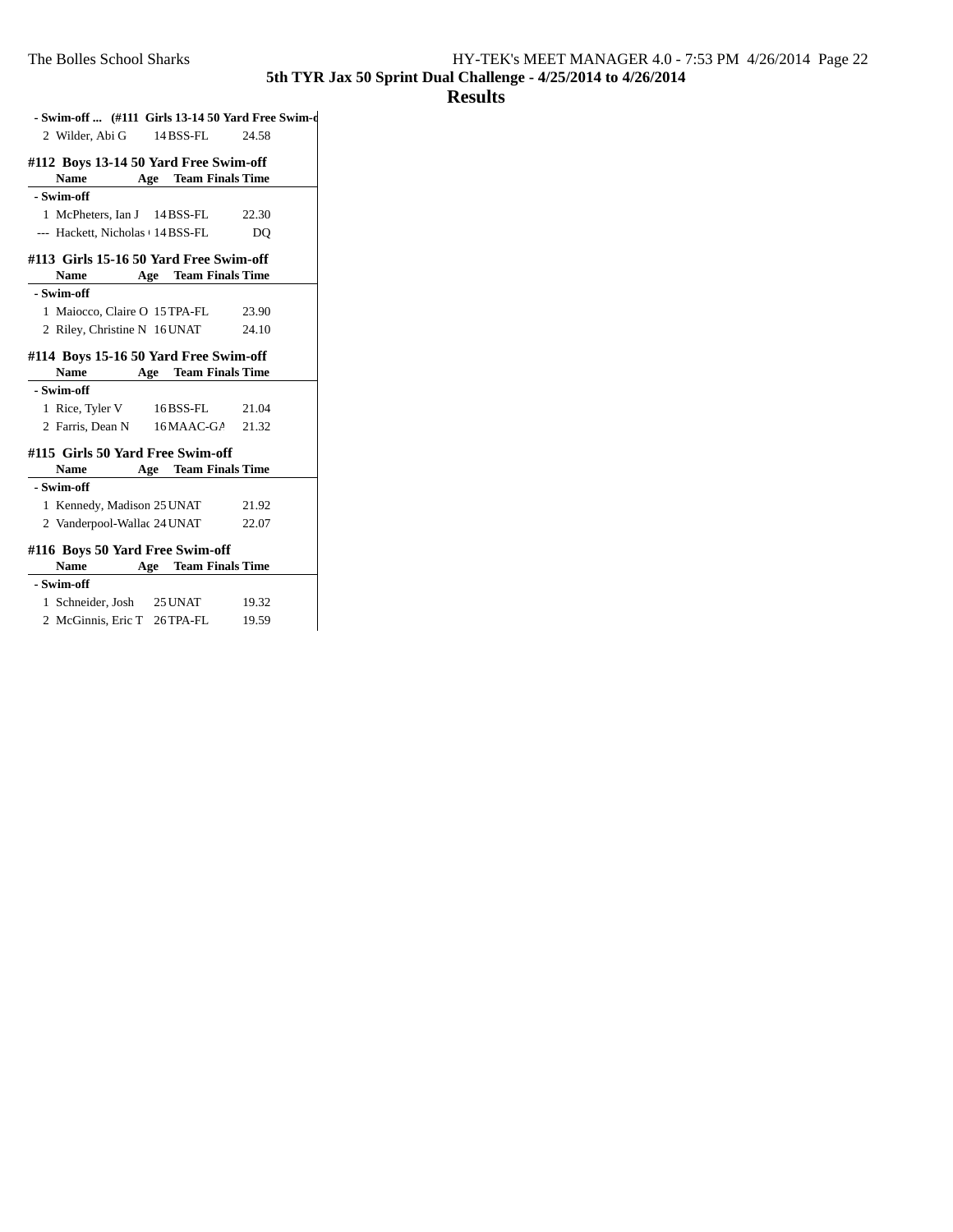- Swim-off ... (#111 Girls 13-14 50 Yard Free Swim-off)

| | Name | Age | Team | Finals Time |
|---|---|---|---|---|
| 2 | Wilder, Abi G | 14 | BSS-FL | 24.58 |

### #112 Boys 13-14 50 Yard Free Swim-off

| | Name | Age | Team | Finals Time |
|---|---|---|---|---|
| - Swim-off | | | | |
| 1 | McPheters, Ian J | 14 | BSS-FL | 22.30 |
| --- | Hackett, Nicholas | 14 | BSS-FL | DQ |

### #113 Girls 15-16 50 Yard Free Swim-off

| | Name | Age | Team | Finals Time |
|---|---|---|---|---|
| - Swim-off | | | | |
| 1 | Maiocco, Claire O | 15 | TPA-FL | 23.90 |
| 2 | Riley, Christine N | 16 | UNAT | 24.10 |

### #114 Boys 15-16 50 Yard Free Swim-off

| | Name | Age | Team | Finals Time |
|---|---|---|---|---|
| - Swim-off | | | | |
| 1 | Rice, Tyler V | 16 | BSS-FL | 21.04 |
| 2 | Farris, Dean N | 16 | MAAC-GA | 21.32 |

### #115 Girls 50 Yard Free Swim-off

| | Name | Age | Team | Finals Time |
|---|---|---|---|---|
| - Swim-off | | | | |
| 1 | Kennedy, Madison | 25 | UNAT | 21.92 |
| 2 | Vanderpool-Wallac | 24 | UNAT | 22.07 |

### #116 Boys 50 Yard Free Swim-off

| | Name | Age | Team | Finals Time |
|---|---|---|---|---|
| - Swim-off | | | | |
| 1 | Schneider, Josh | 25 | UNAT | 19.32 |
| 2 | McGinnis, Eric T | 26 | TPA-FL | 19.59 |